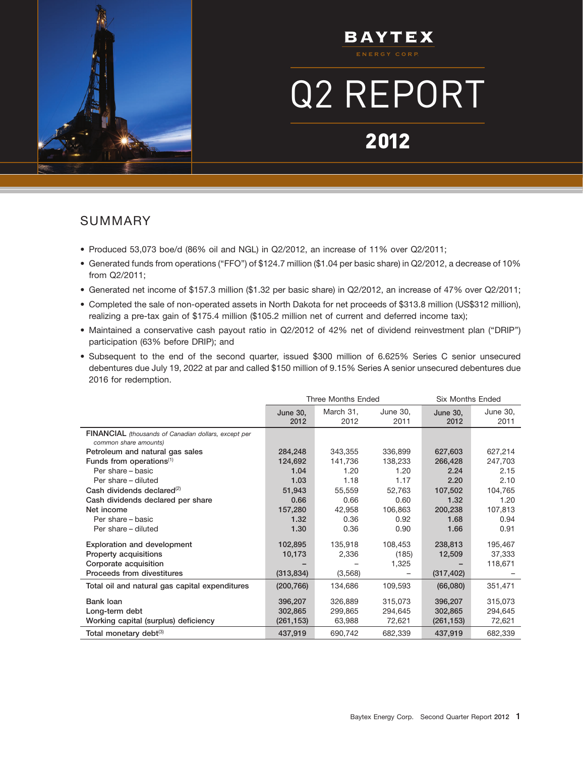# BAYTEX

ENERGY CORP.

# Q2 REPORT

## 2012

## SUMMARY

- Produced 53,073 boe/d (86% oil and NGL) in Q2/2012, an increase of 11% over Q2/2011;
- Generated funds from operations ("FFO") of $124.7 million ($1.04 per basic share) in Q2/2012, a decrease of 10% from Q2/2011;
- Generated net income of $157.3 million ($1.32 per basic share) in Q2/2012, an increase of 47% over Q2/2011;
- Completed the sale of non-operated assets in North Dakota for net proceeds of $313.8 million (US$312 million), realizing a pre-tax gain of $175.4 million ($105.2 million net of current and deferred income tax);
- Maintained a conservative cash payout ratio in Q2/2012 of 42% net of dividend reinvestment plan ("DRIP") participation (63% before DRIP); and
- Subsequent to the end of the second quarter, issued $300 million of 6.625% Series C senior unsecured debentures due July 19, 2022 at par and called $150 million of 9.15% Series A senior unsecured debentures due 2016 for redemption.

| | Three Months Ended | | | Six Months Ended | |
|---|---|---|---|---|---|
| | June 30, 2012 | March 31, 2012 | June 30, 2011 | June 30, 2012 | June 30, 2011 |
| **FINANCIAL** *(thousands of Canadian dollars, except per common share amounts)* | | | | | |
| Petroleum and natural gas sales | 284,248 | 343,355 | 336,899 | 627,603 | 627,214 |
| Funds from operations[1] | 124,692 | 141,736 | 138,233 | 266,428 | 247,703 |
| Per share – basic | 1.04 | 1.20 | 1.20 | 2.24 | 2.15 |
| Per share – diluted | 1.03 | 1.18 | 1.17 | 2.20 | 2.10 |
| Cash dividends declared[2] | 51,943 | 55,559 | 52,763 | 107,502 | 104,765 |
| Cash dividends declared per share | 0.66 | 0.66 | 0.60 | 1.32 | 1.20 |
| Net income | 157,280 | 42,958 | 106,863 | 200,238 | 107,813 |
| Per share – basic | 1.32 | 0.36 | 0.92 | 1.68 | 0.94 |
| Per share – diluted | 1.30 | 0.36 | 0.90 | 1.66 | 0.91 |
| Exploration and development | 102,895 | 135,918 | 108,453 | 238,813 | 195,467 |
| Property acquisitions | 10,173 | 2,336 | (185) | 12,509 | 37,333 |
| Corporate acquisition | – | – | 1,325 | – | 118,671 |
| Proceeds from divestitures | (313,834) | (3,568) | – | (317,402) | – |
| Total oil and natural gas capital expenditures | (200,766) | 134,686 | 109,593 | (66,080) | 351,471 |
| Bank loan | 396,207 | 326,889 | 315,073 | 396,207 | 315,073 |
| Long-term debt | 302,865 | 299,865 | 294,645 | 302,865 | 294,645 |
| Working capital (surplus) deficiency | (261,153) | 63,988 | 72,621 | (261,153) | 72,621 |
| Total monetary debt[3] | 437,919 | 690,742 | 682,339 | 437,919 | 682,339 |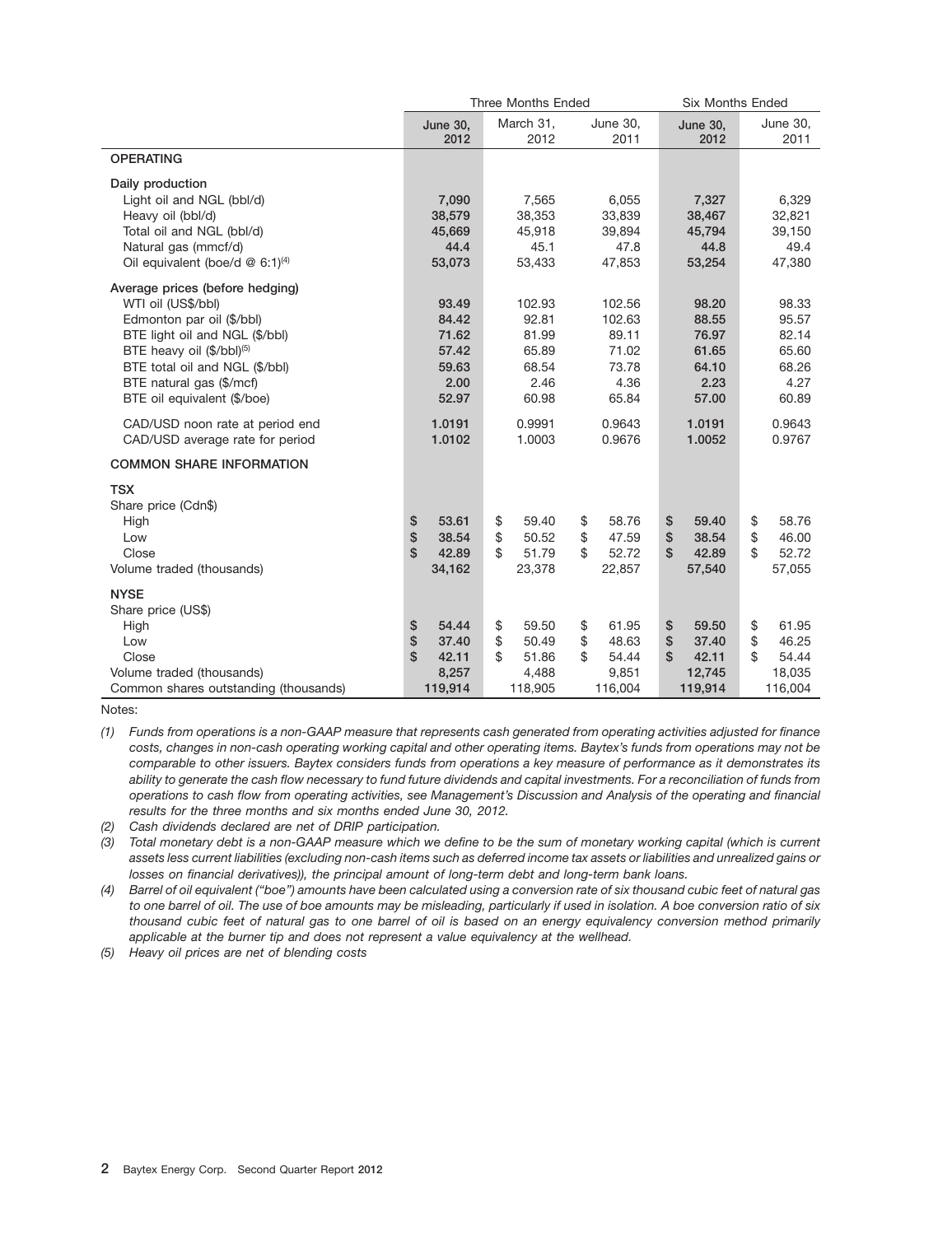| | Three Months Ended | | | Six Months Ended | |
|---|---|---|---|---|---|
| | **June 30, 2012** | March 31, 2012 | June 30, 2011 | **June 30, 2012** | June 30, 2011 |
| **OPERATING** | | | | | |
| Daily production | | | | | |
| Light oil and NGL (bbl/d) | **7,090** | 7,565 | 6,055 | **7,327** | 6,329 |
| Heavy oil (bbl/d) | **38,579** | 38,353 | 33,839 | **38,467** | 32,821 |
| Total oil and NGL (bbl/d) | **45,669** | 45,918 | 39,894 | **45,794** | 39,150 |
| Natural gas (mmcf/d) | **44.4** | 45.1 | 47.8 | **44.8** | 49.4 |
| Oil equivalent (boe/d @ 6:1)(4) | **53,073** | 53,433 | 47,853 | **53,254** | 47,380 |
| Average prices (before hedging) | | | | | |
| WTI oil (US$/bbl) | **93.49** | 102.93 | 102.56 | **98.20** | 98.33 |
| Edmonton par oil ($/bbl) | **84.42** | 92.81 | 102.63 | **88.55** | 95.57 |
| BTE light oil and NGL ($/bbl) | **71.62** | 81.99 | 89.11 | **76.97** | 82.14 |
| BTE heavy oil ($/bbl)(5) | **57.42** | 65.89 | 71.02 | **61.65** | 65.60 |
| BTE total oil and NGL ($/bbl) | **59.63** | 68.54 | 73.78 | **64.10** | 68.26 |
| BTE natural gas ($/mcf) | **2.00** | 2.46 | 4.36 | **2.23** | 4.27 |
| BTE oil equivalent ($/boe) | **52.97** | 60.98 | 65.84 | **57.00** | 60.89 |
| CAD/USD noon rate at period end | **1.0191** | 0.9991 | 0.9643 | **1.0191** | 0.9643 |
| CAD/USD average rate for period | **1.0102** | 1.0003 | 0.9676 | **1.0052** | 0.9767 |
| **COMMON SHARE INFORMATION** | | | | | |
| **TSX** | | | | | |
| Share price (Cdn$) | | | | | |
| High | **$ 53.61** | $ 59.40 | $ 58.76 | **$ 59.40** | $ 58.76 |
| Low | **$ 38.54** | $ 50.52 | $ 47.59 | **$ 38.54** | $ 46.00 |
| Close | **$ 42.89** | $ 51.79 | $ 52.72 | **$ 42.89** | $ 52.72 |
| Volume traded (thousands) | **34,162** | 23,378 | 22,857 | **57,540** | 57,055 |
| **NYSE** | | | | | |
| Share price (US$) | | | | | |
| High | **$ 54.44** | $ 59.50 | $ 61.95 | **$ 59.50** | $ 61.95 |
| Low | **$ 37.40** | $ 50.49 | $ 48.63 | **$ 37.40** | $ 46.25 |
| Close | **$ 42.11** | $ 51.86 | $ 54.44 | **$ 42.11** | $ 54.44 |
| Volume traded (thousands) | **8,257** | 4,488 | 9,851 | **12,745** | 18,035 |
| Common shares outstanding (thousands) | **119,914** | 118,905 | 116,004 | **119,914** | 116,004 |

Notes:

*(1) Funds from operations is a non-GAAP measure that represents cash generated from operating activities adjusted for finance costs, changes in non-cash operating working capital and other operating items. Baytex's funds from operations may not be comparable to other issuers. Baytex considers funds from operations a key measure of performance as it demonstrates its ability to generate the cash flow necessary to fund future dividends and capital investments. For a reconciliation of funds from operations to cash flow from operating activities, see Management's Discussion and Analysis of the operating and financial results for the three months and six months ended June 30, 2012.*

*(2) Cash dividends declared are net of DRIP participation.*

*(3) Total monetary debt is a non-GAAP measure which we define to be the sum of monetary working capital (which is current assets less current liabilities (excluding non-cash items such as deferred income tax assets or liabilities and unrealized gains or losses on financial derivatives)), the principal amount of long-term debt and long-term bank loans.*

*(4) Barrel of oil equivalent ("boe") amounts have been calculated using a conversion rate of six thousand cubic feet of natural gas to one barrel of oil. The use of boe amounts may be misleading, particularly if used in isolation. A boe conversion ratio of six thousand cubic feet of natural gas to one barrel of oil is based on an energy equivalency conversion method primarily applicable at the burner tip and does not represent a value equivalency at the wellhead.*

*(5) Heavy oil prices are net of blending costs*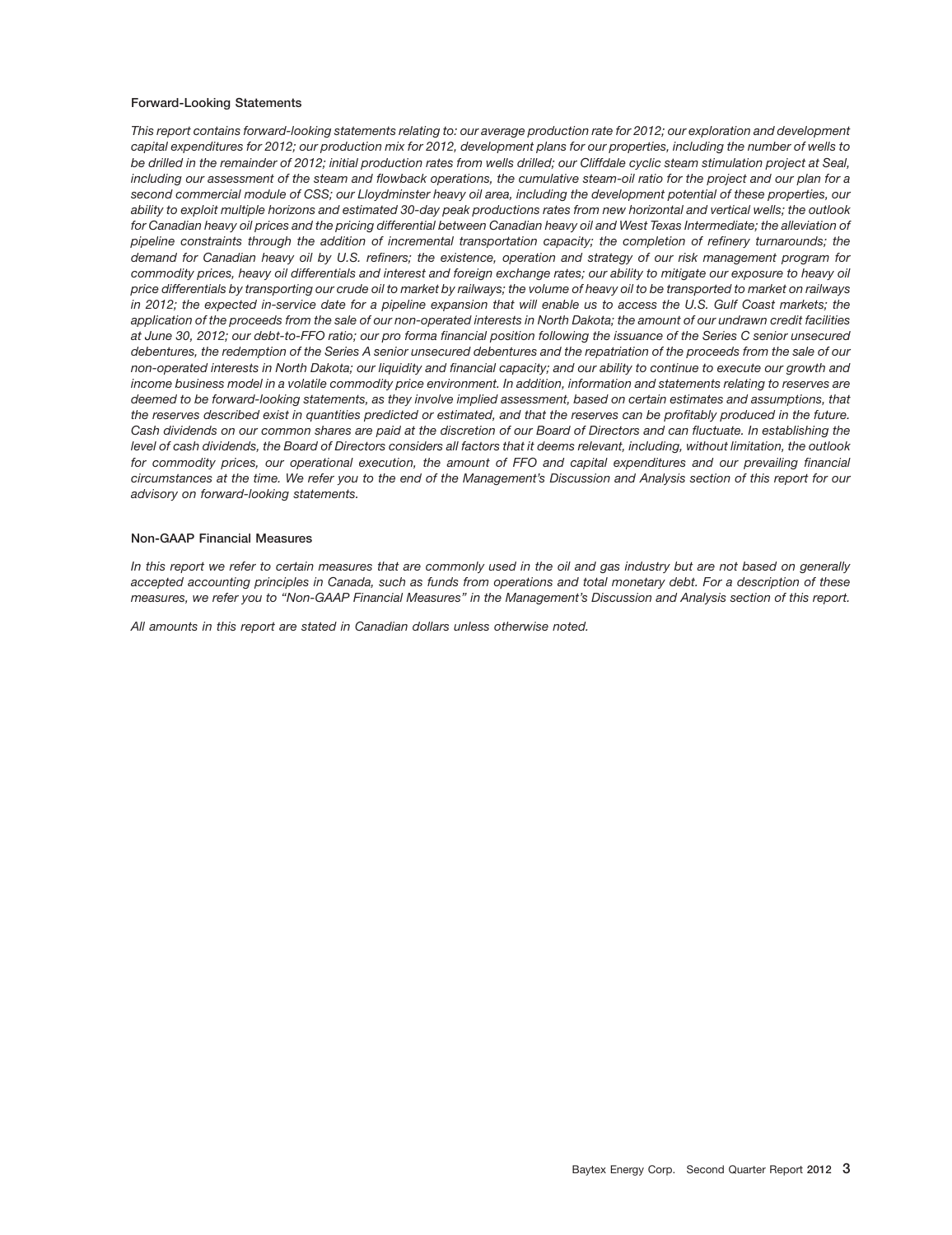### Forward-Looking Statements

*This report contains forward-looking statements relating to: our average production rate for 2012; our exploration and development capital expenditures for 2012; our production mix for 2012, development plans for our properties, including the number of wells to be drilled in the remainder of 2012; initial production rates from wells drilled; our Cliffdale cyclic steam stimulation project at Seal, including our assessment of the steam and flowback operations, the cumulative steam-oil ratio for the project and our plan for a second commercial module of CSS; our Lloydminster heavy oil area, including the development potential of these properties, our ability to exploit multiple horizons and estimated 30-day peak productions rates from new horizontal and vertical wells; the outlook for Canadian heavy oil prices and the pricing differential between Canadian heavy oil and West Texas Intermediate; the alleviation of pipeline constraints through the addition of incremental transportation capacity; the completion of refinery turnarounds; the demand for Canadian heavy oil by U.S. refiners; the existence, operation and strategy of our risk management program for commodity prices, heavy oil differentials and interest and foreign exchange rates; our ability to mitigate our exposure to heavy oil price differentials by transporting our crude oil to market by railways; the volume of heavy oil to be transported to market on railways in 2012; the expected in-service date for a pipeline expansion that will enable us to access the U.S. Gulf Coast markets; the application of the proceeds from the sale of our non-operated interests in North Dakota; the amount of our undrawn credit facilities at June 30, 2012; our debt-to-FFO ratio; our pro forma financial position following the issuance of the Series C senior unsecured debentures, the redemption of the Series A senior unsecured debentures and the repatriation of the proceeds from the sale of our non-operated interests in North Dakota; our liquidity and financial capacity; and our ability to continue to execute our growth and income business model in a volatile commodity price environment. In addition, information and statements relating to reserves are deemed to be forward-looking statements, as they involve implied assessment, based on certain estimates and assumptions, that the reserves described exist in quantities predicted or estimated, and that the reserves can be profitably produced in the future. Cash dividends on our common shares are paid at the discretion of our Board of Directors and can fluctuate. In establishing the level of cash dividends, the Board of Directors considers all factors that it deems relevant, including, without limitation, the outlook for commodity prices, our operational execution, the amount of FFO and capital expenditures and our prevailing financial circumstances at the time. We refer you to the end of the Management's Discussion and Analysis section of this report for our advisory on forward-looking statements.*

### Non-GAAP Financial Measures

*In this report we refer to certain measures that are commonly used in the oil and gas industry but are not based on generally accepted accounting principles in Canada, such as funds from operations and total monetary debt. For a description of these measures, we refer you to "Non-GAAP Financial Measures" in the Management's Discussion and Analysis section of this report.*

*All amounts in this report are stated in Canadian dollars unless otherwise noted.*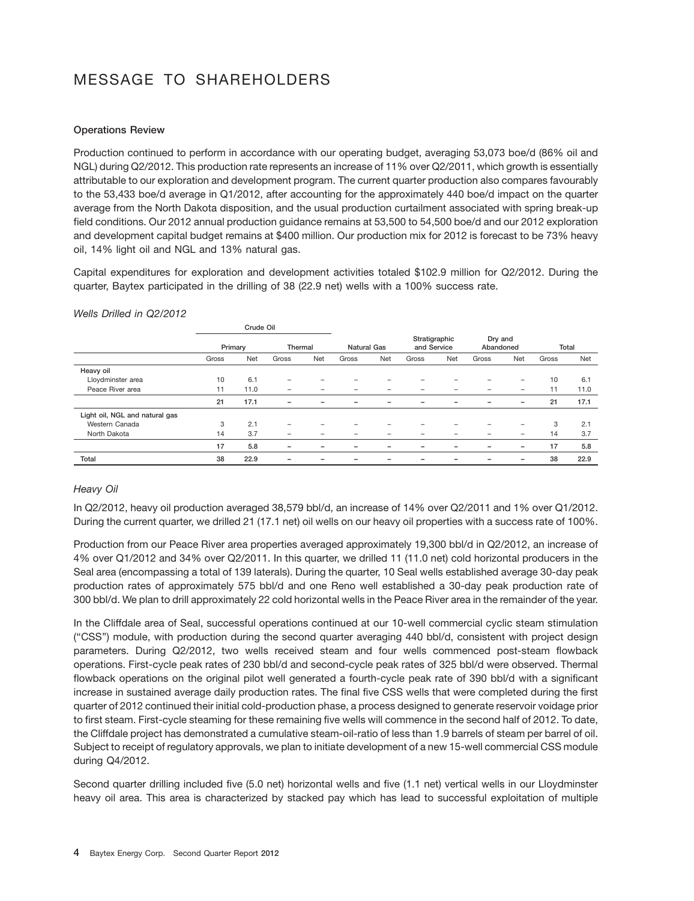# MESSAGE TO SHAREHOLDERS

**Operations Review**

Production continued to perform in accordance with our operating budget, averaging 53,073 boe/d (86% oil and NGL) during Q2/2012. This production rate represents an increase of 11% over Q2/2011, which growth is essentially attributable to our exploration and development program. The current quarter production also compares favourably to the 53,433 boe/d average in Q1/2012, after accounting for the approximately 440 boe/d impact on the quarter average from the North Dakota disposition, and the usual production curtailment associated with spring break-up field conditions. Our 2012 annual production guidance remains at 53,500 to 54,500 boe/d and our 2012 exploration and development capital budget remains at $400 million. Our production mix for 2012 is forecast to be 73% heavy oil, 14% light oil and NGL and 13% natural gas.

Capital expenditures for exploration and development activities totaled $102.9 million for Q2/2012. During the quarter, Baytex participated in the drilling of 38 (22.9 net) wells with a 100% success rate.

*Wells Drilled in Q2/2012*

| | Crude Oil | | | | | | | | | | | |
|---|---|---|---|---|---|---|---|---|---|---|---|---|
| | Primary | | Thermal | | Natural Gas | | Stratigraphic and Service | | Dry and Abandoned | | Total | |
| | Gross | Net | Gross | Net | Gross | Net | Gross | Net | Gross | Net | Gross | Net |
| Heavy oil | | | | | | | | | | | | |
| Lloydminster area | 10 | 6.1 | – | – | – | – | – | – | – | – | 10 | 6.1 |
| Peace River area | 11 | 11.0 | – | – | – | – | – | – | – | – | 11 | 11.0 |
| | **21** | **17.1** | **–** | **–** | **–** | **–** | **–** | **–** | **–** | **–** | **21** | **17.1** |
| Light oil, NGL and natural gas | | | | | | | | | | | | |
| Western Canada | 3 | 2.1 | – | – | – | – | – | – | – | – | 3 | 2.1 |
| North Dakota | 14 | 3.7 | – | – | – | – | – | – | – | – | 14 | 3.7 |
| | **17** | **5.8** | **–** | **–** | **–** | **–** | **–** | **–** | **–** | **–** | **17** | **5.8** |
| **Total** | **38** | **22.9** | **–** | **–** | **–** | **–** | **–** | **–** | **–** | **–** | **38** | **22.9** |

*Heavy Oil*

In Q2/2012, heavy oil production averaged 38,579 bbl/d, an increase of 14% over Q2/2011 and 1% over Q1/2012. During the current quarter, we drilled 21 (17.1 net) oil wells on our heavy oil properties with a success rate of 100%.

Production from our Peace River area properties averaged approximately 19,300 bbl/d in Q2/2012, an increase of 4% over Q1/2012 and 34% over Q2/2011. In this quarter, we drilled 11 (11.0 net) cold horizontal producers in the Seal area (encompassing a total of 139 laterals). During the quarter, 10 Seal wells established average 30-day peak production rates of approximately 575 bbl/d and one Reno well established a 30-day peak production rate of 300 bbl/d. We plan to drill approximately 22 cold horizontal wells in the Peace River area in the remainder of the year.

In the Cliffdale area of Seal, successful operations continued at our 10-well commercial cyclic steam stimulation ("CSS") module, with production during the second quarter averaging 440 bbl/d, consistent with project design parameters. During Q2/2012, two wells received steam and four wells commenced post-steam flowback operations. First-cycle peak rates of 230 bbl/d and second-cycle peak rates of 325 bbl/d were observed. Thermal flowback operations on the original pilot well generated a fourth-cycle peak rate of 390 bbl/d with a significant increase in sustained average daily production rates. The final five CSS wells that were completed during the first quarter of 2012 continued their initial cold-production phase, a process designed to generate reservoir voidage prior to first steam. First-cycle steaming for these remaining five wells will commence in the second half of 2012. To date, the Cliffdale project has demonstrated a cumulative steam-oil-ratio of less than 1.9 barrels of steam per barrel of oil. Subject to receipt of regulatory approvals, we plan to initiate development of a new 15-well commercial CSS module during Q4/2012.

Second quarter drilling included five (5.0 net) horizontal wells and five (1.1 net) vertical wells in our Lloydminster heavy oil area. This area is characterized by stacked pay which has lead to successful exploitation of multiple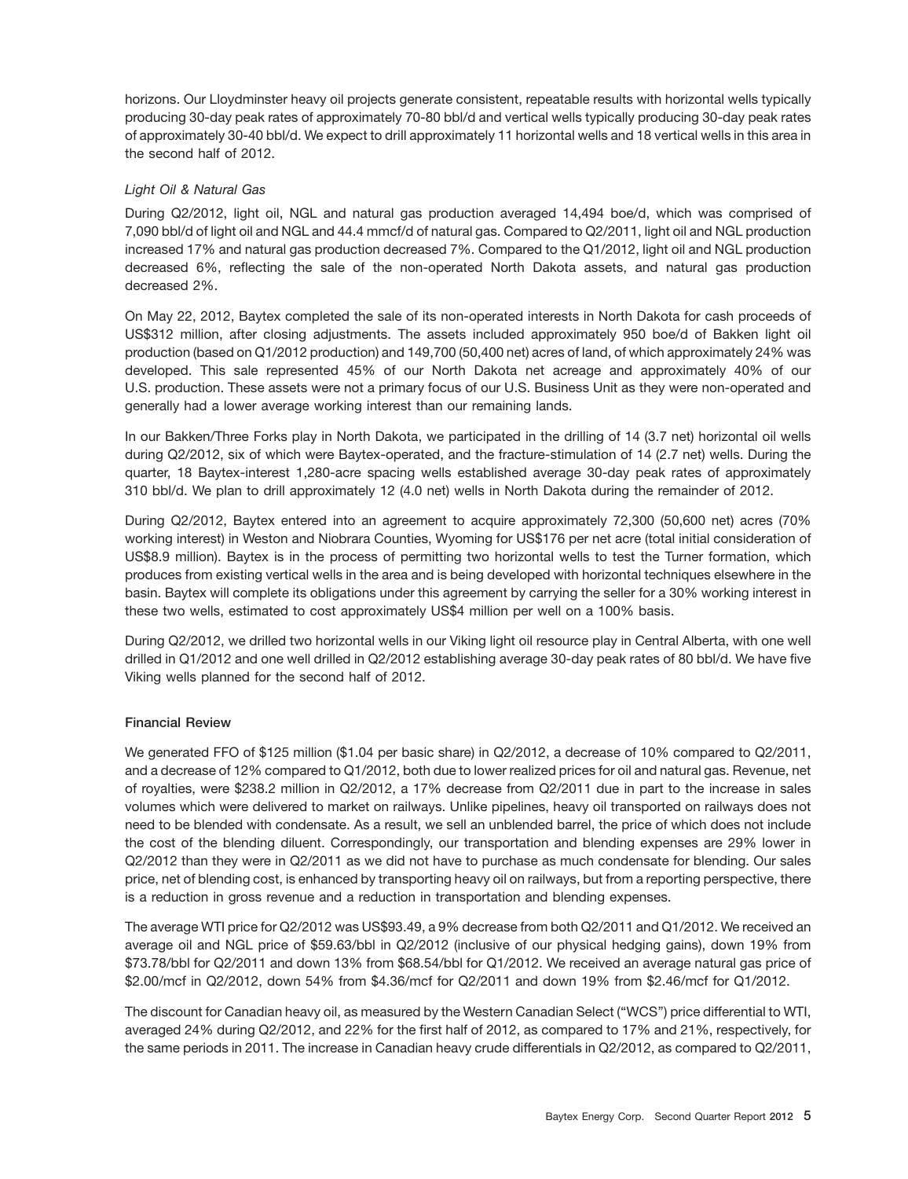horizons. Our Lloydminster heavy oil projects generate consistent, repeatable results with horizontal wells typically producing 30-day peak rates of approximately 70-80 bbl/d and vertical wells typically producing 30-day peak rates of approximately 30-40 bbl/d. We expect to drill approximately 11 horizontal wells and 18 vertical wells in this area in the second half of 2012.

*Light Oil & Natural Gas*

During Q2/2012, light oil, NGL and natural gas production averaged 14,494 boe/d, which was comprised of 7,090 bbl/d of light oil and NGL and 44.4 mmcf/d of natural gas. Compared to Q2/2011, light oil and NGL production increased 17% and natural gas production decreased 7%. Compared to the Q1/2012, light oil and NGL production decreased 6%, reflecting the sale of the non-operated North Dakota assets, and natural gas production decreased 2%.

On May 22, 2012, Baytex completed the sale of its non-operated interests in North Dakota for cash proceeds of US$312 million, after closing adjustments. The assets included approximately 950 boe/d of Bakken light oil production (based on Q1/2012 production) and 149,700 (50,400 net) acres of land, of which approximately 24% was developed. This sale represented 45% of our North Dakota net acreage and approximately 40% of our U.S. production. These assets were not a primary focus of our U.S. Business Unit as they were non-operated and generally had a lower average working interest than our remaining lands.

In our Bakken/Three Forks play in North Dakota, we participated in the drilling of 14 (3.7 net) horizontal oil wells during Q2/2012, six of which were Baytex-operated, and the fracture-stimulation of 14 (2.7 net) wells. During the quarter, 18 Baytex-interest 1,280-acre spacing wells established average 30-day peak rates of approximately 310 bbl/d. We plan to drill approximately 12 (4.0 net) wells in North Dakota during the remainder of 2012.

During Q2/2012, Baytex entered into an agreement to acquire approximately 72,300 (50,600 net) acres (70% working interest) in Weston and Niobrara Counties, Wyoming for US$176 per net acre (total initial consideration of US$8.9 million). Baytex is in the process of permitting two horizontal wells to test the Turner formation, which produces from existing vertical wells in the area and is being developed with horizontal techniques elsewhere in the basin. Baytex will complete its obligations under this agreement by carrying the seller for a 30% working interest in these two wells, estimated to cost approximately US$4 million per well on a 100% basis.

During Q2/2012, we drilled two horizontal wells in our Viking light oil resource play in Central Alberta, with one well drilled in Q1/2012 and one well drilled in Q2/2012 establishing average 30-day peak rates of 80 bbl/d. We have five Viking wells planned for the second half of 2012.

**Financial Review**

We generated FFO of $125 million ($1.04 per basic share) in Q2/2012, a decrease of 10% compared to Q2/2011, and a decrease of 12% compared to Q1/2012, both due to lower realized prices for oil and natural gas. Revenue, net of royalties, were $238.2 million in Q2/2012, a 17% decrease from Q2/2011 due in part to the increase in sales volumes which were delivered to market on railways. Unlike pipelines, heavy oil transported on railways does not need to be blended with condensate. As a result, we sell an unblended barrel, the price of which does not include the cost of the blending diluent. Correspondingly, our transportation and blending expenses are 29% lower in Q2/2012 than they were in Q2/2011 as we did not have to purchase as much condensate for blending. Our sales price, net of blending cost, is enhanced by transporting heavy oil on railways, but from a reporting perspective, there is a reduction in gross revenue and a reduction in transportation and blending expenses.

The average WTI price for Q2/2012 was US$93.49, a 9% decrease from both Q2/2011 and Q1/2012. We received an average oil and NGL price of $59.63/bbl in Q2/2012 (inclusive of our physical hedging gains), down 19% from $73.78/bbl for Q2/2011 and down 13% from $68.54/bbl for Q1/2012. We received an average natural gas price of $2.00/mcf in Q2/2012, down 54% from $4.36/mcf for Q2/2011 and down 19% from $2.46/mcf for Q1/2012.

The discount for Canadian heavy oil, as measured by the Western Canadian Select ("WCS") price differential to WTI, averaged 24% during Q2/2012, and 22% for the first half of 2012, as compared to 17% and 21%, respectively, for the same periods in 2011. The increase in Canadian heavy crude differentials in Q2/2012, as compared to Q2/2011,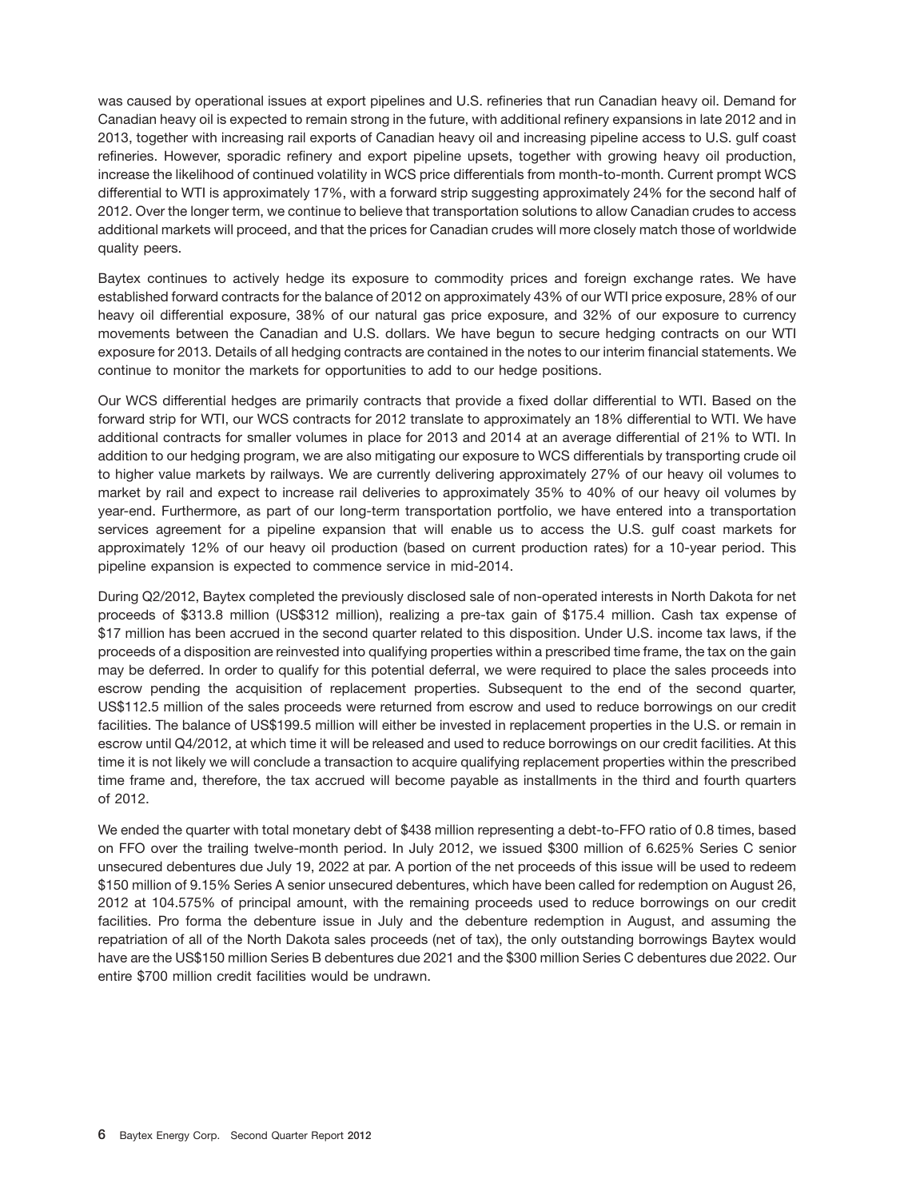was caused by operational issues at export pipelines and U.S. refineries that run Canadian heavy oil. Demand for Canadian heavy oil is expected to remain strong in the future, with additional refinery expansions in late 2012 and in 2013, together with increasing rail exports of Canadian heavy oil and increasing pipeline access to U.S. gulf coast refineries. However, sporadic refinery and export pipeline upsets, together with growing heavy oil production, increase the likelihood of continued volatility in WCS price differentials from month-to-month. Current prompt WCS differential to WTI is approximately 17%, with a forward strip suggesting approximately 24% for the second half of 2012. Over the longer term, we continue to believe that transportation solutions to allow Canadian crudes to access additional markets will proceed, and that the prices for Canadian crudes will more closely match those of worldwide quality peers.

Baytex continues to actively hedge its exposure to commodity prices and foreign exchange rates. We have established forward contracts for the balance of 2012 on approximately 43% of our WTI price exposure, 28% of our heavy oil differential exposure, 38% of our natural gas price exposure, and 32% of our exposure to currency movements between the Canadian and U.S. dollars. We have begun to secure hedging contracts on our WTI exposure for 2013. Details of all hedging contracts are contained in the notes to our interim financial statements. We continue to monitor the markets for opportunities to add to our hedge positions.

Our WCS differential hedges are primarily contracts that provide a fixed dollar differential to WTI. Based on the forward strip for WTI, our WCS contracts for 2012 translate to approximately an 18% differential to WTI. We have additional contracts for smaller volumes in place for 2013 and 2014 at an average differential of 21% to WTI. In addition to our hedging program, we are also mitigating our exposure to WCS differentials by transporting crude oil to higher value markets by railways. We are currently delivering approximately 27% of our heavy oil volumes to market by rail and expect to increase rail deliveries to approximately 35% to 40% of our heavy oil volumes by year-end. Furthermore, as part of our long-term transportation portfolio, we have entered into a transportation services agreement for a pipeline expansion that will enable us to access the U.S. gulf coast markets for approximately 12% of our heavy oil production (based on current production rates) for a 10-year period. This pipeline expansion is expected to commence service in mid-2014.

During Q2/2012, Baytex completed the previously disclosed sale of non-operated interests in North Dakota for net proceeds of $313.8 million (US$312 million), realizing a pre-tax gain of $175.4 million. Cash tax expense of $17 million has been accrued in the second quarter related to this disposition. Under U.S. income tax laws, if the proceeds of a disposition are reinvested into qualifying properties within a prescribed time frame, the tax on the gain may be deferred. In order to qualify for this potential deferral, we were required to place the sales proceeds into escrow pending the acquisition of replacement properties. Subsequent to the end of the second quarter, US$112.5 million of the sales proceeds were returned from escrow and used to reduce borrowings on our credit facilities. The balance of US$199.5 million will either be invested in replacement properties in the U.S. or remain in escrow until Q4/2012, at which time it will be released and used to reduce borrowings on our credit facilities. At this time it is not likely we will conclude a transaction to acquire qualifying replacement properties within the prescribed time frame and, therefore, the tax accrued will become payable as installments in the third and fourth quarters of 2012.

We ended the quarter with total monetary debt of $438 million representing a debt-to-FFO ratio of 0.8 times, based on FFO over the trailing twelve-month period. In July 2012, we issued $300 million of 6.625% Series C senior unsecured debentures due July 19, 2022 at par. A portion of the net proceeds of this issue will be used to redeem $150 million of 9.15% Series A senior unsecured debentures, which have been called for redemption on August 26, 2012 at 104.575% of principal amount, with the remaining proceeds used to reduce borrowings on our credit facilities. Pro forma the debenture issue in July and the debenture redemption in August, and assuming the repatriation of all of the North Dakota sales proceeds (net of tax), the only outstanding borrowings Baytex would have are the US$150 million Series B debentures due 2021 and the $300 million Series C debentures due 2022. Our entire $700 million credit facilities would be undrawn.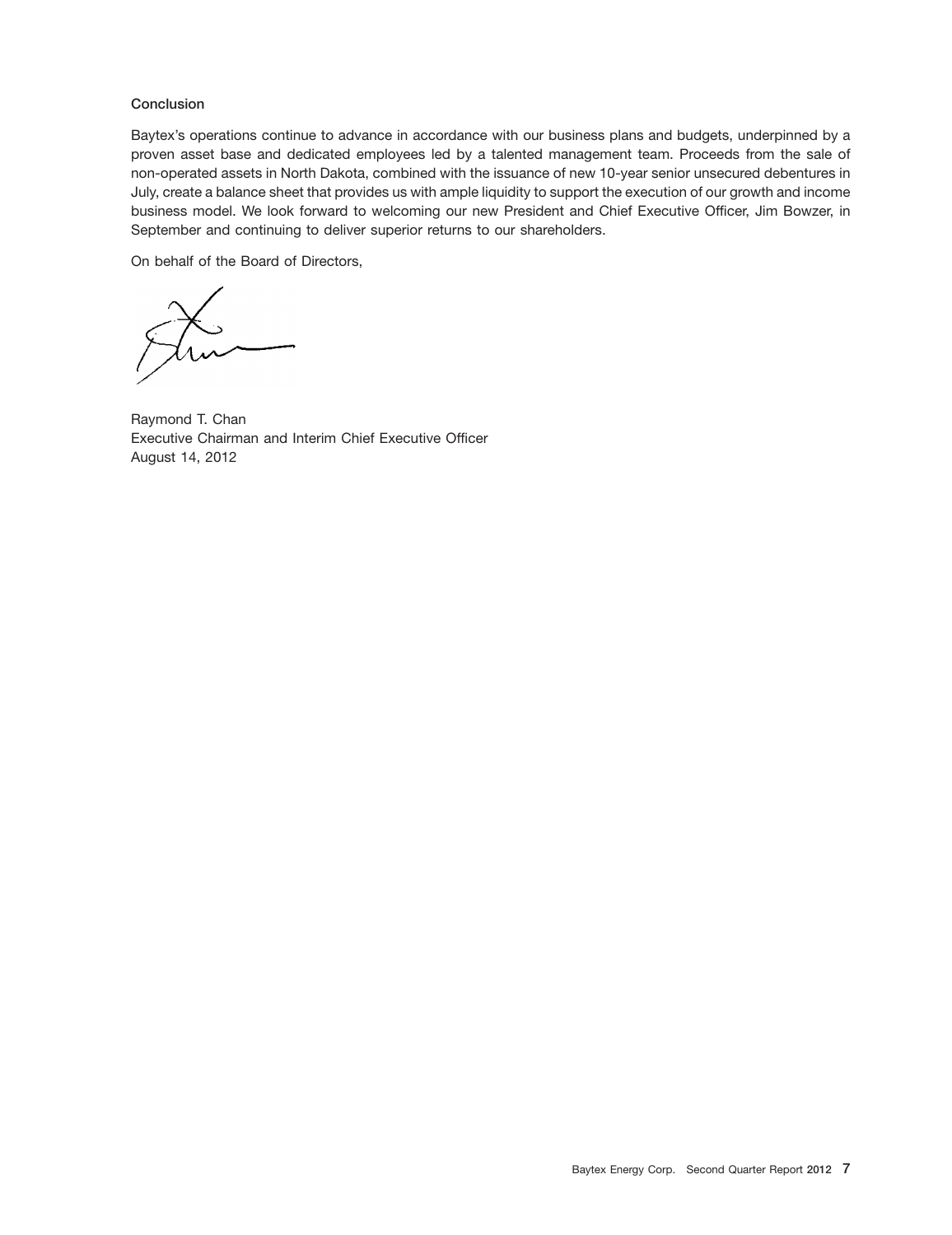### Conclusion

Baytex's operations continue to advance in accordance with our business plans and budgets, underpinned by a proven asset base and dedicated employees led by a talented management team. Proceeds from the sale of non-operated assets in North Dakota, combined with the issuance of new 10-year senior unsecured debentures in July, create a balance sheet that provides us with ample liquidity to support the execution of our growth and income business model. We look forward to welcoming our new President and Chief Executive Officer, Jim Bowzer, in September and continuing to deliver superior returns to our shareholders.

On behalf of the Board of Directors,

Raymond T. Chan
Executive Chairman and Interim Chief Executive Officer
August 14, 2012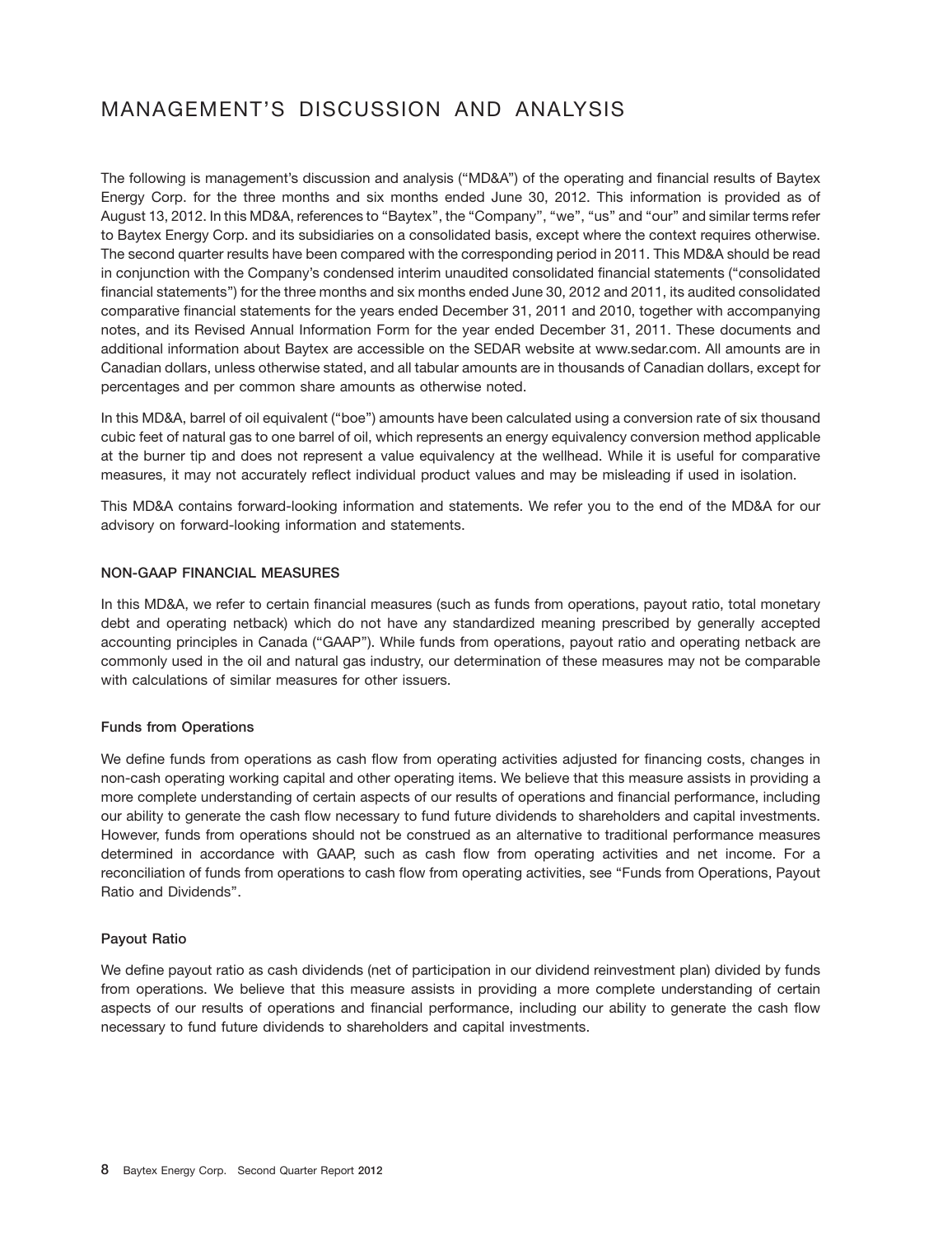# MANAGEMENT'S DISCUSSION AND ANALYSIS

The following is management's discussion and analysis ("MD&A") of the operating and financial results of Baytex Energy Corp. for the three months and six months ended June 30, 2012. This information is provided as of August 13, 2012. In this MD&A, references to "Baytex", the "Company", "we", "us" and "our" and similar terms refer to Baytex Energy Corp. and its subsidiaries on a consolidated basis, except where the context requires otherwise. The second quarter results have been compared with the corresponding period in 2011. This MD&A should be read in conjunction with the Company's condensed interim unaudited consolidated financial statements ("consolidated financial statements") for the three months and six months ended June 30, 2012 and 2011, its audited consolidated comparative financial statements for the years ended December 31, 2011 and 2010, together with accompanying notes, and its Revised Annual Information Form for the year ended December 31, 2011. These documents and additional information about Baytex are accessible on the SEDAR website at www.sedar.com. All amounts are in Canadian dollars, unless otherwise stated, and all tabular amounts are in thousands of Canadian dollars, except for percentages and per common share amounts as otherwise noted.

In this MD&A, barrel of oil equivalent ("boe") amounts have been calculated using a conversion rate of six thousand cubic feet of natural gas to one barrel of oil, which represents an energy equivalency conversion method applicable at the burner tip and does not represent a value equivalency at the wellhead. While it is useful for comparative measures, it may not accurately reflect individual product values and may be misleading if used in isolation.

This MD&A contains forward-looking information and statements. We refer you to the end of the MD&A for our advisory on forward-looking information and statements.

## NON-GAAP FINANCIAL MEASURES

In this MD&A, we refer to certain financial measures (such as funds from operations, payout ratio, total monetary debt and operating netback) which do not have any standardized meaning prescribed by generally accepted accounting principles in Canada ("GAAP"). While funds from operations, payout ratio and operating netback are commonly used in the oil and natural gas industry, our determination of these measures may not be comparable with calculations of similar measures for other issuers.

### Funds from Operations

We define funds from operations as cash flow from operating activities adjusted for financing costs, changes in non-cash operating working capital and other operating items. We believe that this measure assists in providing a more complete understanding of certain aspects of our results of operations and financial performance, including our ability to generate the cash flow necessary to fund future dividends to shareholders and capital investments. However, funds from operations should not be construed as an alternative to traditional performance measures determined in accordance with GAAP, such as cash flow from operating activities and net income. For a reconciliation of funds from operations to cash flow from operating activities, see "Funds from Operations, Payout Ratio and Dividends".

### Payout Ratio

We define payout ratio as cash dividends (net of participation in our dividend reinvestment plan) divided by funds from operations. We believe that this measure assists in providing a more complete understanding of certain aspects of our results of operations and financial performance, including our ability to generate the cash flow necessary to fund future dividends to shareholders and capital investments.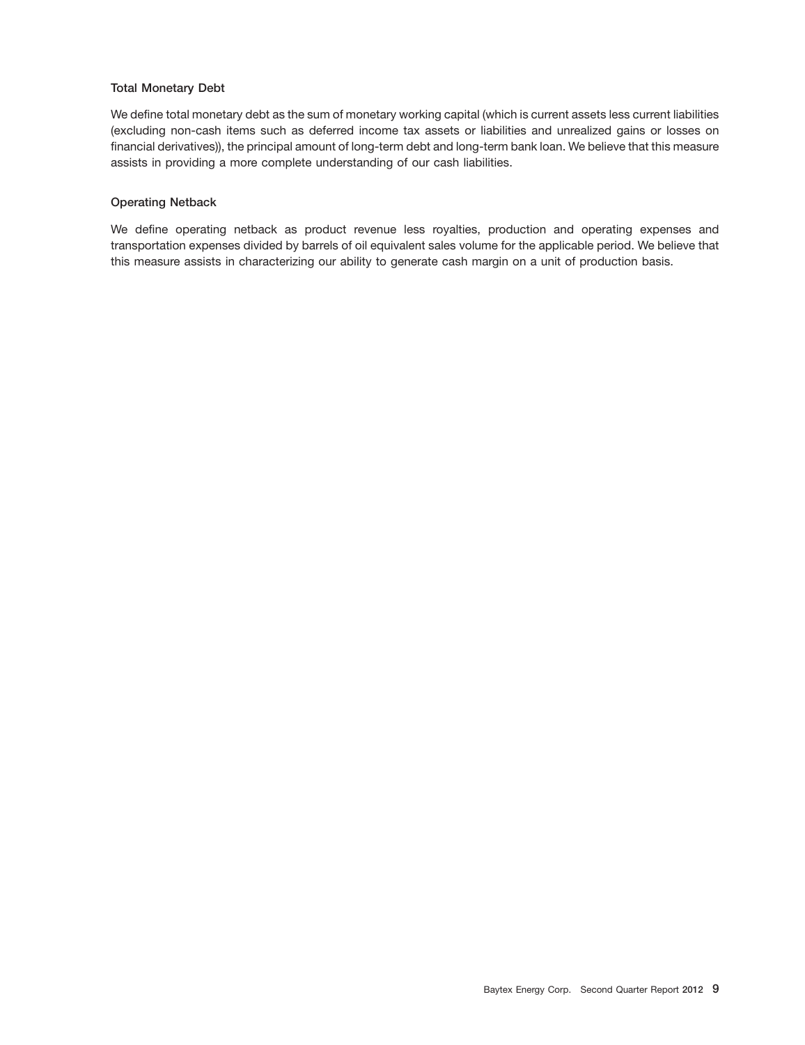### Total Monetary Debt

We define total monetary debt as the sum of monetary working capital (which is current assets less current liabilities (excluding non-cash items such as deferred income tax assets or liabilities and unrealized gains or losses on financial derivatives)), the principal amount of long-term debt and long-term bank loan. We believe that this measure assists in providing a more complete understanding of our cash liabilities.

### Operating Netback

We define operating netback as product revenue less royalties, production and operating expenses and transportation expenses divided by barrels of oil equivalent sales volume for the applicable period. We believe that this measure assists in characterizing our ability to generate cash margin on a unit of production basis.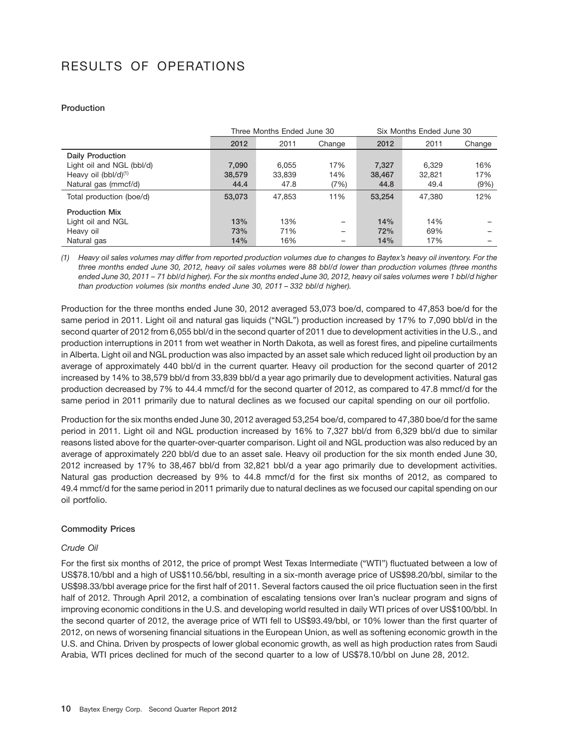# RESULTS OF OPERATIONS

### Production

| | Three Months Ended June 30 | | | Six Months Ended June 30 | | |
|---|---|---|---|---|---|---|
| | **2012** | 2011 | Change | **2012** | 2011 | Change |
| **Daily Production** | | | | | | |
| Light oil and NGL (bbl/d) | **7,090** | 6,055 | 17% | **7,327** | 6,329 | 16% |
| Heavy oil (bbl/d)[(1)] | **38,579** | 33,839 | 14% | **38,467** | 32,821 | 17% |
| Natural gas (mmcf/d) | **44.4** | 47.8 | (7%) | **44.8** | 49.4 | (9%) |
| Total production (boe/d) | **53,073** | 47,853 | 11% | **53,254** | 47,380 | 12% |
| **Production Mix** | | | | | | |
| Light oil and NGL | **13%** | 13% | – | **14%** | 14% | – |
| Heavy oil | **73%** | 71% | – | **72%** | 69% | – |
| Natural gas | **14%** | 16% | – | **14%** | 17% | – |

*(1) Heavy oil sales volumes may differ from reported production volumes due to changes to Baytex's heavy oil inventory. For the three months ended June 30, 2012, heavy oil sales volumes were 88 bbl/d lower than production volumes (three months ended June 30, 2011 – 71 bbl/d higher). For the six months ended June 30, 2012, heavy oil sales volumes were 1 bbl/d higher than production volumes (six months ended June 30, 2011 – 332 bbl/d higher).*

Production for the three months ended June 30, 2012 averaged 53,073 boe/d, compared to 47,853 boe/d for the same period in 2011. Light oil and natural gas liquids ("NGL") production increased by 17% to 7,090 bbl/d in the second quarter of 2012 from 6,055 bbl/d in the second quarter of 2011 due to development activities in the U.S., and production interruptions in 2011 from wet weather in North Dakota, as well as forest fires, and pipeline curtailments in Alberta. Light oil and NGL production was also impacted by an asset sale which reduced light oil production by an average of approximately 440 bbl/d in the current quarter. Heavy oil production for the second quarter of 2012 increased by 14% to 38,579 bbl/d from 33,839 bbl/d a year ago primarily due to development activities. Natural gas production decreased by 7% to 44.4 mmcf/d for the second quarter of 2012, as compared to 47.8 mmcf/d for the same period in 2011 primarily due to natural declines as we focused our capital spending on our oil portfolio.

Production for the six months ended June 30, 2012 averaged 53,254 boe/d, compared to 47,380 boe/d for the same period in 2011. Light oil and NGL production increased by 16% to 7,327 bbl/d from 6,329 bbl/d due to similar reasons listed above for the quarter-over-quarter comparison. Light oil and NGL production was also reduced by an average of approximately 220 bbl/d due to an asset sale. Heavy oil production for the six month ended June 30, 2012 increased by 17% to 38,467 bbl/d from 32,821 bbl/d a year ago primarily due to development activities. Natural gas production decreased by 9% to 44.8 mmcf/d for the first six months of 2012, as compared to 49.4 mmcf/d for the same period in 2011 primarily due to natural declines as we focused our capital spending on our oil portfolio.

### Commodity Prices

*Crude Oil*

For the first six months of 2012, the price of prompt West Texas Intermediate ("WTI") fluctuated between a low of US$78.10/bbl and a high of US$110.56/bbl, resulting in a six-month average price of US$98.20/bbl, similar to the US$98.33/bbl average price for the first half of 2011. Several factors caused the oil price fluctuation seen in the first half of 2012. Through April 2012, a combination of escalating tensions over Iran's nuclear program and signs of improving economic conditions in the U.S. and developing world resulted in daily WTI prices of over US$100/bbl. In the second quarter of 2012, the average price of WTI fell to US$93.49/bbl, or 10% lower than the first quarter of 2012, on news of worsening financial situations in the European Union, as well as softening economic growth in the U.S. and China. Driven by prospects of lower global economic growth, as well as high production rates from Saudi Arabia, WTI prices declined for much of the second quarter to a low of US$78.10/bbl on June 28, 2012.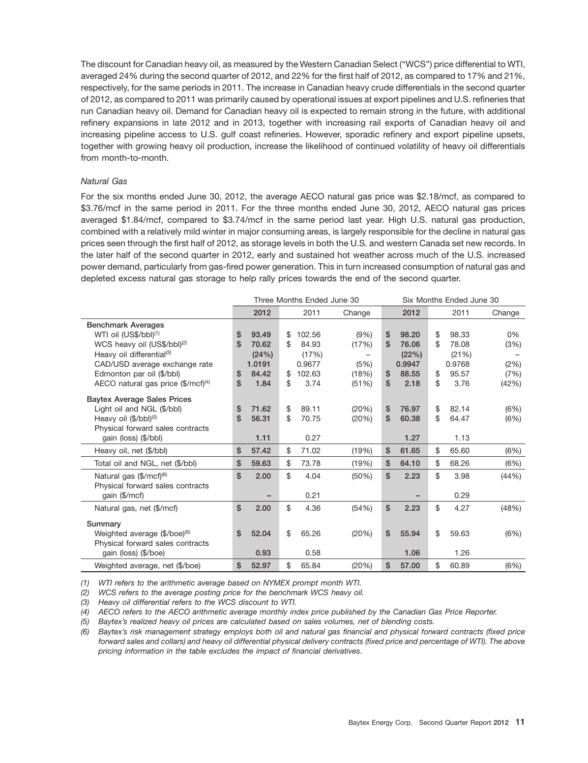The discount for Canadian heavy oil, as measured by the Western Canadian Select ("WCS") price differential to WTI, averaged 24% during the second quarter of 2012, and 22% for the first half of 2012, as compared to 17% and 21%, respectively, for the same periods in 2011. The increase in Canadian heavy crude differentials in the second quarter of 2012, as compared to 2011 was primarily caused by operational issues at export pipelines and U.S. refineries that run Canadian heavy oil. Demand for Canadian heavy oil is expected to remain strong in the future, with additional refinery expansions in late 2012 and in 2013, together with increasing rail exports of Canadian heavy oil and increasing pipeline access to U.S. gulf coast refineries. However, sporadic refinery and export pipeline upsets, together with growing heavy oil production, increase the likelihood of continued volatility of heavy oil differentials from month-to-month.

*Natural Gas*

For the six months ended June 30, 2012, the average AECO natural gas price was $2.18/mcf, as compared to $3.76/mcf in the same period in 2011. For the three months ended June 30, 2012, AECO natural gas prices averaged $1.84/mcf, compared to $3.74/mcf in the same period last year. High U.S. natural gas production, combined with a relatively mild winter in major consuming areas, is largely responsible for the decline in natural gas prices seen through the first half of 2012, as storage levels in both the U.S. and western Canada set new records. In the later half of the second quarter in 2012, early and sustained hot weather across much of the U.S. increased power demand, particularly from gas-fired power generation. This in turn increased consumption of natural gas and depleted excess natural gas storage to help rally prices towards the end of the second quarter.

| | Three Months Ended June 30 | | | Six Months Ended June 30 | | |
|---|---|---|---|---|---|---|
| | 2012 | 2011 | Change | 2012 | 2011 | Change |
| **Benchmark Averages** | | | | | | |
| WTI oil (US$/bbl)[1] | $ 93.49 | $ 102.56 | (9%) | $ 98.20 | $ 98.33 | 0% |
| WCS heavy oil (US$/bbl)[2] | $ 70.62 | $ 84.93 | (17%) | $ 76.06 | $ 78.08 | (3%) |
| Heavy oil differential[3] | (24%) | (17%) | – | (22%) | (21%) | – |
| CAD/USD average exchange rate | 1.0191 | 0.9677 | (5%) | 0.9947 | 0.9768 | (2%) |
| Edmonton par oil ($/bbl) | $ 84.42 | $ 102.63 | (18%) | $ 88.55 | $ 95.57 | (7%) |
| AECO natural gas price ($/mcf)[4] | $ 1.84 | $ 3.74 | (51%) | $ 2.18 | $ 3.76 | (42%) |
| **Baytex Average Sales Prices** | | | | | | |
| Light oil and NGL ($/bbl) | $ 71.62 | $ 89.11 | (20%) | $ 76.97 | $ 82.14 | (6%) |
| Heavy oil ($/bbl)[5] | $ 56.31 | $ 70.75 | (20%) | $ 60.38 | $ 64.47 | (6%) |
| Physical forward sales contracts gain (loss) ($/bbl) | 1.11 | 0.27 | | 1.27 | 1.13 | |
| Heavy oil, net ($/bbl) | $ 57.42 | $ 71.02 | (19%) | $ 61.65 | $ 65.60 | (6%) |
| Total oil and NGL, net ($/bbl) | $ 59.63 | $ 73.78 | (19%) | $ 64.10 | $ 68.26 | (6%) |
| Natural gas ($/mcf)[6] | $ 2.00 | $ 4.04 | (50%) | $ 2.23 | $ 3.98 | (44%) |
| Physical forward sales contracts gain ($/mcf) | – | 0.21 | | – | 0.29 | |
| Natural gas, net ($/mcf) | $ 2.00 | $ 4.36 | (54%) | $ 2.23 | $ 4.27 | (48%) |
| **Summary** | | | | | | |
| Weighted average ($/boe)[6] | $ 52.04 | $ 65.26 | (20%) | $ 55.94 | $ 59.63 | (6%) |
| Physical forward sales contracts gain (loss) ($/boe) | 0.93 | 0.58 | | 1.06 | 1.26 | |
| Weighted average, net ($/boe) | $ 52.97 | $ 65.84 | (20%) | $ 57.00 | $ 60.89 | (6%) |

*(1) WTI refers to the arithmetic average based on NYMEX prompt month WTI.*

*(2) WCS refers to the average posting price for the benchmark WCS heavy oil.*

*(3) Heavy oil differential refers to the WCS discount to WTI.*

*(4) AECO refers to the AECO arithmetic average monthly index price published by the Canadian Gas Price Reporter.*

*(5) Baytex's realized heavy oil prices are calculated based on sales volumes, net of blending costs.*

*(6) Baytex's risk management strategy employs both oil and natural gas financial and physical forward contracts (fixed price forward sales and collars) and heavy oil differential physical delivery contracts (fixed price and percentage of WTI). The above pricing information in the table excludes the impact of financial derivatives.*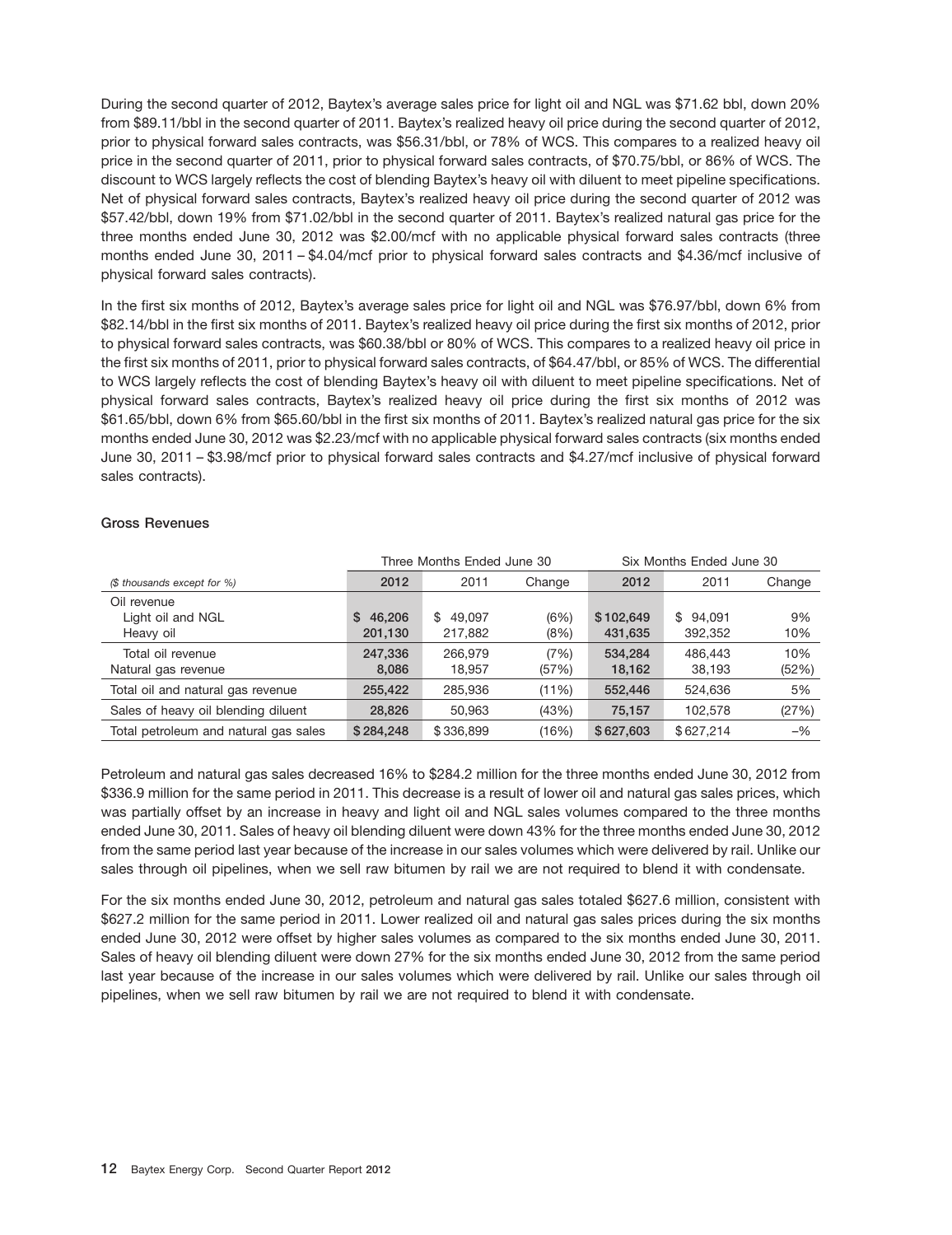During the second quarter of 2012, Baytex's average sales price for light oil and NGL was $71.62 bbl, down 20% from $89.11/bbl in the second quarter of 2011. Baytex's realized heavy oil price during the second quarter of 2012, prior to physical forward sales contracts, was $56.31/bbl, or 78% of WCS. This compares to a realized heavy oil price in the second quarter of 2011, prior to physical forward sales contracts, of $70.75/bbl, or 86% of WCS. The discount to WCS largely reflects the cost of blending Baytex's heavy oil with diluent to meet pipeline specifications. Net of physical forward sales contracts, Baytex's realized heavy oil price during the second quarter of 2012 was $57.42/bbl, down 19% from $71.02/bbl in the second quarter of 2011. Baytex's realized natural gas price for the three months ended June 30, 2012 was $2.00/mcf with no applicable physical forward sales contracts (three months ended June 30, 2011 – $4.04/mcf prior to physical forward sales contracts and $4.36/mcf inclusive of physical forward sales contracts).

In the first six months of 2012, Baytex's average sales price for light oil and NGL was $76.97/bbl, down 6% from $82.14/bbl in the first six months of 2011. Baytex's realized heavy oil price during the first six months of 2012, prior to physical forward sales contracts, was $60.38/bbl or 80% of WCS. This compares to a realized heavy oil price in the first six months of 2011, prior to physical forward sales contracts, of $64.47/bbl, or 85% of WCS. The differential to WCS largely reflects the cost of blending Baytex's heavy oil with diluent to meet pipeline specifications. Net of physical forward sales contracts, Baytex's realized heavy oil price during the first six months of 2012 was $61.65/bbl, down 6% from $65.60/bbl in the first six months of 2011. Baytex's realized natural gas price for the six months ended June 30, 2012 was $2.23/mcf with no applicable physical forward sales contracts (six months ended June 30, 2011 – $3.98/mcf prior to physical forward sales contracts and $4.27/mcf inclusive of physical forward sales contracts).

### Gross Revenues

| | Three Months Ended June 30 | | | Six Months Ended June 30 | | |
|---|---|---|---|---|---|---|
| *($ thousands except for %)* | **2012** | 2011 | Change | **2012** | 2011 | Change |
| Oil revenue | | | | | | |
| Light oil and NGL | **$ 46,206** | $ 49,097 | (6%) | **$ 102,649** | $ 94,091 | 9% |
| Heavy oil | **201,130** | 217,882 | (8%) | **431,635** | 392,352 | 10% |
| Total oil revenue | **247,336** | 266,979 | (7%) | **534,284** | 486,443 | 10% |
| Natural gas revenue | **8,086** | 18,957 | (57%) | **18,162** | 38,193 | (52%) |
| Total oil and natural gas revenue | **255,422** | 285,936 | (11%) | **552,446** | 524,636 | 5% |
| Sales of heavy oil blending diluent | **28,826** | 50,963 | (43%) | **75,157** | 102,578 | (27%) |
| Total petroleum and natural gas sales | **$ 284,248** | $ 336,899 | (16%) | **$ 627,603** | $ 627,214 | –% |

Petroleum and natural gas sales decreased 16% to $284.2 million for the three months ended June 30, 2012 from $336.9 million for the same period in 2011. This decrease is a result of lower oil and natural gas sales prices, which was partially offset by an increase in heavy and light oil and NGL sales volumes compared to the three months ended June 30, 2011. Sales of heavy oil blending diluent were down 43% for the three months ended June 30, 2012 from the same period last year because of the increase in our sales volumes which were delivered by rail. Unlike our sales through oil pipelines, when we sell raw bitumen by rail we are not required to blend it with condensate.

For the six months ended June 30, 2012, petroleum and natural gas sales totaled $627.6 million, consistent with $627.2 million for the same period in 2011. Lower realized oil and natural gas sales prices during the six months ended June 30, 2012 were offset by higher sales volumes as compared to the six months ended June 30, 2011. Sales of heavy oil blending diluent were down 27% for the six months ended June 30, 2012 from the same period last year because of the increase in our sales volumes which were delivered by rail. Unlike our sales through oil pipelines, when we sell raw bitumen by rail we are not required to blend it with condensate.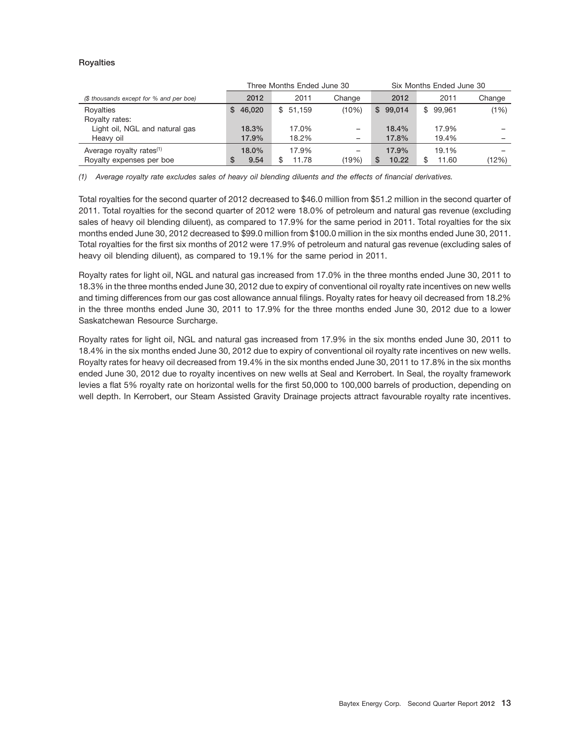### Royalties

| ($ thousands except for % and per boe) | Three Months Ended June 30 | | | Six Months Ended June 30 | | |
|---|---|---|---|---|---|---|
| | 2012 | 2011 | Change | 2012 | 2011 | Change |
| Royalties | $ 46,020 | $ 51,159 | (10%) | $ 99,014 | $ 99,961 | (1%) |
| Royalty rates: | | | | | | |
| Light oil, NGL and natural gas | 18.3% | 17.0% | – | 18.4% | 17.9% | – |
| Heavy oil | 17.9% | 18.2% | – | 17.8% | 19.4% | – |
| Average royalty rates[(1)] | 18.0% | 17.9% | – | 17.9% | 19.1% | – |
| Royalty expenses per boe | $ 9.54 | $ 11.78 | (19%) | $ 10.22 | $ 11.60 | (12%) |

*(1) Average royalty rate excludes sales of heavy oil blending diluents and the effects of financial derivatives.*

Total royalties for the second quarter of 2012 decreased to $46.0 million from $51.2 million in the second quarter of 2011. Total royalties for the second quarter of 2012 were 18.0% of petroleum and natural gas revenue (excluding sales of heavy oil blending diluent), as compared to 17.9% for the same period in 2011. Total royalties for the six months ended June 30, 2012 decreased to $99.0 million from $100.0 million in the six months ended June 30, 2011. Total royalties for the first six months of 2012 were 17.9% of petroleum and natural gas revenue (excluding sales of heavy oil blending diluent), as compared to 19.1% for the same period in 2011.

Royalty rates for light oil, NGL and natural gas increased from 17.0% in the three months ended June 30, 2011 to 18.3% in the three months ended June 30, 2012 due to expiry of conventional oil royalty rate incentives on new wells and timing differences from our gas cost allowance annual filings. Royalty rates for heavy oil decreased from 18.2% in the three months ended June 30, 2011 to 17.9% for the three months ended June 30, 2012 due to a lower Saskatchewan Resource Surcharge.

Royalty rates for light oil, NGL and natural gas increased from 17.9% in the six months ended June 30, 2011 to 18.4% in the six months ended June 30, 2012 due to expiry of conventional oil royalty rate incentives on new wells. Royalty rates for heavy oil decreased from 19.4% in the six months ended June 30, 2011 to 17.8% in the six months ended June 30, 2012 due to royalty incentives on new wells at Seal and Kerrobert. In Seal, the royalty framework levies a flat 5% royalty rate on horizontal wells for the first 50,000 to 100,000 barrels of production, depending on well depth. In Kerrobert, our Steam Assisted Gravity Drainage projects attract favourable royalty rate incentives.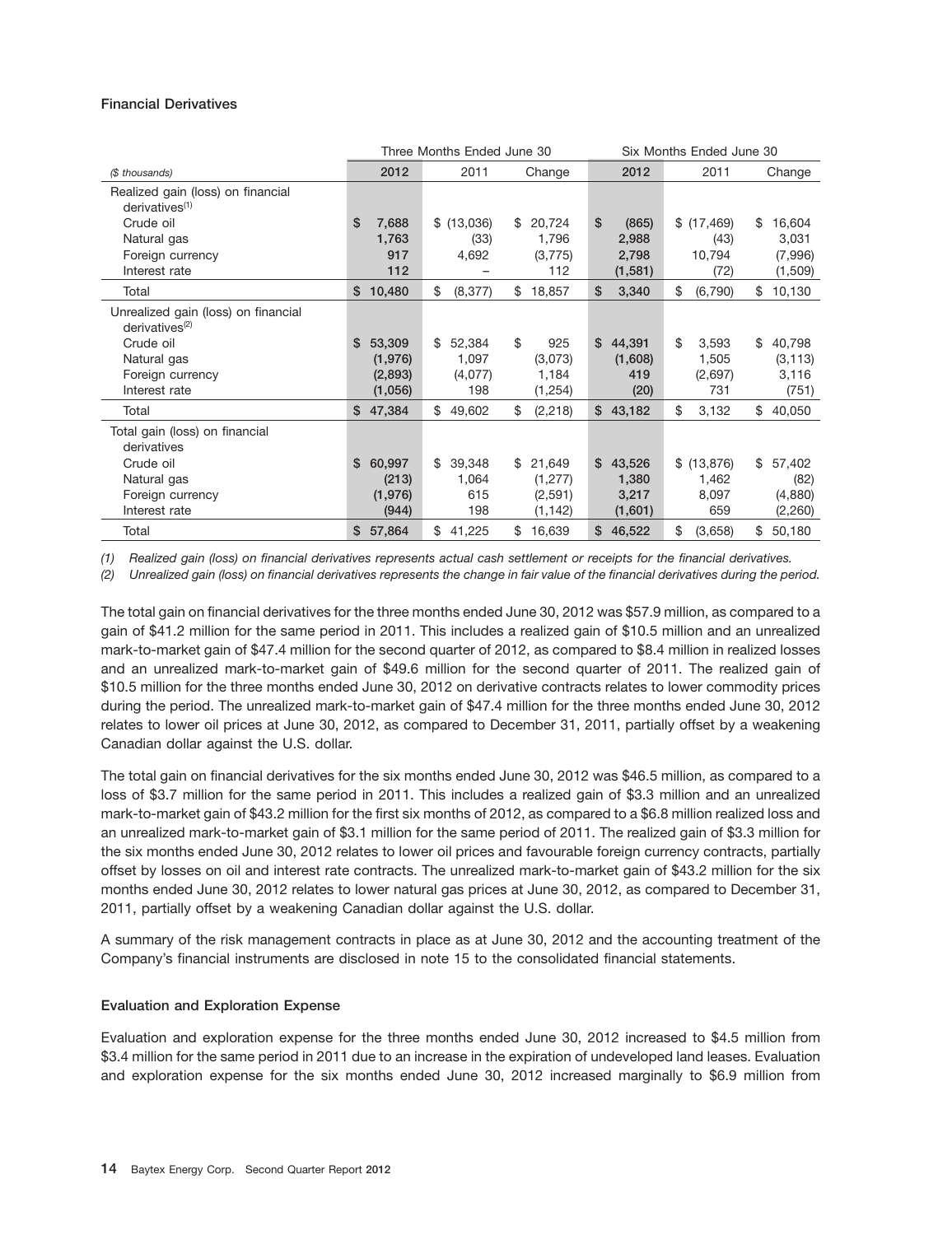### Financial Derivatives

| ($ thousands) | Three Months Ended June 30 | | | Six Months Ended June 30 | | |
|---|---|---|---|---|---|---|
| | 2012 | 2011 | Change | 2012 | 2011 | Change |
| Realized gain (loss) on financial derivatives[1] | | | | | | |
| Crude oil | $ 7,688 | $ (13,036) | $ 20,724 | $ (865) | $ (17,469) | $ 16,604 |
| Natural gas | 1,763 | (33) | 1,796 | 2,988 | (43) | 3,031 |
| Foreign currency | 917 | 4,692 | (3,775) | 2,798 | 10,794 | (7,996) |
| Interest rate | 112 | – | 112 | (1,581) | (72) | (1,509) |
| Total | $ 10,480 | $ (8,377) | $ 18,857 | $ 3,340 | $ (6,790) | $ 10,130 |
| Unrealized gain (loss) on financial derivatives[2] | | | | | | |
| Crude oil | $ 53,309 | $ 52,384 | $ 925 | $ 44,391 | $ 3,593 | $ 40,798 |
| Natural gas | (1,976) | 1,097 | (3,073) | (1,608) | 1,505 | (3,113) |
| Foreign currency | (2,893) | (4,077) | 1,184 | 419 | (2,697) | 3,116 |
| Interest rate | (1,056) | 198 | (1,254) | (20) | 731 | (751) |
| Total | $ 47,384 | $ 49,602 | $ (2,218) | $ 43,182 | $ 3,132 | $ 40,050 |
| Total gain (loss) on financial derivatives | | | | | | |
| Crude oil | $ 60,997 | $ 39,348 | $ 21,649 | $ 43,526 | $ (13,876) | $ 57,402 |
| Natural gas | (213) | 1,064 | (1,277) | 1,380 | 1,462 | (82) |
| Foreign currency | (1,976) | 615 | (2,591) | 3,217 | 8,097 | (4,880) |
| Interest rate | (944) | 198 | (1,142) | (1,601) | 659 | (2,260) |
| Total | $ 57,864 | $ 41,225 | $ 16,639 | $ 46,522 | $ (3,658) | $ 50,180 |

*(1) Realized gain (loss) on financial derivatives represents actual cash settlement or receipts for the financial derivatives.*

*(2) Unrealized gain (loss) on financial derivatives represents the change in fair value of the financial derivatives during the period.*

The total gain on financial derivatives for the three months ended June 30, 2012 was $57.9 million, as compared to a gain of $41.2 million for the same period in 2011. This includes a realized gain of $10.5 million and an unrealized mark-to-market gain of $47.4 million for the second quarter of 2012, as compared to $8.4 million in realized losses and an unrealized mark-to-market gain of $49.6 million for the second quarter of 2011. The realized gain of $10.5 million for the three months ended June 30, 2012 on derivative contracts relates to lower commodity prices during the period. The unrealized mark-to-market gain of $47.4 million for the three months ended June 30, 2012 relates to lower oil prices at June 30, 2012, as compared to December 31, 2011, partially offset by a weakening Canadian dollar against the U.S. dollar.

The total gain on financial derivatives for the six months ended June 30, 2012 was $46.5 million, as compared to a loss of $3.7 million for the same period in 2011. This includes a realized gain of $3.3 million and an unrealized mark-to-market gain of $43.2 million for the first six months of 2012, as compared to a $6.8 million realized loss and an unrealized mark-to-market gain of $3.1 million for the same period of 2011. The realized gain of $3.3 million for the six months ended June 30, 2012 relates to lower oil prices and favourable foreign currency contracts, partially offset by losses on oil and interest rate contracts. The unrealized mark-to-market gain of $43.2 million for the six months ended June 30, 2012 relates to lower natural gas prices at June 30, 2012, as compared to December 31, 2011, partially offset by a weakening Canadian dollar against the U.S. dollar.

A summary of the risk management contracts in place as at June 30, 2012 and the accounting treatment of the Company's financial instruments are disclosed in note 15 to the consolidated financial statements.

### Evaluation and Exploration Expense

Evaluation and exploration expense for the three months ended June 30, 2012 increased to $4.5 million from $3.4 million for the same period in 2011 due to an increase in the expiration of undeveloped land leases. Evaluation and exploration expense for the six months ended June 30, 2012 increased marginally to $6.9 million from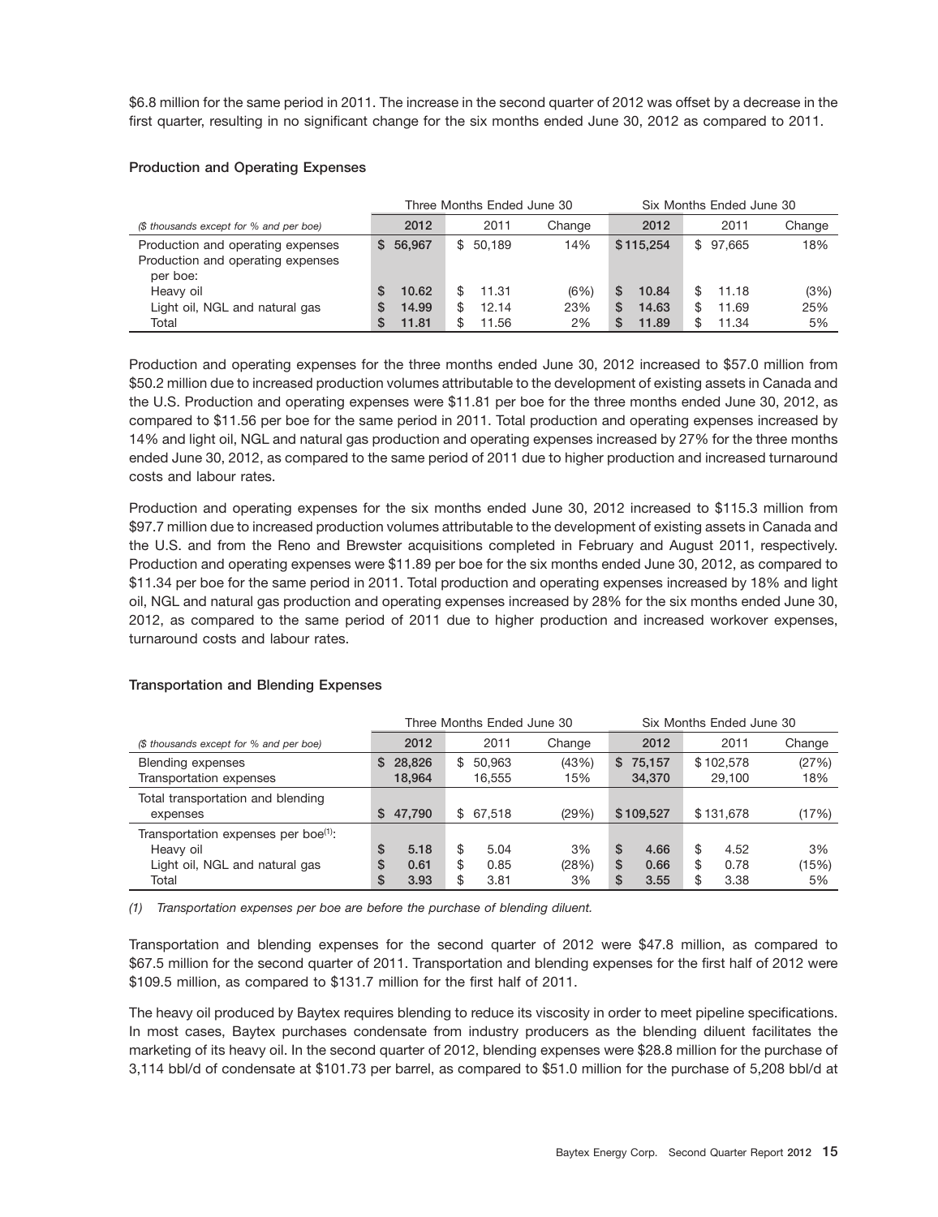$6.8 million for the same period in 2011. The increase in the second quarter of 2012 was offset by a decrease in the first quarter, resulting in no significant change for the six months ended June 30, 2012 as compared to 2011.

**Production and Operating Expenses**

| | Three Months Ended June 30 | | | Six Months Ended June 30 | | |
|---|---|---|---|---|---|---|
| *($ thousands except for % and per boe)* | 2012 | 2011 | Change | 2012 | 2011 | Change |
| Production and operating expenses | $ 56,967 | $ 50,189 | 14% | $115,254 | $ 97,665 | 18% |
| Production and operating expenses per boe: | | | | | | |
| Heavy oil | $ 10.62 | $ 11.31 | (6%) | $ 10.84 | $ 11.18 | (3%) |
| Light oil, NGL and natural gas | $ 14.99 | $ 12.14 | 23% | $ 14.63 | $ 11.69 | 25% |
| Total | $ 11.81 | $ 11.56 | 2% | $ 11.89 | $ 11.34 | 5% |

Production and operating expenses for the three months ended June 30, 2012 increased to $57.0 million from $50.2 million due to increased production volumes attributable to the development of existing assets in Canada and the U.S. Production and operating expenses were $11.81 per boe for the three months ended June 30, 2012, as compared to $11.56 per boe for the same period in 2011. Total production and operating expenses increased by 14% and light oil, NGL and natural gas production and operating expenses increased by 27% for the three months ended June 30, 2012, as compared to the same period of 2011 due to higher production and increased turnaround costs and labour rates.

Production and operating expenses for the six months ended June 30, 2012 increased to $115.3 million from $97.7 million due to increased production volumes attributable to the development of existing assets in Canada and the U.S. and from the Reno and Brewster acquisitions completed in February and August 2011, respectively. Production and operating expenses were $11.89 per boe for the six months ended June 30, 2012, as compared to $11.34 per boe for the same period in 2011. Total production and operating expenses increased by 18% and light oil, NGL and natural gas production and operating expenses increased by 28% for the six months ended June 30, 2012, as compared to the same period of 2011 due to higher production and increased workover expenses, turnaround costs and labour rates.

**Transportation and Blending Expenses**

| | Three Months Ended June 30 | | | Six Months Ended June 30 | | |
|---|---|---|---|---|---|---|
| *($ thousands except for % and per boe)* | 2012 | 2011 | Change | 2012 | 2011 | Change |
| Blending expenses | $ 28,826 | $ 50,963 | (43%) | $ 75,157 | $102,578 | (27%) |
| Transportation expenses | 18,964 | 16,555 | 15% | 34,370 | 29,100 | 18% |
| Total transportation and blending expenses | $ 47,790 | $ 67,518 | (29%) | $109,527 | $131,678 | (17%) |
| Transportation expenses per boe[1]: | | | | | | |
| Heavy oil | $ 5.18 | $ 5.04 | 3% | $ 4.66 | $ 4.52 | 3% |
| Light oil, NGL and natural gas | $ 0.61 | $ 0.85 | (28%) | $ 0.66 | $ 0.78 | (15%) |
| Total | $ 3.93 | $ 3.81 | 3% | $ 3.55 | $ 3.38 | 5% |

*(1) Transportation expenses per boe are before the purchase of blending diluent.*

Transportation and blending expenses for the second quarter of 2012 were $47.8 million, as compared to $67.5 million for the second quarter of 2011. Transportation and blending expenses for the first half of 2012 were $109.5 million, as compared to $131.7 million for the first half of 2011.

The heavy oil produced by Baytex requires blending to reduce its viscosity in order to meet pipeline specifications. In most cases, Baytex purchases condensate from industry producers as the blending diluent facilitates the marketing of its heavy oil. In the second quarter of 2012, blending expenses were $28.8 million for the purchase of 3,114 bbl/d of condensate at $101.73 per barrel, as compared to $51.0 million for the purchase of 5,208 bbl/d at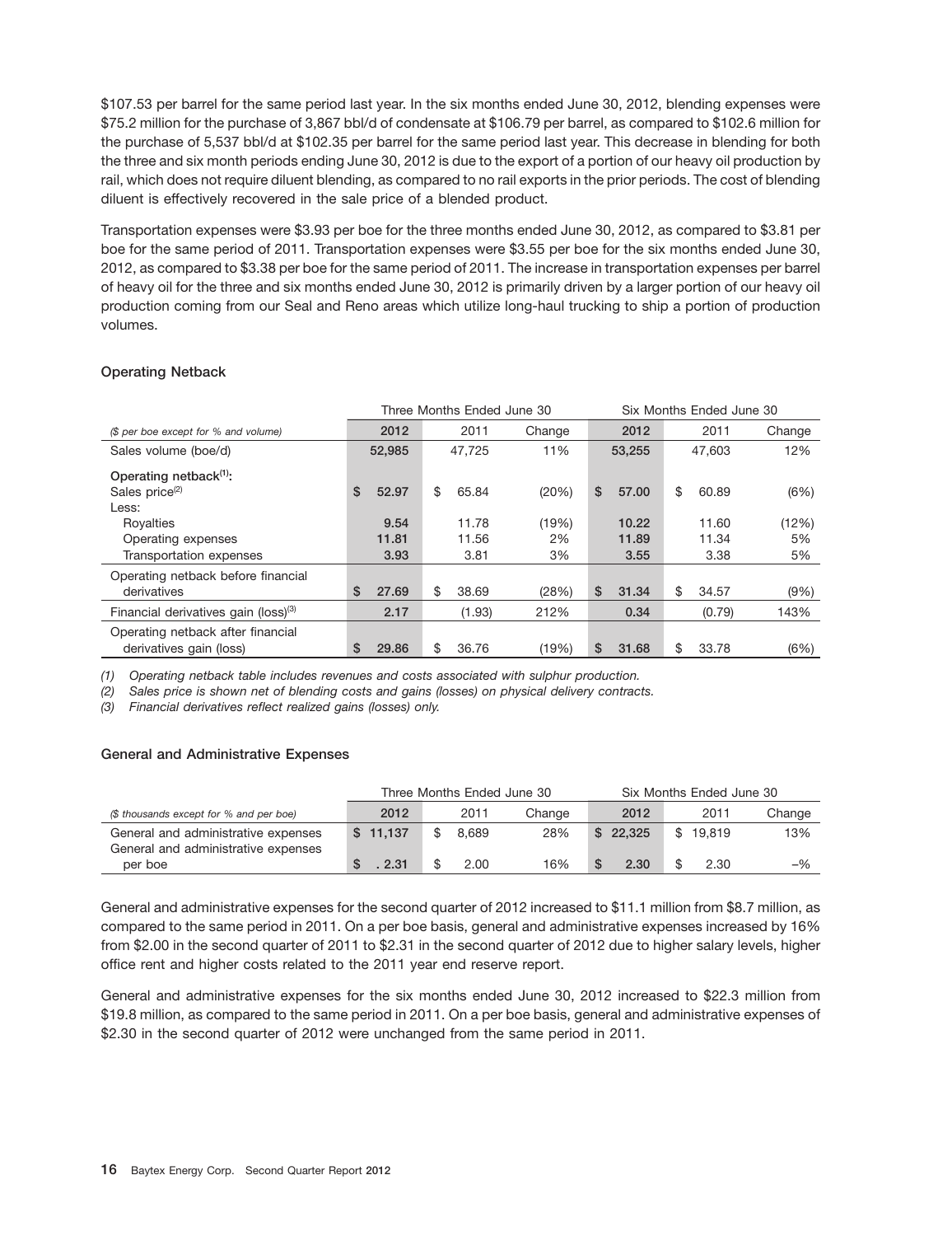$107.53 per barrel for the same period last year. In the six months ended June 30, 2012, blending expenses were $75.2 million for the purchase of 3,867 bbl/d of condensate at $106.79 per barrel, as compared to $102.6 million for the purchase of 5,537 bbl/d at $102.35 per barrel for the same period last year. This decrease in blending for both the three and six month periods ending June 30, 2012 is due to the export of a portion of our heavy oil production by rail, which does not require diluent blending, as compared to no rail exports in the prior periods. The cost of blending diluent is effectively recovered in the sale price of a blended product.

Transportation expenses were $3.93 per boe for the three months ended June 30, 2012, as compared to $3.81 per boe for the same period of 2011. Transportation expenses were $3.55 per boe for the six months ended June 30, 2012, as compared to $3.38 per boe for the same period of 2011. The increase in transportation expenses per barrel of heavy oil for the three and six months ended June 30, 2012 is primarily driven by a larger portion of our heavy oil production coming from our Seal and Reno areas which utilize long-haul trucking to ship a portion of production volumes.

### Operating Netback

| | Three Months Ended June 30 | | | Six Months Ended June 30 | | |
|---|---|---|---|---|---|---|
| *($ per boe except for % and volume)* | **2012** | 2011 | Change | **2012** | 2011 | Change |
| Sales volume (boe/d) | **52,985** | 47,725 | 11% | **53,255** | 47,603 | 12% |
| **Operating netback[(1)]:** | | | | | | |
| Sales price[(2)] | **$ 52.97** | $ 65.84 | (20%) | **$ 57.00** | $ 60.89 | (6%) |
| Less: | | | | | | |
| Royalties | **9.54** | 11.78 | (19%) | **10.22** | 11.60 | (12%) |
| Operating expenses | **11.81** | 11.56 | 2% | **11.89** | 11.34 | 5% |
| Transportation expenses | **3.93** | 3.81 | 3% | **3.55** | 3.38 | 5% |
| Operating netback before financial derivatives | **$ 27.69** | $ 38.69 | (28%) | **$ 31.34** | $ 34.57 | (9%) |
| Financial derivatives gain (loss)[(3)] | **2.17** | (1.93) | 212% | **0.34** | (0.79) | 143% |
| Operating netback after financial derivatives gain (loss) | **$ 29.86** | $ 36.76 | (19%) | **$ 31.68** | $ 33.78 | (6%) |

*(1) Operating netback table includes revenues and costs associated with sulphur production.*

*(2) Sales price is shown net of blending costs and gains (losses) on physical delivery contracts.*

*(3) Financial derivatives reflect realized gains (losses) only.*

### General and Administrative Expenses

| | Three Months Ended June 30 | | | Six Months Ended June 30 | | |
|---|---|---|---|---|---|---|
| *($ thousands except for % and per boe)* | **2012** | 2011 | Change | **2012** | 2011 | Change |
| General and administrative expenses | **$ 11,137** | $ 8,689 | 28% | **$ 22,325** | $ 19,819 | 13% |
| General and administrative expenses per boe | **$ . 2.31** | $ 2.00 | 16% | **$ 2.30** | $ 2.30 | –% |

General and administrative expenses for the second quarter of 2012 increased to $11.1 million from $8.7 million, as compared to the same period in 2011. On a per boe basis, general and administrative expenses increased by 16% from $2.00 in the second quarter of 2011 to $2.31 in the second quarter of 2012 due to higher salary levels, higher office rent and higher costs related to the 2011 year end reserve report.

General and administrative expenses for the six months ended June 30, 2012 increased to $22.3 million from $19.8 million, as compared to the same period in 2011. On a per boe basis, general and administrative expenses of $2.30 in the second quarter of 2012 were unchanged from the same period in 2011.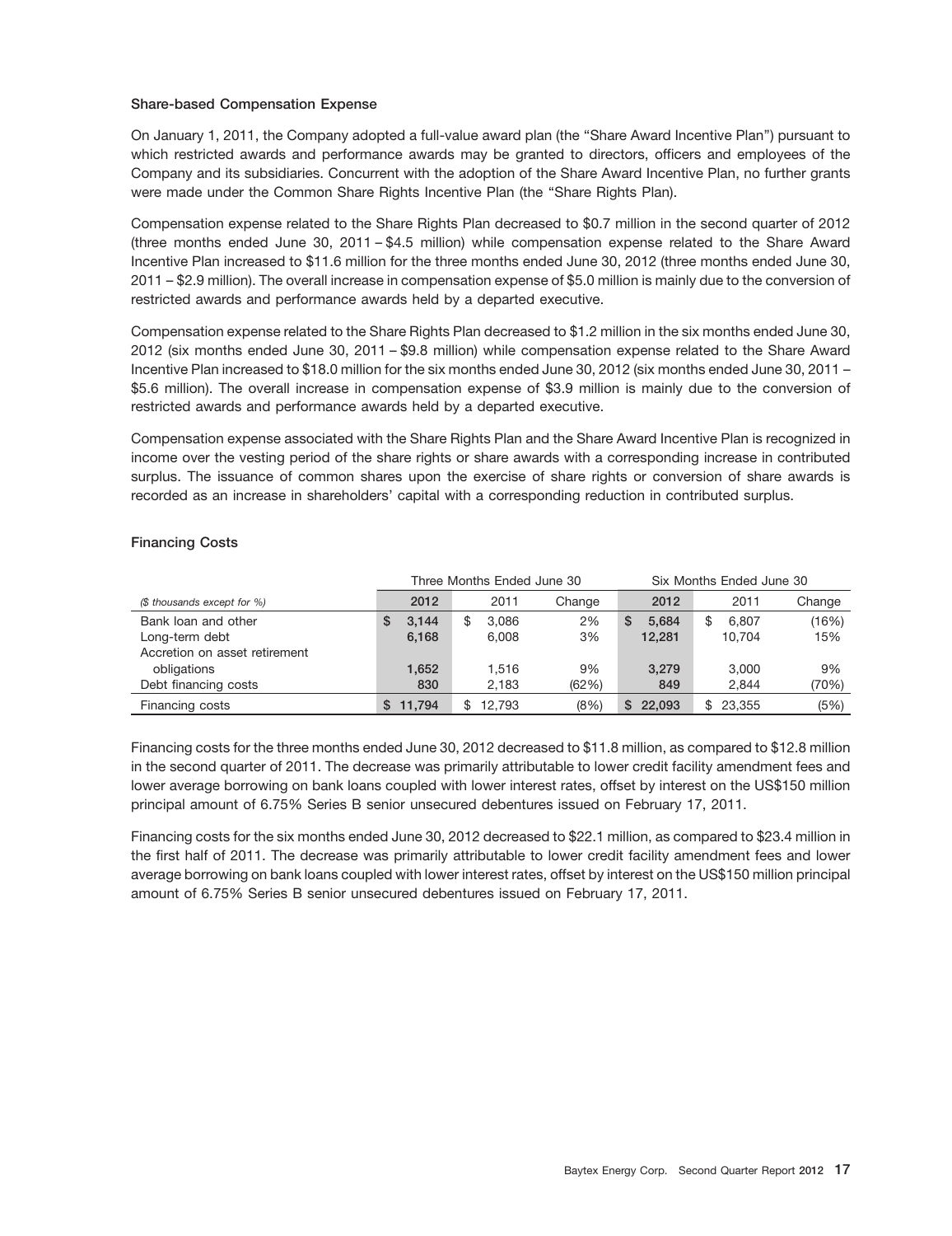### Share-based Compensation Expense

On January 1, 2011, the Company adopted a full-value award plan (the "Share Award Incentive Plan") pursuant to which restricted awards and performance awards may be granted to directors, officers and employees of the Company and its subsidiaries. Concurrent with the adoption of the Share Award Incentive Plan, no further grants were made under the Common Share Rights Incentive Plan (the "Share Rights Plan).

Compensation expense related to the Share Rights Plan decreased to $0.7 million in the second quarter of 2012 (three months ended June 30, 2011 – $4.5 million) while compensation expense related to the Share Award Incentive Plan increased to $11.6 million for the three months ended June 30, 2012 (three months ended June 30, 2011 – $2.9 million). The overall increase in compensation expense of $5.0 million is mainly due to the conversion of restricted awards and performance awards held by a departed executive.

Compensation expense related to the Share Rights Plan decreased to $1.2 million in the six months ended June 30, 2012 (six months ended June 30, 2011 – $9.8 million) while compensation expense related to the Share Award Incentive Plan increased to $18.0 million for the six months ended June 30, 2012 (six months ended June 30, 2011 – $5.6 million). The overall increase in compensation expense of $3.9 million is mainly due to the conversion of restricted awards and performance awards held by a departed executive.

Compensation expense associated with the Share Rights Plan and the Share Award Incentive Plan is recognized in income over the vesting period of the share rights or share awards with a corresponding increase in contributed surplus. The issuance of common shares upon the exercise of share rights or conversion of share awards is recorded as an increase in shareholders' capital with a corresponding reduction in contributed surplus.

### Financing Costs

| | Three Months Ended June 30 | | | Six Months Ended June 30 | | |
|---|---|---|---|---|---|---|
| *($ thousands except for %)* | **2012** | 2011 | Change | **2012** | 2011 | Change |
| Bank loan and other | **$ 3,144** | $ 3,086 | 2% | **$ 5,684** | $ 6,807 | (16%) |
| Long-term debt | **6,168** | 6,008 | 3% | **12,281** | 10,704 | 15% |
| Accretion on asset retirement obligations | **1,652** | 1,516 | 9% | **3,279** | 3,000 | 9% |
| Debt financing costs | **830** | 2,183 | (62%) | **849** | 2,844 | (70%) |
| Financing costs | **$ 11,794** | $ 12,793 | (8%) | **$ 22,093** | $ 23,355 | (5%) |

Financing costs for the three months ended June 30, 2012 decreased to $11.8 million, as compared to $12.8 million in the second quarter of 2011. The decrease was primarily attributable to lower credit facility amendment fees and lower average borrowing on bank loans coupled with lower interest rates, offset by interest on the US$150 million principal amount of 6.75% Series B senior unsecured debentures issued on February 17, 2011.

Financing costs for the six months ended June 30, 2012 decreased to $22.1 million, as compared to $23.4 million in the first half of 2011. The decrease was primarily attributable to lower credit facility amendment fees and lower average borrowing on bank loans coupled with lower interest rates, offset by interest on the US$150 million principal amount of 6.75% Series B senior unsecured debentures issued on February 17, 2011.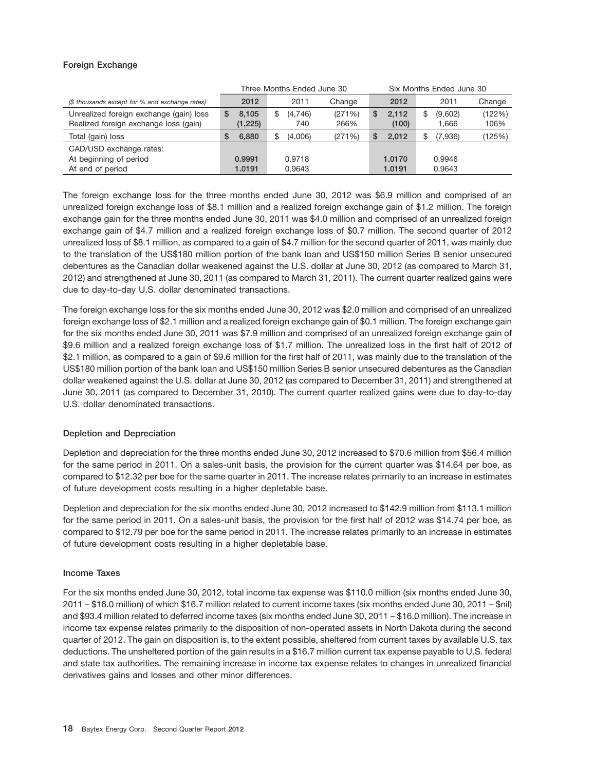### Foreign Exchange

| | Three Months Ended June 30 | | | Six Months Ended June 30 | | |
|---|---|---|---|---|---|---|
| *($ thousands except for % and exchange rates)* | **2012** | 2011 | Change | **2012** | 2011 | Change |
| Unrealized foreign exchange (gain) loss | **$ 8,105** | $ (4,746) | (271%) | **$ 2,112** | $ (9,602) | (122%) |
| Realized foreign exchange loss (gain) | **(1,225)** | 740 | 266% | **(100)** | 1,666 | 106% |
| Total (gain) loss | **$ 6,880** | $ (4,006) | (271%) | **$ 2,012** | $ (7,936) | (125%) |
| CAD/USD exchange rates: | | | | | | |
| At beginning of period | **0.9991** | 0.9718 | | **1.0170** | 0.9946 | |
| At end of period | **1.0191** | 0.9643 | | **1.0191** | 0.9643 | |

The foreign exchange loss for the three months ended June 30, 2012 was $6.9 million and comprised of an unrealized foreign exchange loss of $8.1 million and a realized foreign exchange gain of $1.2 million. The foreign exchange gain for the three months ended June 30, 2011 was $4.0 million and comprised of an unrealized foreign exchange gain of $4.7 million and a realized foreign exchange loss of $0.7 million. The second quarter of 2012 unrealized loss of $8.1 million, as compared to a gain of $4.7 million for the second quarter of 2011, was mainly due to the translation of the US$180 million portion of the bank loan and US$150 million Series B senior unsecured debentures as the Canadian dollar weakened against the U.S. dollar at June 30, 2012 (as compared to March 31, 2012) and strengthened at June 30, 2011 (as compared to March 31, 2011). The current quarter realized gains were due to day-to-day U.S. dollar denominated transactions.

The foreign exchange loss for the six months ended June 30, 2012 was $2.0 million and comprised of an unrealized foreign exchange loss of $2.1 million and a realized foreign exchange gain of $0.1 million. The foreign exchange gain for the six months ended June 30, 2011 was $7.9 million and comprised of an unrealized foreign exchange gain of $9.6 million and a realized foreign exchange loss of $1.7 million. The unrealized loss in the first half of 2012 of $2.1 million, as compared to a gain of $9.6 million for the first half of 2011, was mainly due to the translation of the US$180 million portion of the bank loan and US$150 million Series B senior unsecured debentures as the Canadian dollar weakened against the U.S. dollar at June 30, 2012 (as compared to December 31, 2011) and strengthened at June 30, 2011 (as compared to December 31, 2010). The current quarter realized gains were due to day-to-day U.S. dollar denominated transactions.

### Depletion and Depreciation

Depletion and depreciation for the three months ended June 30, 2012 increased to $70.6 million from $56.4 million for the same period in 2011. On a sales-unit basis, the provision for the current quarter was $14.64 per boe, as compared to $12.32 per boe for the same quarter in 2011. The increase relates primarily to an increase in estimates of future development costs resulting in a higher depletable base.

Depletion and depreciation for the six months ended June 30, 2012 increased to $142.9 million from $113.1 million for the same period in 2011. On a sales-unit basis, the provision for the first half of 2012 was $14.74 per boe, as compared to $12.79 per boe for the same period in 2011. The increase relates primarily to an increase in estimates of future development costs resulting in a higher depletable base.

### Income Taxes

For the six months ended June 30, 2012, total income tax expense was $110.0 million (six months ended June 30, 2011 – $16.0 million) of which $16.7 million related to current income taxes (six months ended June 30, 2011 – $nil) and $93.4 million related to deferred income taxes (six months ended June 30, 2011 – $16.0 million). The increase in income tax expense relates primarily to the disposition of non-operated assets in North Dakota during the second quarter of 2012. The gain on disposition is, to the extent possible, sheltered from current taxes by available U.S. tax deductions. The unsheltered portion of the gain results in a $16.7 million current tax expense payable to U.S. federal and state tax authorities. The remaining increase in income tax expense relates to changes in unrealized financial derivatives gains and losses and other minor differences.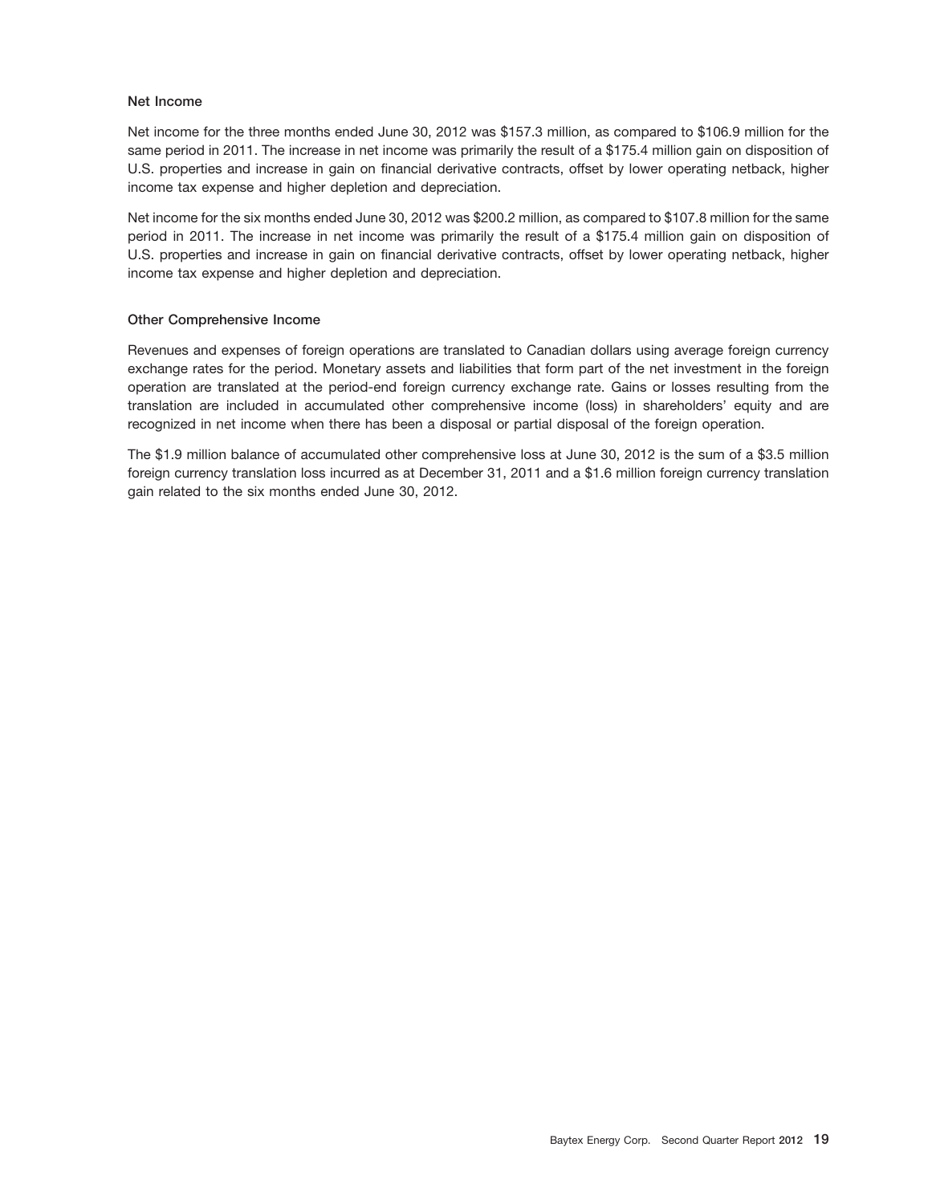### Net Income

Net income for the three months ended June 30, 2012 was $157.3 million, as compared to $106.9 million for the same period in 2011. The increase in net income was primarily the result of a $175.4 million gain on disposition of U.S. properties and increase in gain on financial derivative contracts, offset by lower operating netback, higher income tax expense and higher depletion and depreciation.

Net income for the six months ended June 30, 2012 was $200.2 million, as compared to $107.8 million for the same period in 2011. The increase in net income was primarily the result of a $175.4 million gain on disposition of U.S. properties and increase in gain on financial derivative contracts, offset by lower operating netback, higher income tax expense and higher depletion and depreciation.

### Other Comprehensive Income

Revenues and expenses of foreign operations are translated to Canadian dollars using average foreign currency exchange rates for the period. Monetary assets and liabilities that form part of the net investment in the foreign operation are translated at the period-end foreign currency exchange rate. Gains or losses resulting from the translation are included in accumulated other comprehensive income (loss) in shareholders' equity and are recognized in net income when there has been a disposal or partial disposal of the foreign operation.

The $1.9 million balance of accumulated other comprehensive loss at June 30, 2012 is the sum of a $3.5 million foreign currency translation loss incurred as at December 31, 2011 and a $1.6 million foreign currency translation gain related to the six months ended June 30, 2012.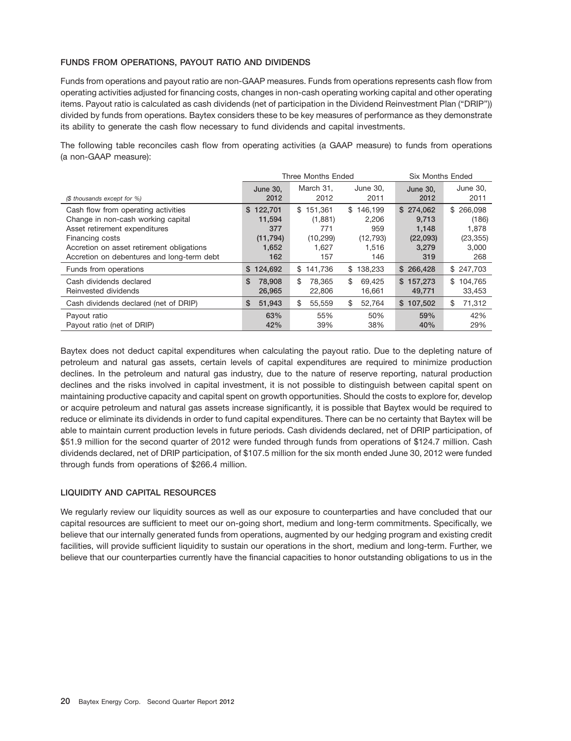### FUNDS FROM OPERATIONS, PAYOUT RATIO AND DIVIDENDS

Funds from operations and payout ratio are non-GAAP measures. Funds from operations represents cash flow from operating activities adjusted for financing costs, changes in non-cash operating working capital and other operating items. Payout ratio is calculated as cash dividends (net of participation in the Dividend Reinvestment Plan ("DRIP")) divided by funds from operations. Baytex considers these to be key measures of performance as they demonstrate its ability to generate the cash flow necessary to fund dividends and capital investments.

The following table reconciles cash flow from operating activities (a GAAP measure) to funds from operations (a non-GAAP measure):

| | Three Months Ended | | | Six Months Ended | |
|---|---|---|---|---|---|
| *($ thousands except for %)* | **June 30, 2012** | March 31, 2012 | June 30, 2011 | **June 30, 2012** | June 30, 2011 |
| Cash flow from operating activities | **$ 122,701** | $ 151,361 | $ 146,199 | **$ 274,062** | $ 266,098 |
| Change in non-cash working capital | **11,594** | (1,881) | 2,206 | **9,713** | (186) |
| Asset retirement expenditures | **377** | 771 | 959 | **1,148** | 1,878 |
| Financing costs | **(11,794)** | (10,299) | (12,793) | **(22,093)** | (23,355) |
| Accretion on asset retirement obligations | **1,652** | 1,627 | 1,516 | **3,279** | 3,000 |
| Accretion on debentures and long-term debt | **162** | 157 | 146 | **319** | 268 |
| Funds from operations | **$ 124,692** | $ 141,736 | $ 138,233 | **$ 266,428** | $ 247,703 |
| Cash dividends declared | **$ 78,908** | $ 78,365 | $ 69,425 | **$ 157,273** | $ 104,765 |
| Reinvested dividends | **26,965** | 22,806 | 16,661 | **49,771** | 33,453 |
| Cash dividends declared (net of DRIP) | **$ 51,943** | $ 55,559 | $ 52,764 | **$ 107,502** | $ 71,312 |
| Payout ratio | **63%** | 55% | 50% | **59%** | 42% |
| Payout ratio (net of DRIP) | **42%** | 39% | 38% | **40%** | 29% |

Baytex does not deduct capital expenditures when calculating the payout ratio. Due to the depleting nature of petroleum and natural gas assets, certain levels of capital expenditures are required to minimize production declines. In the petroleum and natural gas industry, due to the nature of reserve reporting, natural production declines and the risks involved in capital investment, it is not possible to distinguish between capital spent on maintaining productive capacity and capital spent on growth opportunities. Should the costs to explore for, develop or acquire petroleum and natural gas assets increase significantly, it is possible that Baytex would be required to reduce or eliminate its dividends in order to fund capital expenditures. There can be no certainty that Baytex will be able to maintain current production levels in future periods. Cash dividends declared, net of DRIP participation, of $51.9 million for the second quarter of 2012 were funded through funds from operations of $124.7 million. Cash dividends declared, net of DRIP participation, of $107.5 million for the six month ended June 30, 2012 were funded through funds from operations of $266.4 million.

### LIQUIDITY AND CAPITAL RESOURCES

We regularly review our liquidity sources as well as our exposure to counterparties and have concluded that our capital resources are sufficient to meet our on-going short, medium and long-term commitments. Specifically, we believe that our internally generated funds from operations, augmented by our hedging program and existing credit facilities, will provide sufficient liquidity to sustain our operations in the short, medium and long-term. Further, we believe that our counterparties currently have the financial capacities to honor outstanding obligations to us in the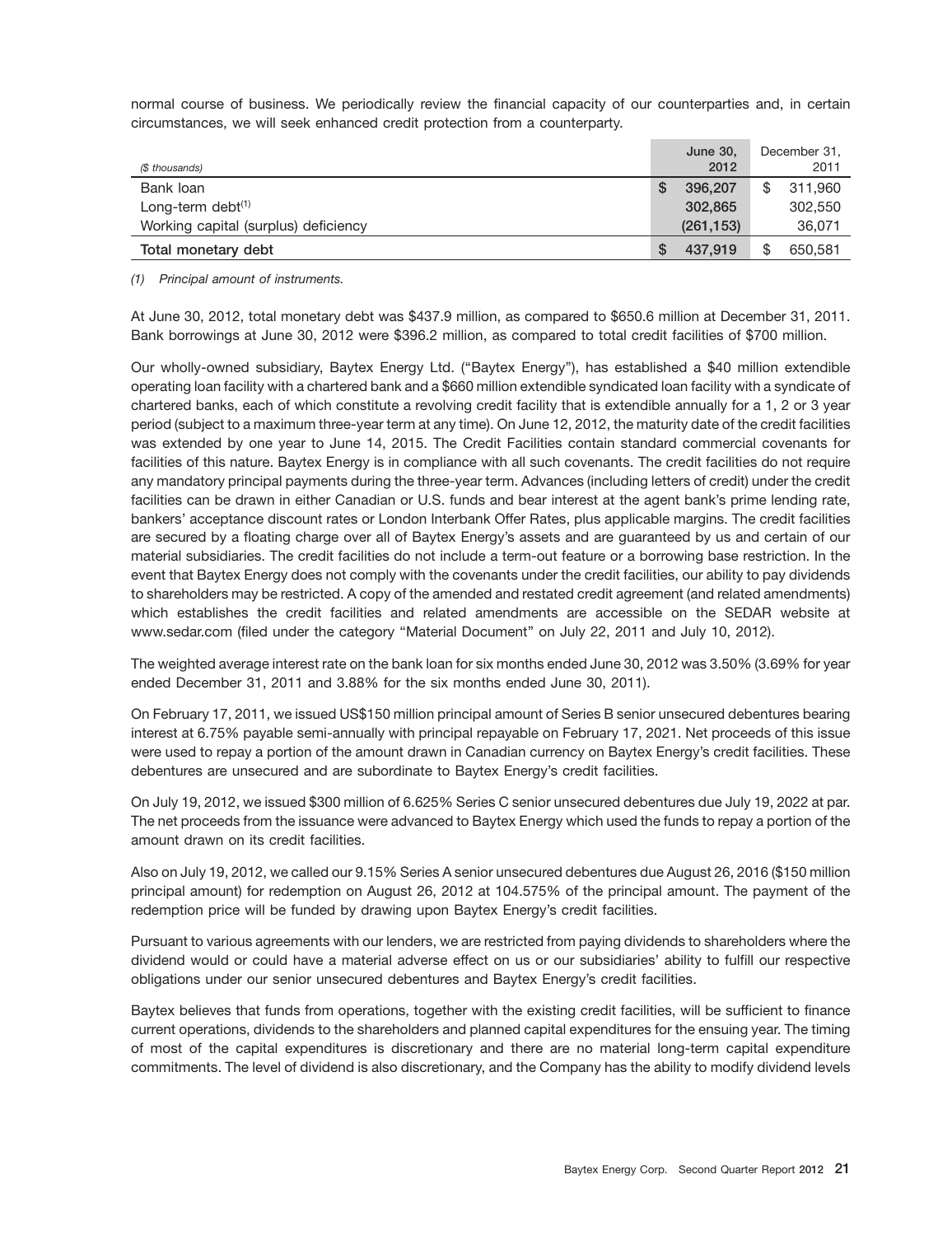normal course of business. We periodically review the financial capacity of our counterparties and, in certain circumstances, we will seek enhanced credit protection from a counterparty.

| ($ thousands) | June 30, 2012 | December 31, 2011 |
| --- | --- | --- |
| Bank loan | $ 396,207 | $ 311,960 |
| Long-term debt[(1)] | 302,865 | 302,550 |
| Working capital (surplus) deficiency | (261,153) | 36,071 |
| **Total monetary debt** | **$ 437,919** | **$ 650,581** |

*(1) Principal amount of instruments.*

At June 30, 2012, total monetary debt was $437.9 million, as compared to $650.6 million at December 31, 2011. Bank borrowings at June 30, 2012 were $396.2 million, as compared to total credit facilities of $700 million.

Our wholly-owned subsidiary, Baytex Energy Ltd. ("Baytex Energy"), has established a $40 million extendible operating loan facility with a chartered bank and a $660 million extendible syndicated loan facility with a syndicate of chartered banks, each of which constitute a revolving credit facility that is extendible annually for a 1, 2 or 3 year period (subject to a maximum three-year term at any time). On June 12, 2012, the maturity date of the credit facilities was extended by one year to June 14, 2015. The Credit Facilities contain standard commercial covenants for facilities of this nature. Baytex Energy is in compliance with all such covenants. The credit facilities do not require any mandatory principal payments during the three-year term. Advances (including letters of credit) under the credit facilities can be drawn in either Canadian or U.S. funds and bear interest at the agent bank's prime lending rate, bankers' acceptance discount rates or London Interbank Offer Rates, plus applicable margins. The credit facilities are secured by a floating charge over all of Baytex Energy's assets and are guaranteed by us and certain of our material subsidiaries. The credit facilities do not include a term-out feature or a borrowing base restriction. In the event that Baytex Energy does not comply with the covenants under the credit facilities, our ability to pay dividends to shareholders may be restricted. A copy of the amended and restated credit agreement (and related amendments) which establishes the credit facilities and related amendments are accessible on the SEDAR website at www.sedar.com (filed under the category "Material Document" on July 22, 2011 and July 10, 2012).

The weighted average interest rate on the bank loan for six months ended June 30, 2012 was 3.50% (3.69% for year ended December 31, 2011 and 3.88% for the six months ended June 30, 2011).

On February 17, 2011, we issued US$150 million principal amount of Series B senior unsecured debentures bearing interest at 6.75% payable semi-annually with principal repayable on February 17, 2021. Net proceeds of this issue were used to repay a portion of the amount drawn in Canadian currency on Baytex Energy's credit facilities. These debentures are unsecured and are subordinate to Baytex Energy's credit facilities.

On July 19, 2012, we issued $300 million of 6.625% Series C senior unsecured debentures due July 19, 2022 at par. The net proceeds from the issuance were advanced to Baytex Energy which used the funds to repay a portion of the amount drawn on its credit facilities.

Also on July 19, 2012, we called our 9.15% Series A senior unsecured debentures due August 26, 2016 ($150 million principal amount) for redemption on August 26, 2012 at 104.575% of the principal amount. The payment of the redemption price will be funded by drawing upon Baytex Energy's credit facilities.

Pursuant to various agreements with our lenders, we are restricted from paying dividends to shareholders where the dividend would or could have a material adverse effect on us or our subsidiaries' ability to fulfill our respective obligations under our senior unsecured debentures and Baytex Energy's credit facilities.

Baytex believes that funds from operations, together with the existing credit facilities, will be sufficient to finance current operations, dividends to the shareholders and planned capital expenditures for the ensuing year. The timing of most of the capital expenditures is discretionary and there are no material long-term capital expenditure commitments. The level of dividend is also discretionary, and the Company has the ability to modify dividend levels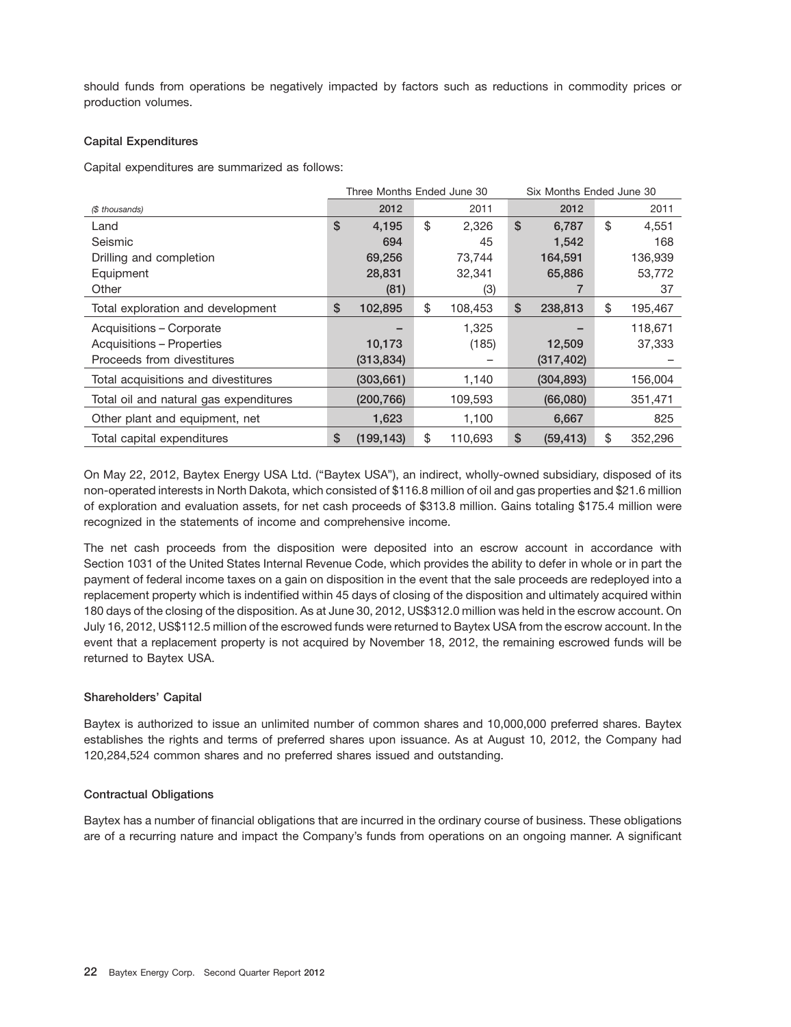should funds from operations be negatively impacted by factors such as reductions in commodity prices or production volumes.

### Capital Expenditures

Capital expenditures are summarized as follows:

| | Three Months Ended June 30 | | Six Months Ended June 30 | |
|---|---|---|---|---|
| *($ thousands)* | **2012** | 2011 | **2012** | 2011 |
| Land | **$ 4,195** | $ 2,326 | **$ 6,787** | $ 4,551 |
| Seismic | **694** | 45 | **1,542** | 168 |
| Drilling and completion | **69,256** | 73,744 | **164,591** | 136,939 |
| Equipment | **28,831** | 32,341 | **65,886** | 53,772 |
| Other | **(81)** | (3) | **7** | 37 |
| Total exploration and development | **$ 102,895** | $ 108,453 | **$ 238,813** | $ 195,467 |
| Acquisitions – Corporate | **–** | 1,325 | **–** | 118,671 |
| Acquisitions – Properties | **10,173** | (185) | **12,509** | 37,333 |
| Proceeds from divestitures | **(313,834)** | – | **(317,402)** | – |
| Total acquisitions and divestitures | **(303,661)** | 1,140 | **(304,893)** | 156,004 |
| Total oil and natural gas expenditures | **(200,766)** | 109,593 | **(66,080)** | 351,471 |
| Other plant and equipment, net | **1,623** | 1,100 | **6,667** | 825 |
| Total capital expenditures | **$ (199,143)** | $ 110,693 | **$ (59,413)** | $ 352,296 |

On May 22, 2012, Baytex Energy USA Ltd. ("Baytex USA"), an indirect, wholly-owned subsidiary, disposed of its non-operated interests in North Dakota, which consisted of $116.8 million of oil and gas properties and $21.6 million of exploration and evaluation assets, for net cash proceeds of $313.8 million. Gains totaling $175.4 million were recognized in the statements of income and comprehensive income.

The net cash proceeds from the disposition were deposited into an escrow account in accordance with Section 1031 of the United States Internal Revenue Code, which provides the ability to defer in whole or in part the payment of federal income taxes on a gain on disposition in the event that the sale proceeds are redeployed into a replacement property which is indentified within 45 days of closing of the disposition and ultimately acquired within 180 days of the closing of the disposition. As at June 30, 2012, US$312.0 million was held in the escrow account. On July 16, 2012, US$112.5 million of the escrowed funds were returned to Baytex USA from the escrow account. In the event that a replacement property is not acquired by November 18, 2012, the remaining escrowed funds will be returned to Baytex USA.

### Shareholders' Capital

Baytex is authorized to issue an unlimited number of common shares and 10,000,000 preferred shares. Baytex establishes the rights and terms of preferred shares upon issuance. As at August 10, 2012, the Company had 120,284,524 common shares and no preferred shares issued and outstanding.

### Contractual Obligations

Baytex has a number of financial obligations that are incurred in the ordinary course of business. These obligations are of a recurring nature and impact the Company's funds from operations on an ongoing manner. A significant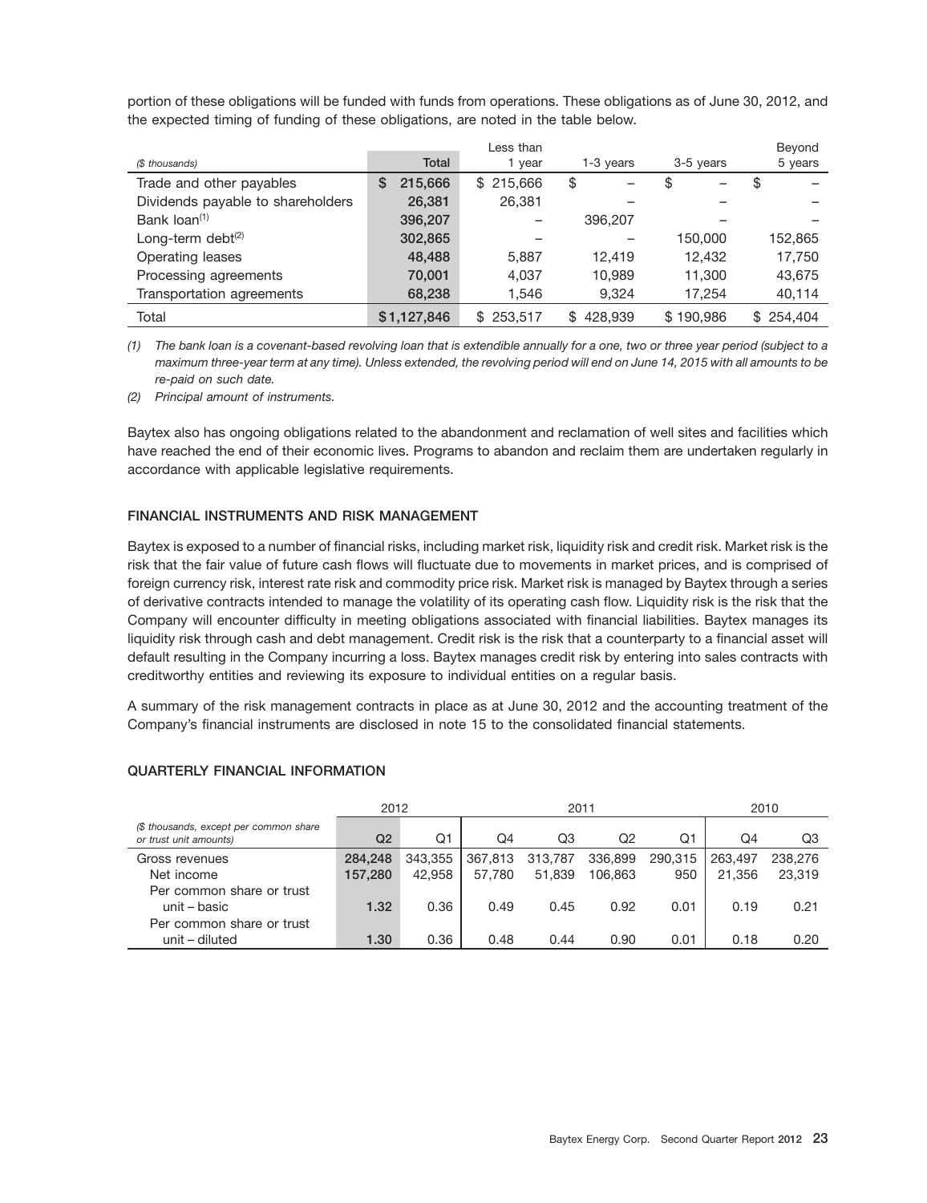portion of these obligations will be funded with funds from operations. These obligations as of June 30, 2012, and the expected timing of funding of these obligations, are noted in the table below.

| ($ thousands) | Total | Less than 1 year | 1-3 years | 3-5 years | Beyond 5 years |
|---|---|---|---|---|---|
| Trade and other payables | $ 215,666 | $ 215,666 | $ – | $ – | $ – |
| Dividends payable to shareholders | 26,381 | 26,381 | – | – | – |
| Bank loan[(1)] | 396,207 | – | 396,207 | – | – |
| Long-term debt[(2)] | 302,865 | – | – | 150,000 | 152,865 |
| Operating leases | 48,488 | 5,887 | 12,419 | 12,432 | 17,750 |
| Processing agreements | 70,001 | 4,037 | 10,989 | 11,300 | 43,675 |
| Transportation agreements | 68,238 | 1,546 | 9,324 | 17,254 | 40,114 |
| Total | $1,127,846 | $ 253,517 | $ 428,939 | $ 190,986 | $ 254,404 |

*(1) The bank loan is a covenant-based revolving loan that is extendible annually for a one, two or three year period (subject to a maximum three-year term at any time). Unless extended, the revolving period will end on June 14, 2015 with all amounts to be re-paid on such date.*

*(2) Principal amount of instruments.*

Baytex also has ongoing obligations related to the abandonment and reclamation of well sites and facilities which have reached the end of their economic lives. Programs to abandon and reclaim them are undertaken regularly in accordance with applicable legislative requirements.

## FINANCIAL INSTRUMENTS AND RISK MANAGEMENT

Baytex is exposed to a number of financial risks, including market risk, liquidity risk and credit risk. Market risk is the risk that the fair value of future cash flows will fluctuate due to movements in market prices, and is comprised of foreign currency risk, interest rate risk and commodity price risk. Market risk is managed by Baytex through a series of derivative contracts intended to manage the volatility of its operating cash flow. Liquidity risk is the risk that the Company will encounter difficulty in meeting obligations associated with financial liabilities. Baytex manages its liquidity risk through cash and debt management. Credit risk is the risk that a counterparty to a financial asset will default resulting in the Company incurring a loss. Baytex manages credit risk by entering into sales contracts with creditworthy entities and reviewing its exposure to individual entities on a regular basis.

A summary of the risk management contracts in place as at June 30, 2012 and the accounting treatment of the Company's financial instruments are disclosed in note 15 to the consolidated financial statements.

## QUARTERLY FINANCIAL INFORMATION

| | 2012 | | 2011 | | | | 2010 | |
|---|---|---|---|---|---|---|---|---|
| *($ thousands, except per common share or trust unit amounts)* | Q2 | Q1 | Q4 | Q3 | Q2 | Q1 | Q4 | Q3 |
| Gross revenues | 284,248 | 343,355 | 367,813 | 313,787 | 336,899 | 290,315 | 263,497 | 238,276 |
| Net income | 157,280 | 42,958 | 57,780 | 51,839 | 106,863 | 950 | 21,356 | 23,319 |
| Per common share or trust unit – basic | 1.32 | 0.36 | 0.49 | 0.45 | 0.92 | 0.01 | 0.19 | 0.21 |
| Per common share or trust unit – diluted | 1.30 | 0.36 | 0.48 | 0.44 | 0.90 | 0.01 | 0.18 | 0.20 |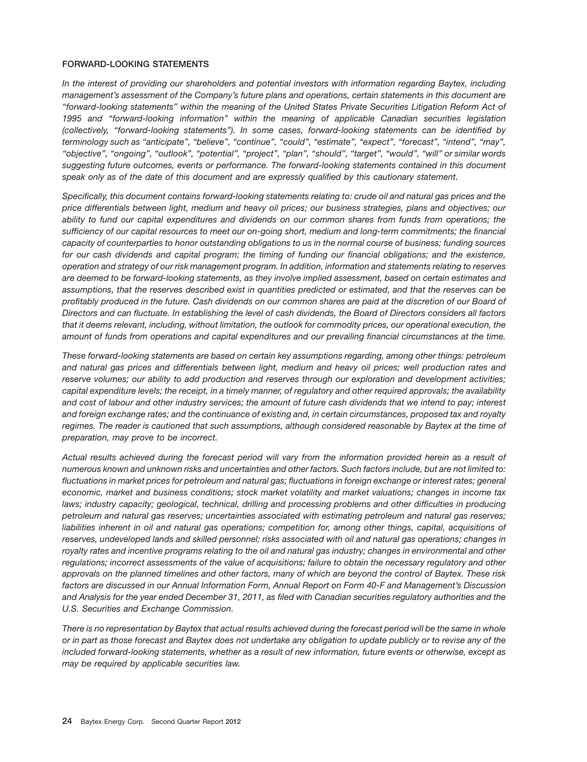## FORWARD-LOOKING STATEMENTS

*In the interest of providing our shareholders and potential investors with information regarding Baytex, including management's assessment of the Company's future plans and operations, certain statements in this document are "forward-looking statements" within the meaning of the United States Private Securities Litigation Reform Act of 1995 and "forward-looking information" within the meaning of applicable Canadian securities legislation (collectively, "forward-looking statements"). In some cases, forward-looking statements can be identified by terminology such as "anticipate", "believe", "continue", "could", "estimate", "expect", "forecast", "intend", "may", "objective", "ongoing", "outlook", "potential", "project", "plan", "should", "target", "would", "will" or similar words suggesting future outcomes, events or performance. The forward-looking statements contained in this document speak only as of the date of this document and are expressly qualified by this cautionary statement.*

*Specifically, this document contains forward-looking statements relating to: crude oil and natural gas prices and the price differentials between light, medium and heavy oil prices; our business strategies, plans and objectives; our ability to fund our capital expenditures and dividends on our common shares from funds from operations; the sufficiency of our capital resources to meet our on-going short, medium and long-term commitments; the financial capacity of counterparties to honor outstanding obligations to us in the normal course of business; funding sources for our cash dividends and capital program; the timing of funding our financial obligations; and the existence, operation and strategy of our risk management program. In addition, information and statements relating to reserves are deemed to be forward-looking statements, as they involve implied assessment, based on certain estimates and assumptions, that the reserves described exist in quantities predicted or estimated, and that the reserves can be profitably produced in the future. Cash dividends on our common shares are paid at the discretion of our Board of Directors and can fluctuate. In establishing the level of cash dividends, the Board of Directors considers all factors that it deems relevant, including, without limitation, the outlook for commodity prices, our operational execution, the amount of funds from operations and capital expenditures and our prevailing financial circumstances at the time.*

*These forward-looking statements are based on certain key assumptions regarding, among other things: petroleum and natural gas prices and differentials between light, medium and heavy oil prices; well production rates and reserve volumes; our ability to add production and reserves through our exploration and development activities; capital expenditure levels; the receipt, in a timely manner, of regulatory and other required approvals; the availability and cost of labour and other industry services; the amount of future cash dividends that we intend to pay; interest and foreign exchange rates; and the continuance of existing and, in certain circumstances, proposed tax and royalty regimes. The reader is cautioned that such assumptions, although considered reasonable by Baytex at the time of preparation, may prove to be incorrect.*

*Actual results achieved during the forecast period will vary from the information provided herein as a result of numerous known and unknown risks and uncertainties and other factors. Such factors include, but are not limited to: fluctuations in market prices for petroleum and natural gas; fluctuations in foreign exchange or interest rates; general economic, market and business conditions; stock market volatility and market valuations; changes in income tax laws; industry capacity; geological, technical, drilling and processing problems and other difficulties in producing petroleum and natural gas reserves; uncertainties associated with estimating petroleum and natural gas reserves; liabilities inherent in oil and natural gas operations; competition for, among other things, capital, acquisitions of reserves, undeveloped lands and skilled personnel; risks associated with oil and natural gas operations; changes in royalty rates and incentive programs relating to the oil and natural gas industry; changes in environmental and other regulations; incorrect assessments of the value of acquisitions; failure to obtain the necessary regulatory and other approvals on the planned timelines and other factors, many of which are beyond the control of Baytex. These risk factors are discussed in our Annual Information Form, Annual Report on Form 40-F and Management's Discussion and Analysis for the year ended December 31, 2011, as filed with Canadian securities regulatory authorities and the U.S. Securities and Exchange Commission.*

*There is no representation by Baytex that actual results achieved during the forecast period will be the same in whole or in part as those forecast and Baytex does not undertake any obligation to update publicly or to revise any of the included forward-looking statements, whether as a result of new information, future events or otherwise, except as may be required by applicable securities law.*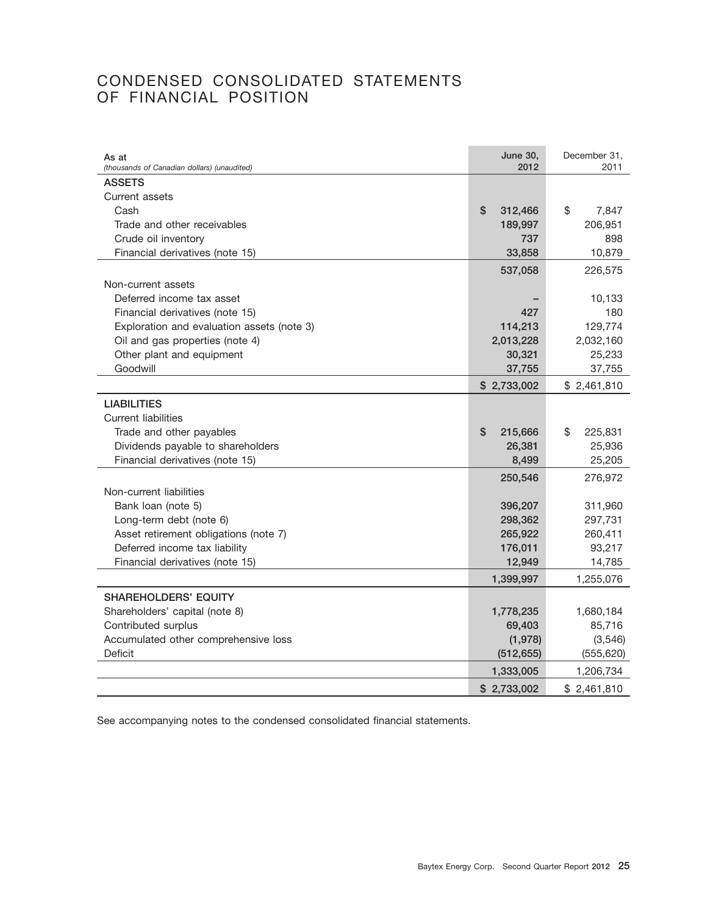# CONDENSED CONSOLIDATED STATEMENTS OF FINANCIAL POSITION

| As at<br>*(thousands of Canadian dollars) (unaudited)* | June 30, 2012 | December 31, 2011 |
|---|---|---|
| **ASSETS** | | |
| Current assets | | |
| Cash | $ 312,466 | $ 7,847 |
| Trade and other receivables | 189,997 | 206,951 |
| Crude oil inventory | 737 | 898 |
| Financial derivatives (note 15) | 33,858 | 10,879 |
| | 537,058 | 226,575 |
| Non-current assets | | |
| Deferred income tax asset | – | 10,133 |
| Financial derivatives (note 15) | 427 | 180 |
| Exploration and evaluation assets (note 3) | 114,213 | 129,774 |
| Oil and gas properties (note 4) | 2,013,228 | 2,032,160 |
| Other plant and equipment | 30,321 | 25,233 |
| Goodwill | 37,755 | 37,755 |
| | $ 2,733,002 | $ 2,461,810 |
| **LIABILITIES** | | |
| Current liabilities | | |
| Trade and other payables | $ 215,666 | $ 225,831 |
| Dividends payable to shareholders | 26,381 | 25,936 |
| Financial derivatives (note 15) | 8,499 | 25,205 |
| | 250,546 | 276,972 |
| Non-current liabilities | | |
| Bank loan (note 5) | 396,207 | 311,960 |
| Long-term debt (note 6) | 298,362 | 297,731 |
| Asset retirement obligations (note 7) | 265,922 | 260,411 |
| Deferred income tax liability | 176,011 | 93,217 |
| Financial derivatives (note 15) | 12,949 | 14,785 |
| | 1,399,997 | 1,255,076 |
| **SHAREHOLDERS' EQUITY** | | |
| Shareholders' capital (note 8) | 1,778,235 | 1,680,184 |
| Contributed surplus | 69,403 | 85,716 |
| Accumulated other comprehensive loss | (1,978) | (3,546) |
| Deficit | (512,655) | (555,620) |
| | 1,333,005 | 1,206,734 |
| | $ 2,733,002 | $ 2,461,810 |

See accompanying notes to the condensed consolidated financial statements.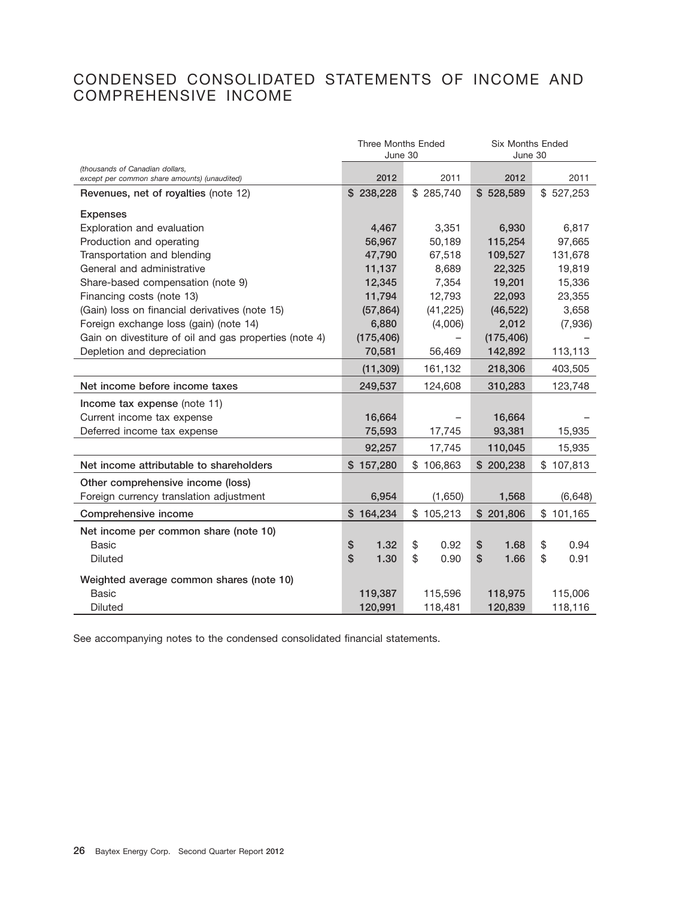# CONDENSED CONSOLIDATED STATEMENTS OF INCOME AND COMPREHENSIVE INCOME

| *(thousands of Canadian dollars, except per common share amounts) (unaudited)* | Three Months Ended June 30 | | Six Months Ended June 30 | |
|---|---|---|---|---|
| | **2012** | 2011 | **2012** | 2011 |
| **Revenues, net of royalties** (note 12) | **$ 238,228** | $ 285,740 | **$ 528,589** | $ 527,253 |
| **Expenses** | | | | |
| Exploration and evaluation | **4,467** | 3,351 | **6,930** | 6,817 |
| Production and operating | **56,967** | 50,189 | **115,254** | 97,665 |
| Transportation and blending | **47,790** | 67,518 | **109,527** | 131,678 |
| General and administrative | **11,137** | 8,689 | **22,325** | 19,819 |
| Share-based compensation (note 9) | **12,345** | 7,354 | **19,201** | 15,336 |
| Financing costs (note 13) | **11,794** | 12,793 | **22,093** | 23,355 |
| (Gain) loss on financial derivatives (note 15) | **(57,864)** | (41,225) | **(46,522)** | 3,658 |
| Foreign exchange loss (gain) (note 14) | **6,880** | (4,006) | **2,012** | (7,936) |
| Gain on divestiture of oil and gas properties (note 4) | **(175,406)** | – | **(175,406)** | – |
| Depletion and depreciation | **70,581** | 56,469 | **142,892** | 113,113 |
| | **(11,309)** | 161,132 | **218,306** | 403,505 |
| **Net income before income taxes** | **249,537** | 124,608 | **310,283** | 123,748 |
| **Income tax expense** (note 11) | | | | |
| Current income tax expense | **16,664** | – | **16,664** | – |
| Deferred income tax expense | **75,593** | 17,745 | **93,381** | 15,935 |
| | **92,257** | 17,745 | **110,045** | 15,935 |
| **Net income attributable to shareholders** | **$ 157,280** | $ 106,863 | **$ 200,238** | $ 107,813 |
| **Other comprehensive income (loss)** | | | | |
| Foreign currency translation adjustment | **6,954** | (1,650) | **1,568** | (6,648) |
| **Comprehensive income** | **$ 164,234** | $ 105,213 | **$ 201,806** | $ 101,165 |
| **Net income per common share (note 10)** | | | | |
| Basic | **$ 1.32** | $ 0.92 | **$ 1.68** | $ 0.94 |
| Diluted | **$ 1.30** | $ 0.90 | **$ 1.66** | $ 0.91 |
| **Weighted average common shares (note 10)** | | | | |
| Basic | **119,387** | 115,596 | **118,975** | 115,006 |
| Diluted | **120,991** | 118,481 | **120,839** | 118,116 |

See accompanying notes to the condensed consolidated financial statements.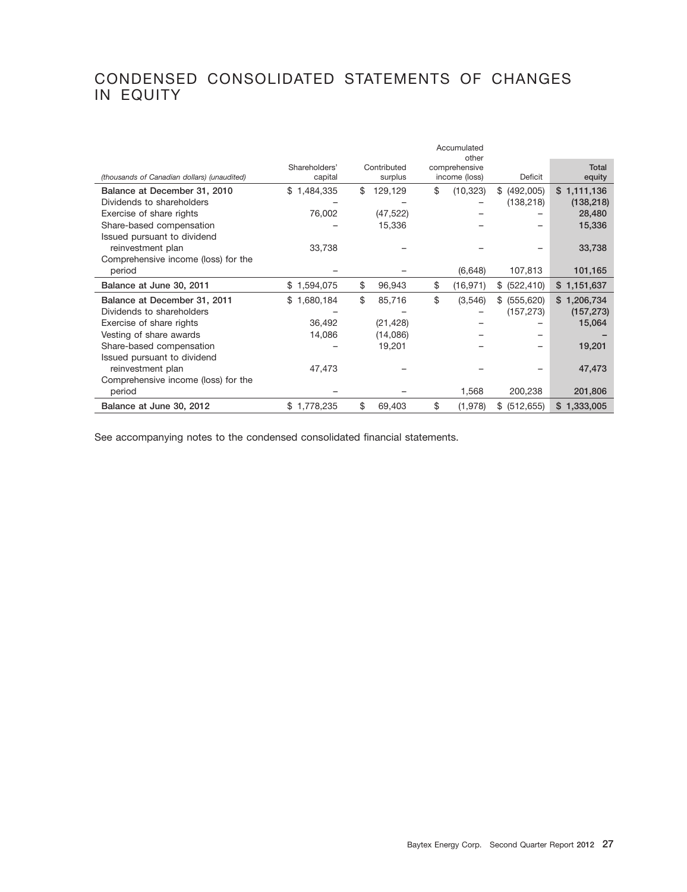# CONDENSED CONSOLIDATED STATEMENTS OF CHANGES IN EQUITY

| *(thousands of Canadian dollars) (unaudited)* | Shareholders' capital | Contributed surplus | Accumulated other comprehensive income (loss) | Deficit | Total equity |
|---|---|---|---|---|---|
| **Balance at December 31, 2010** | $ 1,484,335 | $ 129,129 | $ (10,323) | $ (492,005) | **$ 1,111,136** |
| Dividends to shareholders | – | – | – | (138,218) | **(138,218)** |
| Exercise of share rights | 76,002 | (47,522) | – | – | **28,480** |
| Share-based compensation | – | 15,336 | – | – | **15,336** |
| Issued pursuant to dividend reinvestment plan | 33,738 | – | – | – | **33,738** |
| Comprehensive income (loss) for the period | – | – | (6,648) | 107,813 | **101,165** |
| **Balance at June 30, 2011** | $ 1,594,075 | $ 96,943 | $ (16,971) | $ (522,410) | **$ 1,151,637** |
| **Balance at December 31, 2011** | $ 1,680,184 | $ 85,716 | $ (3,546) | $ (555,620) | **$ 1,206,734** |
| Dividends to shareholders | – | – | – | (157,273) | **(157,273)** |
| Exercise of share rights | 36,492 | (21,428) | – | – | **15,064** |
| Vesting of share awards | 14,086 | (14,086) | – | – | **–** |
| Share-based compensation | – | 19,201 | – | – | **19,201** |
| Issued pursuant to dividend reinvestment plan | 47,473 | – | – | – | **47,473** |
| Comprehensive income (loss) for the period | – | – | 1,568 | 200,238 | **201,806** |
| **Balance at June 30, 2012** | $ 1,778,235 | $ 69,403 | $ (1,978) | $ (512,655) | **$ 1,333,005** |

See accompanying notes to the condensed consolidated financial statements.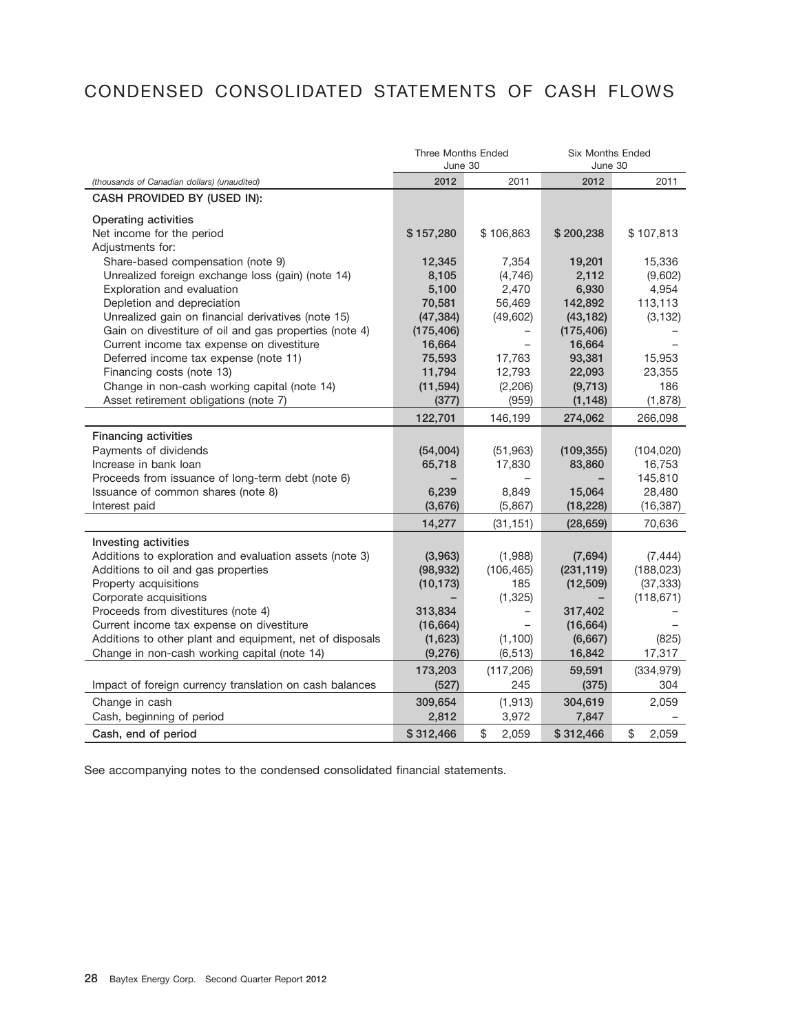# CONDENSED CONSOLIDATED STATEMENTS OF CASH FLOWS

| | Three Months Ended June 30 | | Six Months Ended June 30 | |
|---|---|---|---|---|
| *(thousands of Canadian dollars) (unaudited)* | **2012** | 2011 | **2012** | 2011 |
| **CASH PROVIDED BY (USED IN):** | | | | |
| **Operating activities** | | | | |
| Net income for the period | **$ 157,280** | $ 106,863 | **$ 200,238** | $ 107,813 |
| Adjustments for: | | | | |
| Share-based compensation (note 9) | **12,345** | 7,354 | **19,201** | 15,336 |
| Unrealized foreign exchange loss (gain) (note 14) | **8,105** | (4,746) | **2,112** | (9,602) |
| Exploration and evaluation | **5,100** | 2,470 | **6,930** | 4,954 |
| Depletion and depreciation | **70,581** | 56,469 | **142,892** | 113,113 |
| Unrealized gain on financial derivatives (note 15) | **(47,384)** | (49,602) | **(43,182)** | (3,132) |
| Gain on divestiture of oil and gas properties (note 4) | **(175,406)** | – | **(175,406)** | – |
| Current income tax expense on divestiture | **16,664** | – | **16,664** | – |
| Deferred income tax expense (note 11) | **75,593** | 17,763 | **93,381** | 15,953 |
| Financing costs (note 13) | **11,794** | 12,793 | **22,093** | 23,355 |
| Change in non-cash working capital (note 14) | **(11,594)** | (2,206) | **(9,713)** | 186 |
| Asset retirement obligations (note 7) | **(377)** | (959) | **(1,148)** | (1,878) |
| | **122,701** | 146,199 | **274,062** | 266,098 |
| **Financing activities** | | | | |
| Payments of dividends | **(54,004)** | (51,963) | **(109,355)** | (104,020) |
| Increase in bank loan | **65,718** | 17,830 | **83,860** | 16,753 |
| Proceeds from issuance of long-term debt (note 6) | **–** | – | **–** | 145,810 |
| Issuance of common shares (note 8) | **6,239** | 8,849 | **15,064** | 28,480 |
| Interest paid | **(3,676)** | (5,867) | **(18,228)** | (16,387) |
| | **14,277** | (31,151) | **(28,659)** | 70,636 |
| **Investing activities** | | | | |
| Additions to exploration and evaluation assets (note 3) | **(3,963)** | (1,988) | **(7,694)** | (7,444) |
| Additions to oil and gas properties | **(98,932)** | (106,465) | **(231,119)** | (188,023) |
| Property acquisitions | **(10,173)** | 185 | **(12,509)** | (37,333) |
| Corporate acquisitions | **–** | (1,325) | **–** | (118,671) |
| Proceeds from divestitures (note 4) | **313,834** | – | **317,402** | – |
| Current income tax expense on divestiture | **(16,664)** | – | **(16,664)** | – |
| Additions to other plant and equipment, net of disposals | **(1,623)** | (1,100) | **(6,667)** | (825) |
| Change in non-cash working capital (note 14) | **(9,276)** | (6,513) | **16,842** | 17,317 |
| | **173,203** | (117,206) | **59,591** | (334,979) |
| Impact of foreign currency translation on cash balances | **(527)** | 245 | **(375)** | 304 |
| Change in cash | **309,654** | (1,913) | **304,619** | 2,059 |
| Cash, beginning of period | **2,812** | 3,972 | **7,847** | – |
| **Cash, end of period** | **$ 312,466** | $ 2,059 | **$ 312,466** | $ 2,059 |

See accompanying notes to the condensed consolidated financial statements.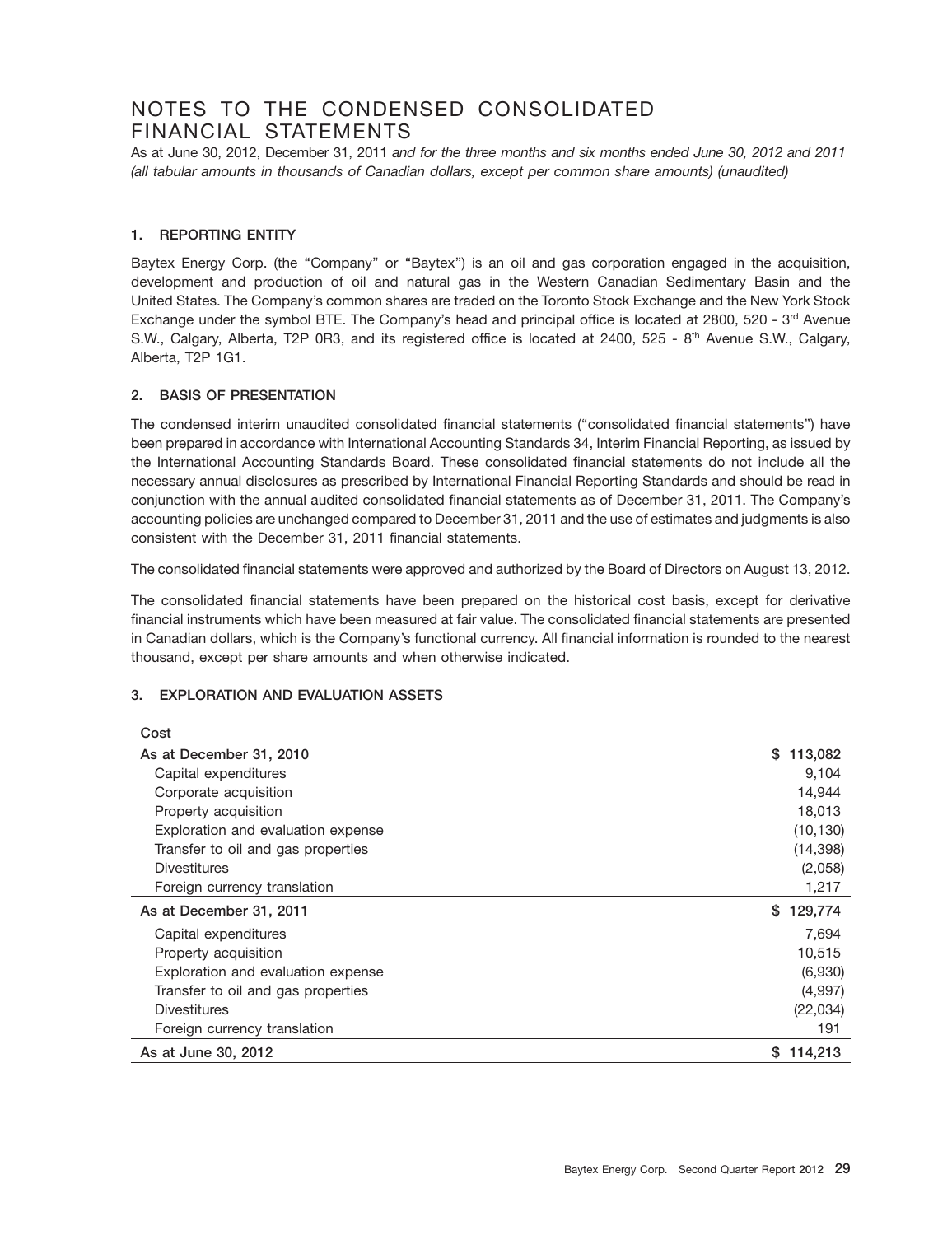# NOTES TO THE CONDENSED CONSOLIDATED FINANCIAL STATEMENTS

As at June 30, 2012, December 31, 2011 *and for the three months and six months ended June 30, 2012 and 2011 (all tabular amounts in thousands of Canadian dollars, except per common share amounts) (unaudited)*

## 1. REPORTING ENTITY

Baytex Energy Corp. (the "Company" or "Baytex") is an oil and gas corporation engaged in the acquisition, development and production of oil and natural gas in the Western Canadian Sedimentary Basin and the United States. The Company's common shares are traded on the Toronto Stock Exchange and the New York Stock Exchange under the symbol BTE. The Company's head and principal office is located at 2800, 520 - 3rd Avenue S.W., Calgary, Alberta, T2P 0R3, and its registered office is located at 2400, 525 - 8th Avenue S.W., Calgary, Alberta, T2P 1G1.

## 2. BASIS OF PRESENTATION

The condensed interim unaudited consolidated financial statements ("consolidated financial statements") have been prepared in accordance with International Accounting Standards 34, Interim Financial Reporting, as issued by the International Accounting Standards Board. These consolidated financial statements do not include all the necessary annual disclosures as prescribed by International Financial Reporting Standards and should be read in conjunction with the annual audited consolidated financial statements as of December 31, 2011. The Company's accounting policies are unchanged compared to December 31, 2011 and the use of estimates and judgments is also consistent with the December 31, 2011 financial statements.

The consolidated financial statements were approved and authorized by the Board of Directors on August 13, 2012.

The consolidated financial statements have been prepared on the historical cost basis, except for derivative financial instruments which have been measured at fair value. The consolidated financial statements are presented in Canadian dollars, which is the Company's functional currency. All financial information is rounded to the nearest thousand, except per share amounts and when otherwise indicated.

## 3. EXPLORATION AND EVALUATION ASSETS

| Cost | |
|---|---|
| As at December 31, 2010 | $ 113,082 |
| Capital expenditures | 9,104 |
| Corporate acquisition | 14,944 |
| Property acquisition | 18,013 |
| Exploration and evaluation expense | (10,130) |
| Transfer to oil and gas properties | (14,398) |
| Divestitures | (2,058) |
| Foreign currency translation | 1,217 |
| As at December 31, 2011 | $ 129,774 |
| Capital expenditures | 7,694 |
| Property acquisition | 10,515 |
| Exploration and evaluation expense | (6,930) |
| Transfer to oil and gas properties | (4,997) |
| Divestitures | (22,034) |
| Foreign currency translation | 191 |
| As at June 30, 2012 | $ 114,213 |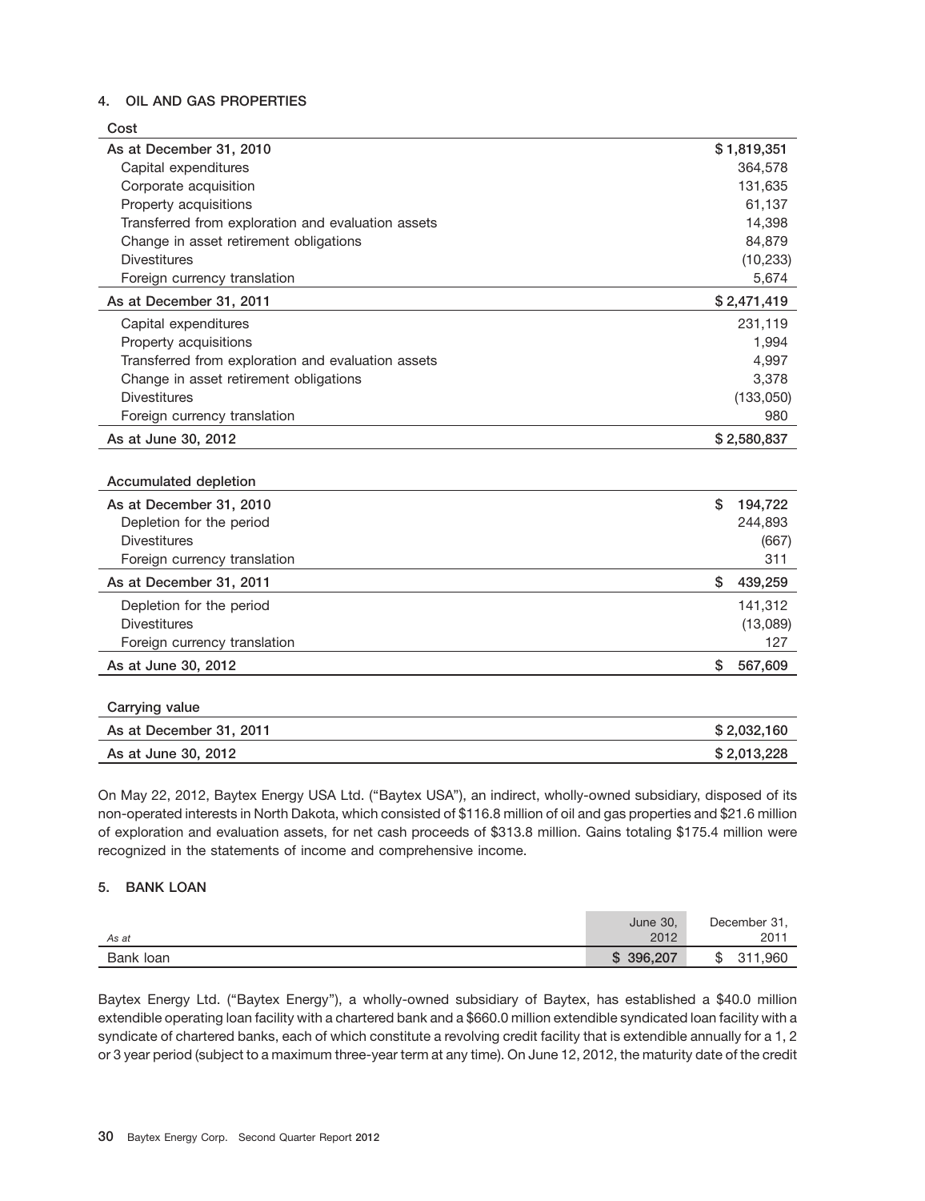## 4. OIL AND GAS PROPERTIES

| Cost | |
|---|---|
| As at December 31, 2010 | $ 1,819,351 |
| Capital expenditures | 364,578 |
| Corporate acquisition | 131,635 |
| Property acquisitions | 61,137 |
| Transferred from exploration and evaluation assets | 14,398 |
| Change in asset retirement obligations | 84,879 |
| Divestitures | (10,233) |
| Foreign currency translation | 5,674 |
| As at December 31, 2011 | $ 2,471,419 |
| Capital expenditures | 231,119 |
| Property acquisitions | 1,994 |
| Transferred from exploration and evaluation assets | 4,997 |
| Change in asset retirement obligations | 3,378 |
| Divestitures | (133,050) |
| Foreign currency translation | 980 |
| As at June 30, 2012 | $ 2,580,837 |

| Accumulated depletion | |
|---|---|
| As at December 31, 2010 | $ 194,722 |
| Depletion for the period | 244,893 |
| Divestitures | (667) |
| Foreign currency translation | 311 |
| As at December 31, 2011 | $ 439,259 |
| Depletion for the period | 141,312 |
| Divestitures | (13,089) |
| Foreign currency translation | 127 |
| As at June 30, 2012 | $ 567,609 |

| Carrying value | |
|---|---|
| As at December 31, 2011 | $ 2,032,160 |
| As at June 30, 2012 | $ 2,013,228 |

On May 22, 2012, Baytex Energy USA Ltd. ("Baytex USA"), an indirect, wholly-owned subsidiary, disposed of its non-operated interests in North Dakota, which consisted of $116.8 million of oil and gas properties and $21.6 million of exploration and evaluation assets, for net cash proceeds of $313.8 million. Gains totaling $175.4 million were recognized in the statements of income and comprehensive income.

## 5. BANK LOAN

| *As at* | June 30, 2012 | December 31, 2011 |
|---|---|---|
| Bank loan | $ 396,207 | $ 311,960 |

Baytex Energy Ltd. ("Baytex Energy"), a wholly-owned subsidiary of Baytex, has established a $40.0 million extendible operating loan facility with a chartered bank and a $660.0 million extendible syndicated loan facility with a syndicate of chartered banks, each of which constitute a revolving credit facility that is extendible annually for a 1, 2 or 3 year period (subject to a maximum three-year term at any time). On June 12, 2012, the maturity date of the credit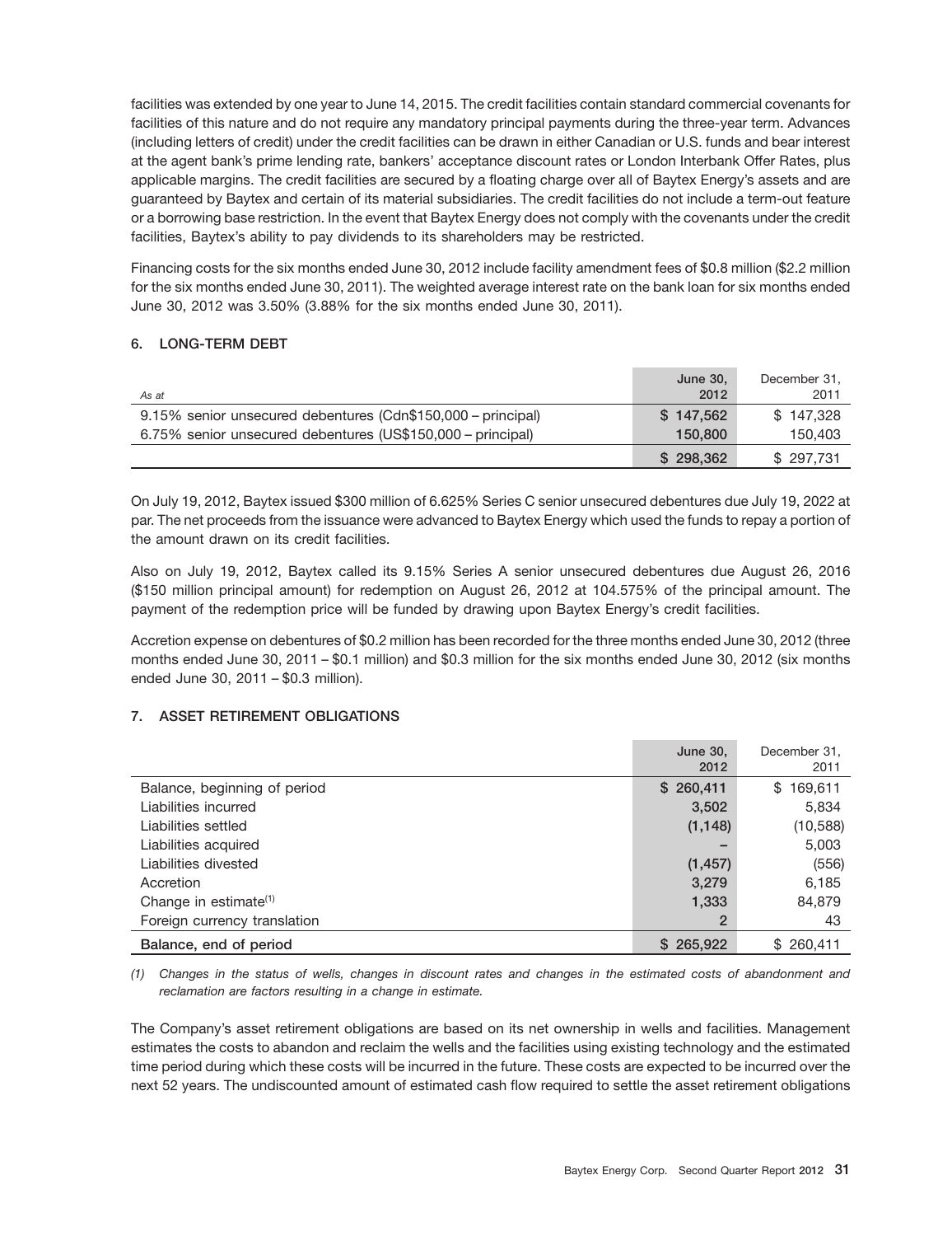facilities was extended by one year to June 14, 2015. The credit facilities contain standard commercial covenants for facilities of this nature and do not require any mandatory principal payments during the three-year term. Advances (including letters of credit) under the credit facilities can be drawn in either Canadian or U.S. funds and bear interest at the agent bank's prime lending rate, bankers' acceptance discount rates or London Interbank Offer Rates, plus applicable margins. The credit facilities are secured by a floating charge over all of Baytex Energy's assets and are guaranteed by Baytex and certain of its material subsidiaries. The credit facilities do not include a term-out feature or a borrowing base restriction. In the event that Baytex Energy does not comply with the covenants under the credit facilities, Baytex's ability to pay dividends to its shareholders may be restricted.

Financing costs for the six months ended June 30, 2012 include facility amendment fees of $0.8 million ($2.2 million for the six months ended June 30, 2011). The weighted average interest rate on the bank loan for six months ended June 30, 2012 was 3.50% (3.88% for the six months ended June 30, 2011).

## 6. LONG-TERM DEBT

| *As at* | June 30, 2012 | December 31, 2011 |
|---|---|---|
| 9.15% senior unsecured debentures (Cdn$150,000 – principal) | $ 147,562 | $ 147,328 |
| 6.75% senior unsecured debentures (US$150,000 – principal) | 150,800 | 150,403 |
| | $ 298,362 | $ 297,731 |

On July 19, 2012, Baytex issued $300 million of 6.625% Series C senior unsecured debentures due July 19, 2022 at par. The net proceeds from the issuance were advanced to Baytex Energy which used the funds to repay a portion of the amount drawn on its credit facilities.

Also on July 19, 2012, Baytex called its 9.15% Series A senior unsecured debentures due August 26, 2016 ($150 million principal amount) for redemption on August 26, 2012 at 104.575% of the principal amount. The payment of the redemption price will be funded by drawing upon Baytex Energy's credit facilities.

Accretion expense on debentures of $0.2 million has been recorded for the three months ended June 30, 2012 (three months ended June 30, 2011 – $0.1 million) and $0.3 million for the six months ended June 30, 2012 (six months ended June 30, 2011 – $0.3 million).

## 7. ASSET RETIREMENT OBLIGATIONS

| | June 30, 2012 | December 31, 2011 |
|---|---|---|
| Balance, beginning of period | $ 260,411 | $ 169,611 |
| Liabilities incurred | 3,502 | 5,834 |
| Liabilities settled | (1,148) | (10,588) |
| Liabilities acquired | – | 5,003 |
| Liabilities divested | (1,457) | (556) |
| Accretion | 3,279 | 6,185 |
| Change in estimate[1] | 1,333 | 84,879 |
| Foreign currency translation | 2 | 43 |
| **Balance, end of period** | $ 265,922 | $ 260,411 |

*(1) Changes in the status of wells, changes in discount rates and changes in the estimated costs of abandonment and reclamation are factors resulting in a change in estimate.*

The Company's asset retirement obligations are based on its net ownership in wells and facilities. Management estimates the costs to abandon and reclaim the wells and the facilities using existing technology and the estimated time period during which these costs will be incurred in the future. These costs are expected to be incurred over the next 52 years. The undiscounted amount of estimated cash flow required to settle the asset retirement obligations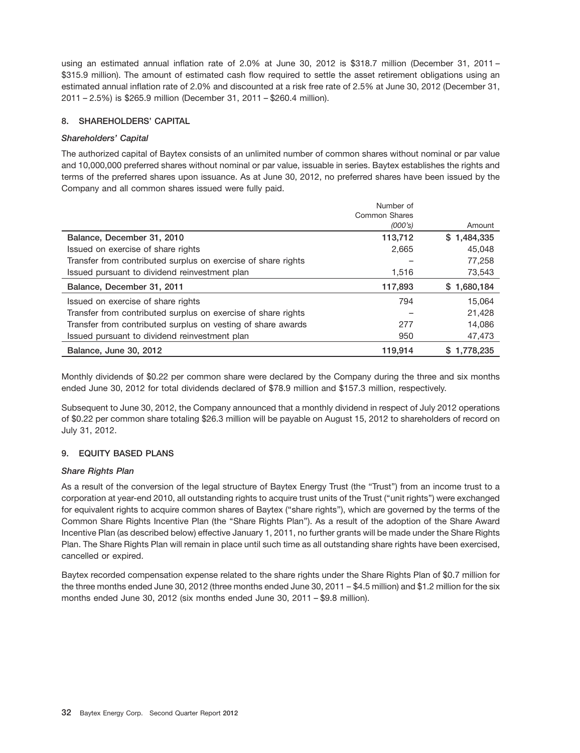using an estimated annual inflation rate of 2.0% at June 30, 2012 is $318.7 million (December 31, 2011 – $315.9 million). The amount of estimated cash flow required to settle the asset retirement obligations using an estimated annual inflation rate of 2.0% and discounted at a risk free rate of 2.5% at June 30, 2012 (December 31, 2011 – 2.5%) is $265.9 million (December 31, 2011 – $260.4 million).

## 8. SHAREHOLDERS' CAPITAL

### *Shareholders' Capital*

The authorized capital of Baytex consists of an unlimited number of common shares without nominal or par value and 10,000,000 preferred shares without nominal or par value, issuable in series. Baytex establishes the rights and terms of the preferred shares upon issuance. As at June 30, 2012, no preferred shares have been issued by the Company and all common shares issued were fully paid.

| | Number of Common Shares *(000's)* | Amount |
|---|---|---|
| **Balance, December 31, 2010** | **113,712** | **$ 1,484,335** |
| Issued on exercise of share rights | 2,665 | 45,048 |
| Transfer from contributed surplus on exercise of share rights | – | 77,258 |
| Issued pursuant to dividend reinvestment plan | 1,516 | 73,543 |
| **Balance, December 31, 2011** | **117,893** | **$ 1,680,184** |
| Issued on exercise of share rights | 794 | 15,064 |
| Transfer from contributed surplus on exercise of share rights | – | 21,428 |
| Transfer from contributed surplus on vesting of share awards | 277 | 14,086 |
| Issued pursuant to dividend reinvestment plan | 950 | 47,473 |
| **Balance, June 30, 2012** | **119,914** | **$ 1,778,235** |

Monthly dividends of $0.22 per common share were declared by the Company during the three and six months ended June 30, 2012 for total dividends declared of $78.9 million and $157.3 million, respectively.

Subsequent to June 30, 2012, the Company announced that a monthly dividend in respect of July 2012 operations of $0.22 per common share totaling $26.3 million will be payable on August 15, 2012 to shareholders of record on July 31, 2012.

## 9. EQUITY BASED PLANS

### *Share Rights Plan*

As a result of the conversion of the legal structure of Baytex Energy Trust (the "Trust") from an income trust to a corporation at year-end 2010, all outstanding rights to acquire trust units of the Trust ("unit rights") were exchanged for equivalent rights to acquire common shares of Baytex ("share rights"), which are governed by the terms of the Common Share Rights Incentive Plan (the "Share Rights Plan"). As a result of the adoption of the Share Award Incentive Plan (as described below) effective January 1, 2011, no further grants will be made under the Share Rights Plan. The Share Rights Plan will remain in place until such time as all outstanding share rights have been exercised, cancelled or expired.

Baytex recorded compensation expense related to the share rights under the Share Rights Plan of $0.7 million for the three months ended June 30, 2012 (three months ended June 30, 2011 – $4.5 million) and $1.2 million for the six months ended June 30, 2012 (six months ended June 30, 2011 – $9.8 million).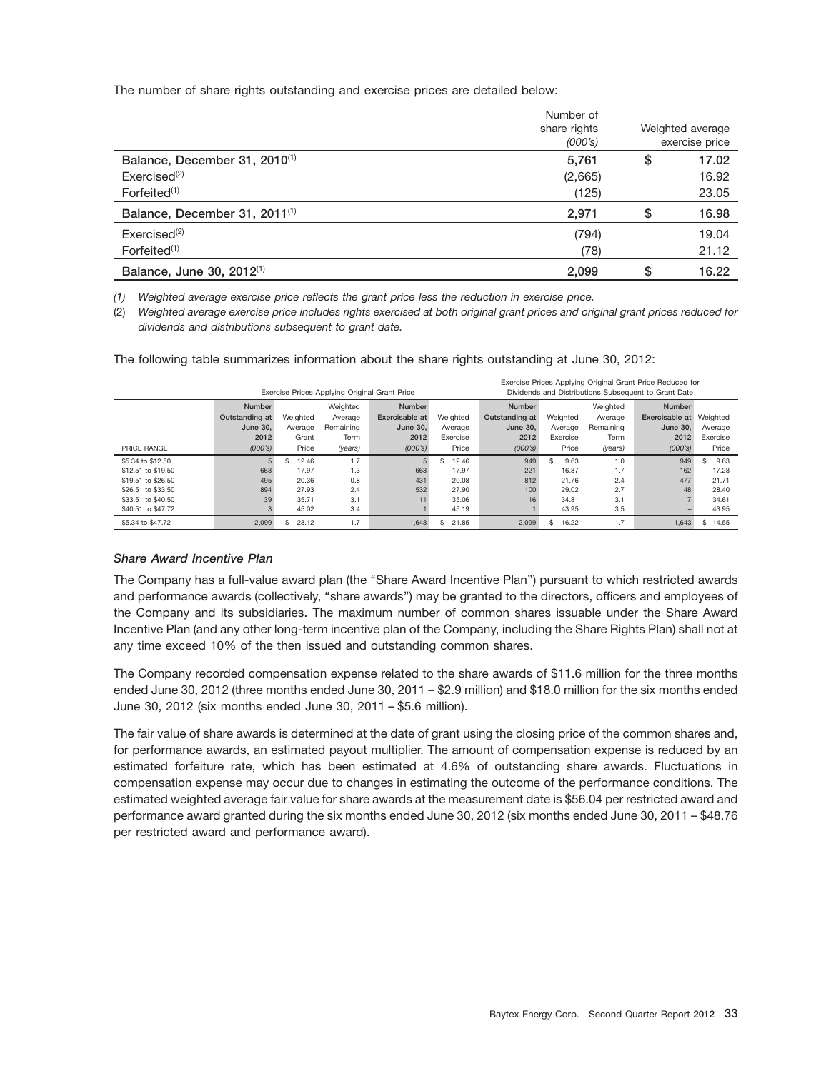The number of share rights outstanding and exercise prices are detailed below:

| | Number of share rights *(000's)* | Weighted average exercise price |
|---|---|---|
| **Balance, December 31, 2010[(1)]** | **5,761** | **$ 17.02** |
| Exercised[(2)] | (2,665) | 16.92 |
| Forfeited[(1)] | (125) | 23.05 |
| **Balance, December 31, 2011[(1)]** | **2,971** | **$ 16.98** |
| Exercised[(2)] | (794) | 19.04 |
| Forfeited[(1)] | (78) | 21.12 |
| **Balance, June 30, 2012[(1)]** | **2,099** | **$ 16.22** |

*(1) Weighted average exercise price reflects the grant price less the reduction in exercise price.*

*(2) Weighted average exercise price includes rights exercised at both original grant prices and original grant prices reduced for dividends and distributions subsequent to grant date.*

The following table summarizes information about the share rights outstanding at June 30, 2012:

| | Exercise Prices Applying Original Grant Price | | | | | Exercise Prices Applying Original Grant Price Reduced for Dividends and Distributions Subsequent to Grant Date | | | | |
|---|---|---|---|---|---|---|---|---|---|---|
| PRICE RANGE | Number Outstanding at June 30, 2012 *(000's)* | Weighted Average Grant Price | Weighted Average Remaining Term *(years)* | Number Exercisable at June 30, 2012 *(000's)* | Weighted Average Exercise Price | Number Outstanding at June 30, 2012 *(000's)* | Weighted Average Exercise Price | Weighted Average Remaining Term *(years)* | Number Exercisable at June 30, 2012 *(000's)* | Weighted Average Exercise Price |
| $5.34 to $12.50 | 5 | $ 12.46 | 1.7 | 5 | $ 12.46 | 949 | $ 9.63 | 1.0 | 949 | $ 9.63 |
| $12.51 to $19.50 | 663 | 17.97 | 1.3 | 663 | 17.97 | 221 | 16.87 | 1.7 | 162 | 17.28 |
| $19.51 to $26.50 | 495 | 20.36 | 0.8 | 431 | 20.08 | 812 | 21.76 | 2.4 | 477 | 21.71 |
| $26.51 to $33.50 | 894 | 27.93 | 2.4 | 532 | 27.90 | 100 | 29.02 | 2.7 | 48 | 28.40 |
| $33.51 to $40.50 | 39 | 35.71 | 3.1 | 11 | 35.06 | 16 | 34.81 | 3.1 | 7 | 34.61 |
| $40.51 to $47.72 | 3 | 45.02 | 3.4 | 1 | 45.19 | 1 | 43.95 | 3.5 | – | 43.95 |
| $5.34 to $47.72 | 2,099 | $ 23.12 | 1.7 | 1,643 | $ 21.85 | 2,099 | $ 16.22 | 1.7 | 1,643 | $ 14.55 |

### *Share Award Incentive Plan*

The Company has a full-value award plan (the "Share Award Incentive Plan") pursuant to which restricted awards and performance awards (collectively, "share awards") may be granted to the directors, officers and employees of the Company and its subsidiaries. The maximum number of common shares issuable under the Share Award Incentive Plan (and any other long-term incentive plan of the Company, including the Share Rights Plan) shall not at any time exceed 10% of the then issued and outstanding common shares.

The Company recorded compensation expense related to the share awards of $11.6 million for the three months ended June 30, 2012 (three months ended June 30, 2011 – $2.9 million) and $18.0 million for the six months ended June 30, 2012 (six months ended June 30, 2011 – $5.6 million).

The fair value of share awards is determined at the date of grant using the closing price of the common shares and, for performance awards, an estimated payout multiplier. The amount of compensation expense is reduced by an estimated forfeiture rate, which has been estimated at 4.6% of outstanding share awards. Fluctuations in compensation expense may occur due to changes in estimating the outcome of the performance conditions. The estimated weighted average fair value for share awards at the measurement date is $56.04 per restricted award and performance award granted during the six months ended June 30, 2012 (six months ended June 30, 2011 – $48.76 per restricted award and performance award).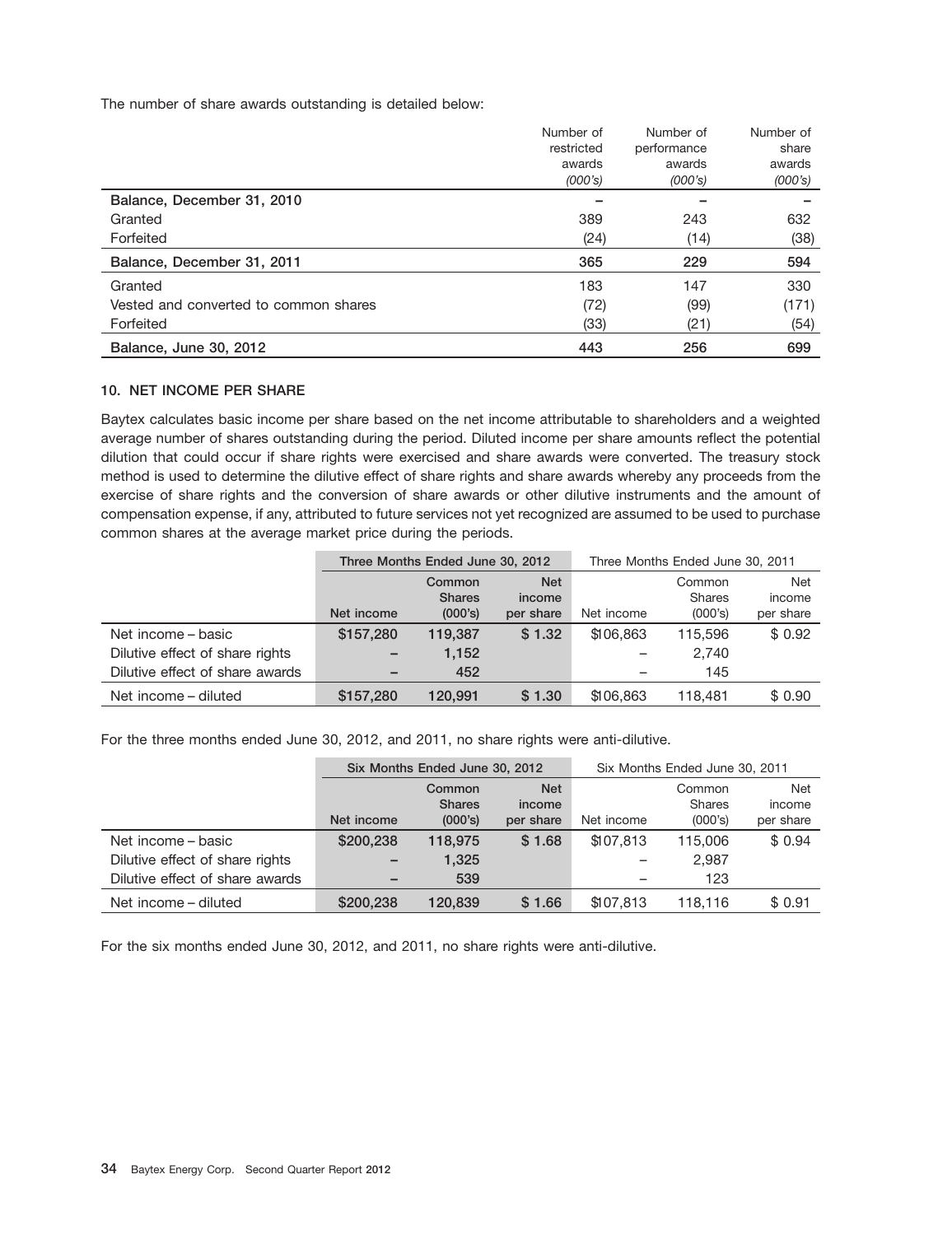The number of share awards outstanding is detailed below:

| | Number of restricted awards *(000's)* | Number of performance awards *(000's)* | Number of share awards *(000's)* |
|---|---|---|---|
| **Balance, December 31, 2010** | – | – | – |
| Granted | 389 | 243 | 632 |
| Forfeited | (24) | (14) | (38) |
| **Balance, December 31, 2011** | **365** | **229** | **594** |
| Granted | 183 | 147 | 330 |
| Vested and converted to common shares | (72) | (99) | (171) |
| Forfeited | (33) | (21) | (54) |
| **Balance, June 30, 2012** | **443** | **256** | **699** |

### 10. NET INCOME PER SHARE

Baytex calculates basic income per share based on the net income attributable to shareholders and a weighted average number of shares outstanding during the period. Diluted income per share amounts reflect the potential dilution that could occur if share rights were exercised and share awards were converted. The treasury stock method is used to determine the dilutive effect of share rights and share awards whereby any proceeds from the exercise of share rights and the conversion of share awards or other dilutive instruments and the amount of compensation expense, if any, attributed to future services not yet recognized are assumed to be used to purchase common shares at the average market price during the periods.

| | **Three Months Ended June 30, 2012** | | | Three Months Ended June 30, 2011 | | |
|---|---|---|---|---|---|---|
| | **Net income** | **Common Shares (000's)** | **Net income per share** | Net income | Common Shares (000's) | Net income per share |
| Net income – basic | **$157,280** | **119,387** | **$ 1.32** | $106,863 | 115,596 | $ 0.92 |
| Dilutive effect of share rights | **–** | **1,152** | | – | 2,740 | |
| Dilutive effect of share awards | **–** | **452** | | – | 145 | |
| Net income – diluted | **$157,280** | **120,991** | **$ 1.30** | $106,863 | 118,481 | $ 0.90 |

For the three months ended June 30, 2012, and 2011, no share rights were anti-dilutive.

| | **Six Months Ended June 30, 2012** | | | Six Months Ended June 30, 2011 | | |
|---|---|---|---|---|---|---|
| | **Net income** | **Common Shares (000's)** | **Net income per share** | Net income | Common Shares (000's) | Net income per share |
| Net income – basic | **$200,238** | **118,975** | **$ 1.68** | $107,813 | 115,006 | $ 0.94 |
| Dilutive effect of share rights | **–** | **1,325** | | – | 2,987 | |
| Dilutive effect of share awards | **–** | **539** | | – | 123 | |
| Net income – diluted | **$200,238** | **120,839** | **$ 1.66** | $107,813 | 118,116 | $ 0.91 |

For the six months ended June 30, 2012, and 2011, no share rights were anti-dilutive.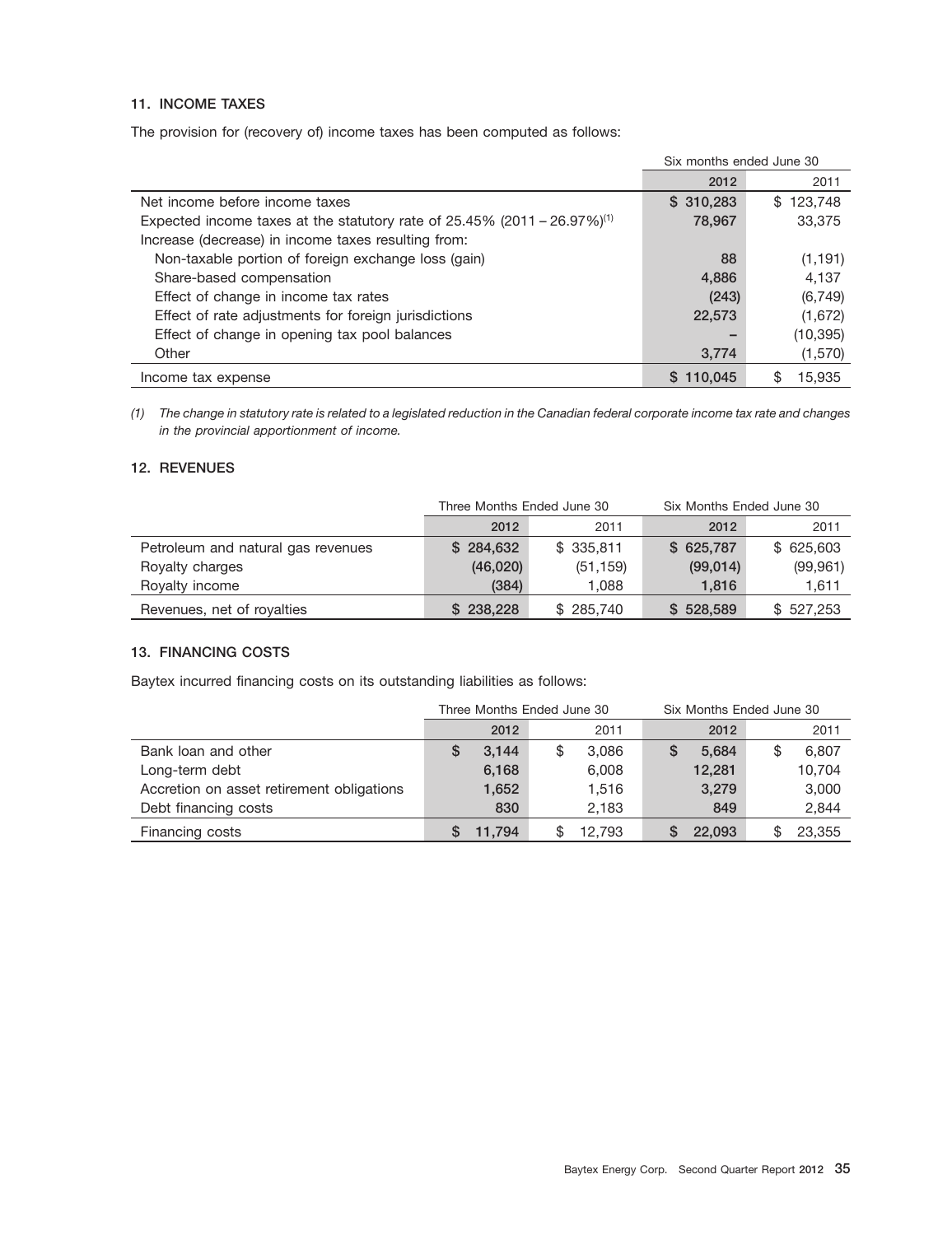### 11. INCOME TAXES

The provision for (recovery of) income taxes has been computed as follows:

| | Six months ended June 30 | |
|---|---|---|
| | 2012 | 2011 |
| Net income before income taxes | $ 310,283 | $ 123,748 |
| Expected income taxes at the statutory rate of 25.45% (2011 – 26.97%)(1) | 78,967 | 33,375 |
| Increase (decrease) in income taxes resulting from: | | |
| Non-taxable portion of foreign exchange loss (gain) | 88 | (1,191) |
| Share-based compensation | 4,886 | 4,137 |
| Effect of change in income tax rates | (243) | (6,749) |
| Effect of rate adjustments for foreign jurisdictions | 22,573 | (1,672) |
| Effect of change in opening tax pool balances | – | (10,395) |
| Other | 3,774 | (1,570) |
| Income tax expense | $ 110,045 | $ 15,935 |

*(1) The change in statutory rate is related to a legislated reduction in the Canadian federal corporate income tax rate and changes in the provincial apportionment of income.*

### 12. REVENUES

| | Three Months Ended June 30 | | Six Months Ended June 30 | |
|---|---|---|---|---|
| | 2012 | 2011 | 2012 | 2011 |
| Petroleum and natural gas revenues | $ 284,632 | $ 335,811 | $ 625,787 | $ 625,603 |
| Royalty charges | (46,020) | (51,159) | (99,014) | (99,961) |
| Royalty income | (384) | 1,088 | 1,816 | 1,611 |
| Revenues, net of royalties | $ 238,228 | $ 285,740 | $ 528,589 | $ 527,253 |

### 13. FINANCING COSTS

Baytex incurred financing costs on its outstanding liabilities as follows:

| | Three Months Ended June 30 | | Six Months Ended June 30 | |
|---|---|---|---|---|
| | 2012 | 2011 | 2012 | 2011 |
| Bank loan and other | $ 3,144 | $ 3,086 | $ 5,684 | $ 6,807 |
| Long-term debt | 6,168 | 6,008 | 12,281 | 10,704 |
| Accretion on asset retirement obligations | 1,652 | 1,516 | 3,279 | 3,000 |
| Debt financing costs | 830 | 2,183 | 849 | 2,844 |
| Financing costs | $ 11,794 | $ 12,793 | $ 22,093 | $ 23,355 |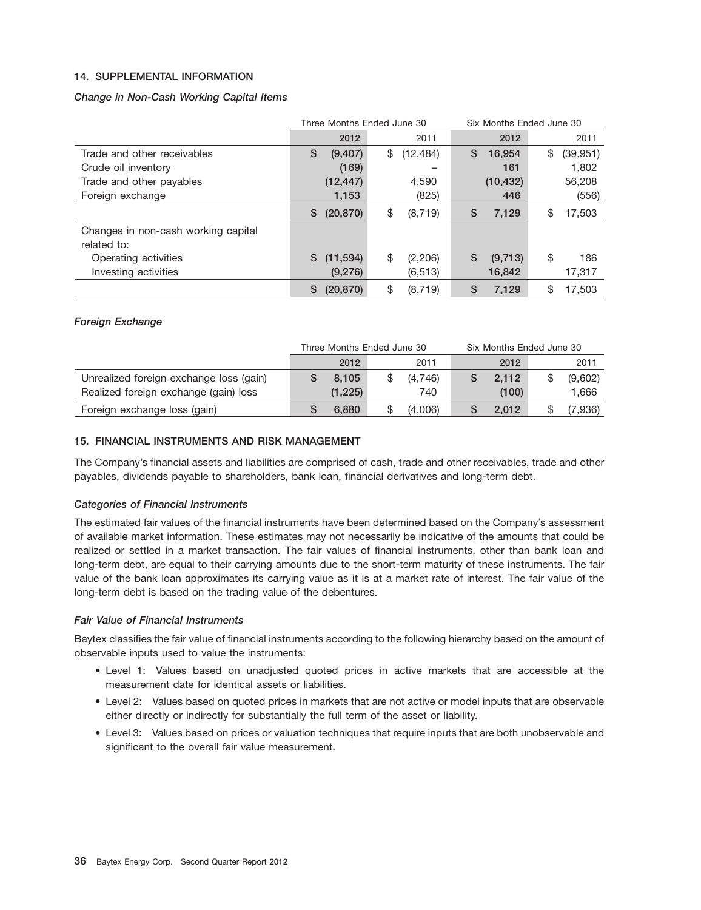### 14. SUPPLEMENTAL INFORMATION

***Change in Non-Cash Working Capital Items***

| | Three Months Ended June 30 | | Six Months Ended June 30 | |
|---|---|---|---|---|
| | 2012 | 2011 | 2012 | 2011 |
| Trade and other receivables | $ (9,407) | $ (12,484) | $ 16,954 | $ (39,951) |
| Crude oil inventory | (169) | – | 161 | 1,802 |
| Trade and other payables | (12,447) | 4,590 | (10,432) | 56,208 |
| Foreign exchange | 1,153 | (825) | 446 | (556) |
| | $ (20,870) | $ (8,719) | $ 7,129 | $ 17,503 |
| Changes in non-cash working capital related to: | | | | |
| Operating activities | $ (11,594) | $ (2,206) | $ (9,713) | $ 186 |
| Investing activities | (9,276) | (6,513) | 16,842 | 17,317 |
| | $ (20,870) | $ (8,719) | $ 7,129 | $ 17,503 |

***Foreign Exchange***

| | Three Months Ended June 30 | | Six Months Ended June 30 | |
|---|---|---|---|---|
| | 2012 | 2011 | 2012 | 2011 |
| Unrealized foreign exchange loss (gain) | $ 8,105 | $ (4,746) | $ 2,112 | $ (9,602) |
| Realized foreign exchange (gain) loss | (1,225) | 740 | (100) | 1,666 |
| Foreign exchange loss (gain) | $ 6,880 | $ (4,006) | $ 2,012 | $ (7,936) |

### 15. FINANCIAL INSTRUMENTS AND RISK MANAGEMENT

The Company's financial assets and liabilities are comprised of cash, trade and other receivables, trade and other payables, dividends payable to shareholders, bank loan, financial derivatives and long-term debt.

***Categories of Financial Instruments***

The estimated fair values of the financial instruments have been determined based on the Company's assessment of available market information. These estimates may not necessarily be indicative of the amounts that could be realized or settled in a market transaction. The fair values of financial instruments, other than bank loan and long-term debt, are equal to their carrying amounts due to the short-term maturity of these instruments. The fair value of the bank loan approximates its carrying value as it is at a market rate of interest. The fair value of the long-term debt is based on the trading value of the debentures.

***Fair Value of Financial Instruments***

Baytex classifies the fair value of financial instruments according to the following hierarchy based on the amount of observable inputs used to value the instruments:

- Level 1: Values based on unadjusted quoted prices in active markets that are accessible at the measurement date for identical assets or liabilities.
- Level 2: Values based on quoted prices in markets that are not active or model inputs that are observable either directly or indirectly for substantially the full term of the asset or liability.
- Level 3: Values based on prices or valuation techniques that require inputs that are both unobservable and significant to the overall fair value measurement.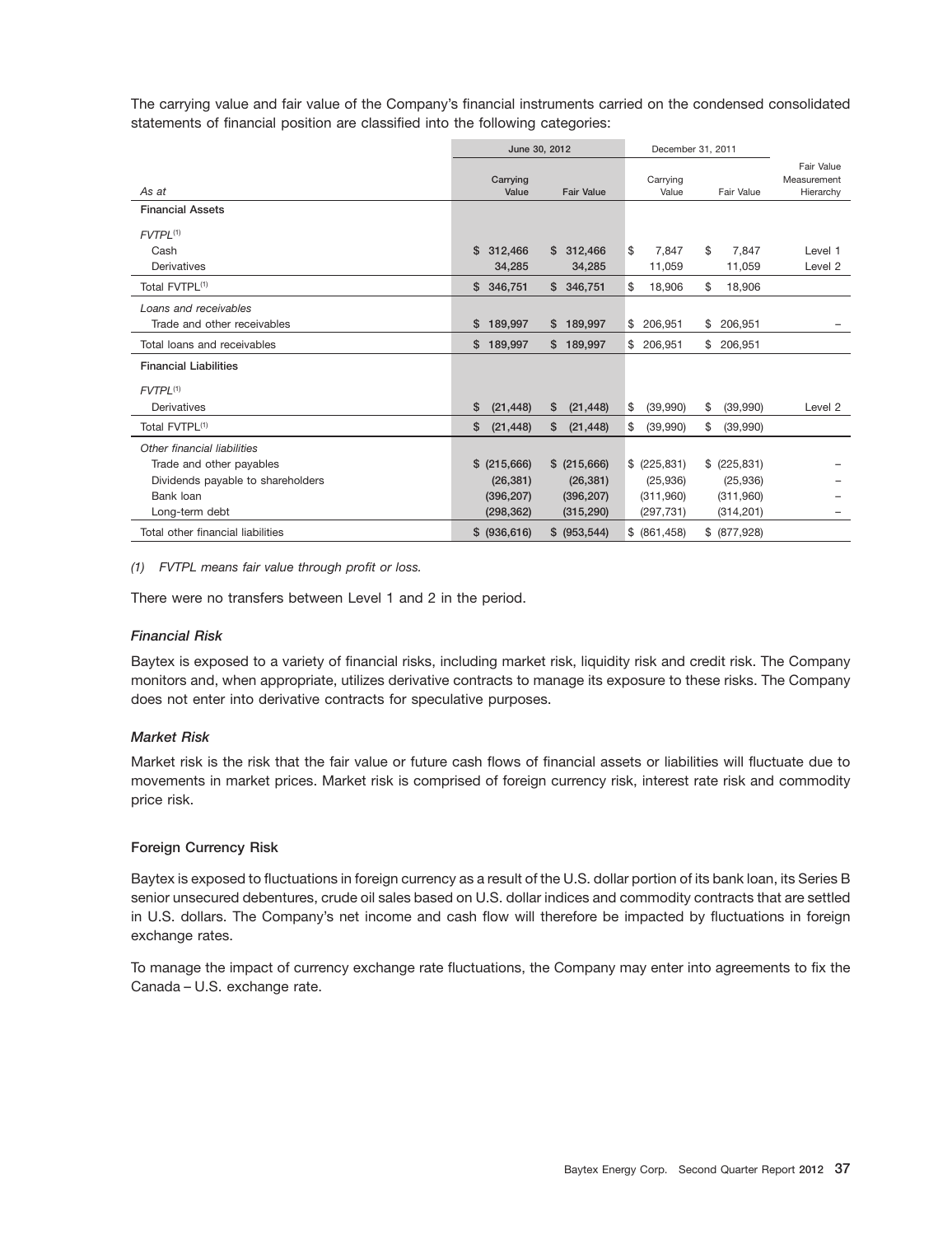The carrying value and fair value of the Company's financial instruments carried on the condensed consolidated statements of financial position are classified into the following categories:

| As at | June 30, 2012 | | December 31, 2011 | | |
|---|---|---|---|---|---|
| | Carrying Value | Fair Value | Carrying Value | Fair Value | Fair Value Measurement Hierarchy |
| **Financial Assets** | | | | | |
| *FVTPL*[(1)] | | | | | |
| Cash | $ 312,466 | $ 312,466 | $ 7,847 | $ 7,847 | Level 1 |
| Derivatives | 34,285 | 34,285 | 11,059 | 11,059 | Level 2 |
| Total FVTPL[(1)] | $ 346,751 | $ 346,751 | $ 18,906 | $ 18,906 | |
| *Loans and receivables* | | | | | |
| Trade and other receivables | $ 189,997 | $ 189,997 | $ 206,951 | $ 206,951 | – |
| Total loans and receivables | $ 189,997 | $ 189,997 | $ 206,951 | $ 206,951 | |
| **Financial Liabilities** | | | | | |
| *FVTPL*[(1)] | | | | | |
| Derivatives | $ (21,448) | $ (21,448) | $ (39,990) | $ (39,990) | Level 2 |
| Total FVTPL[(1)] | $ (21,448) | $ (21,448) | $ (39,990) | $ (39,990) | |
| *Other financial liabilities* | | | | | |
| Trade and other payables | $ (215,666) | $ (215,666) | $ (225,831) | $ (225,831) | – |
| Dividends payable to shareholders | (26,381) | (26,381) | (25,936) | (25,936) | – |
| Bank loan | (396,207) | (396,207) | (311,960) | (311,960) | – |
| Long-term debt | (298,362) | (315,290) | (297,731) | (314,201) | – |
| Total other financial liabilities | $ (936,616) | $ (953,544) | $ (861,458) | $ (877,928) | |

*(1) FVTPL means fair value through profit or loss.*

There were no transfers between Level 1 and 2 in the period.

### *Financial Risk*

Baytex is exposed to a variety of financial risks, including market risk, liquidity risk and credit risk. The Company monitors and, when appropriate, utilizes derivative contracts to manage its exposure to these risks. The Company does not enter into derivative contracts for speculative purposes.

### *Market Risk*

Market risk is the risk that the fair value or future cash flows of financial assets or liabilities will fluctuate due to movements in market prices. Market risk is comprised of foreign currency risk, interest rate risk and commodity price risk.

#### Foreign Currency Risk

Baytex is exposed to fluctuations in foreign currency as a result of the U.S. dollar portion of its bank loan, its Series B senior unsecured debentures, crude oil sales based on U.S. dollar indices and commodity contracts that are settled in U.S. dollars. The Company's net income and cash flow will therefore be impacted by fluctuations in foreign exchange rates.

To manage the impact of currency exchange rate fluctuations, the Company may enter into agreements to fix the Canada – U.S. exchange rate.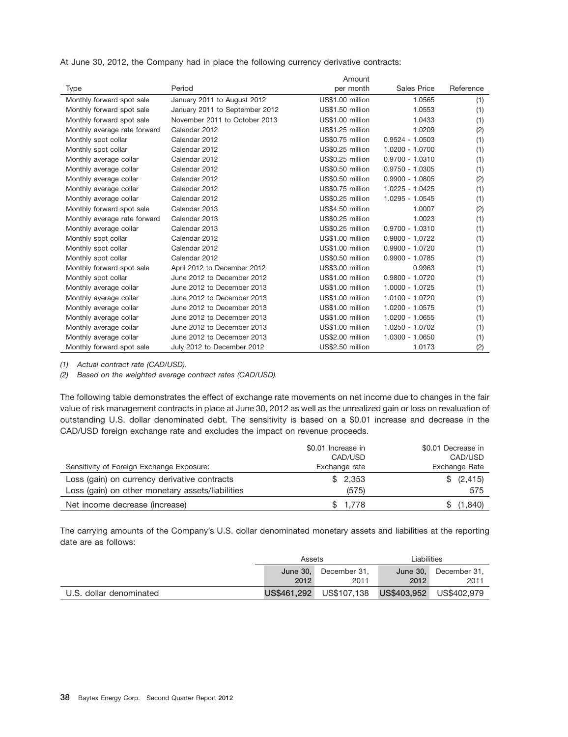At June 30, 2012, the Company had in place the following currency derivative contracts:

| Type | Period | Amount per month | Sales Price | Reference |
|---|---|---|---|---|
| Monthly forward spot sale | January 2011 to August 2012 | US$1.00 million | 1.0565 | (1) |
| Monthly forward spot sale | January 2011 to September 2012 | US$1.50 million | 1.0553 | (1) |
| Monthly forward spot sale | November 2011 to October 2013 | US$1.00 million | 1.0433 | (1) |
| Monthly average rate forward | Calendar 2012 | US$1.25 million | 1.0209 | (2) |
| Monthly spot collar | Calendar 2012 | US$0.75 million | 0.9524 - 1.0503 | (1) |
| Monthly spot collar | Calendar 2012 | US$0.25 million | 1.0200 - 1.0700 | (1) |
| Monthly average collar | Calendar 2012 | US$0.25 million | 0.9700 - 1.0310 | (1) |
| Monthly average collar | Calendar 2012 | US$0.50 million | 0.9750 - 1.0305 | (1) |
| Monthly average collar | Calendar 2012 | US$0.50 million | 0.9900 - 1.0805 | (2) |
| Monthly average collar | Calendar 2012 | US$0.75 million | 1.0225 - 1.0425 | (1) |
| Monthly average collar | Calendar 2012 | US$0.25 million | 1.0295 - 1.0545 | (1) |
| Monthly forward spot sale | Calendar 2013 | US$4.50 million | 1.0007 | (2) |
| Monthly average rate forward | Calendar 2013 | US$0.25 million | 1.0023 | (1) |
| Monthly average collar | Calendar 2013 | US$0.25 million | 0.9700 - 1.0310 | (1) |
| Monthly spot collar | Calendar 2012 | US$1.00 million | 0.9800 - 1.0722 | (1) |
| Monthly spot collar | Calendar 2012 | US$1.00 million | 0.9900 - 1.0720 | (1) |
| Monthly spot collar | Calendar 2012 | US$0.50 million | 0.9900 - 1.0785 | (1) |
| Monthly forward spot sale | April 2012 to December 2012 | US$3.00 million | 0.9963 | (1) |
| Monthly spot collar | June 2012 to December 2012 | US$1.00 million | 0.9800 - 1.0720 | (1) |
| Monthly average collar | June 2012 to December 2013 | US$1.00 million | 1.0000 - 1.0725 | (1) |
| Monthly average collar | June 2012 to December 2013 | US$1.00 million | 1.0100 - 1.0720 | (1) |
| Monthly average collar | June 2012 to December 2013 | US$1.00 million | 1.0200 - 1.0575 | (1) |
| Monthly average collar | June 2012 to December 2013 | US$1.00 million | 1.0200 - 1.0655 | (1) |
| Monthly average collar | June 2012 to December 2013 | US$1.00 million | 1.0250 - 1.0702 | (1) |
| Monthly average collar | June 2012 to December 2013 | US$2.00 million | 1.0300 - 1.0650 | (1) |
| Monthly forward spot sale | July 2012 to December 2012 | US$2.50 million | 1.0173 | (2) |

*(1) Actual contract rate (CAD/USD).*

*(2) Based on the weighted average contract rates (CAD/USD).*

The following table demonstrates the effect of exchange rate movements on net income due to changes in the fair value of risk management contracts in place at June 30, 2012 as well as the unrealized gain or loss on revaluation of outstanding U.S. dollar denominated debt. The sensitivity is based on a $0.01 increase and decrease in the CAD/USD foreign exchange rate and excludes the impact on revenue proceeds.

| Sensitivity of Foreign Exchange Exposure: | $0.01 Increase in CAD/USD Exchange rate | $0.01 Decrease in CAD/USD Exchange Rate |
|---|---|---|
| Loss (gain) on currency derivative contracts | $ 2,353 | $ (2,415) |
| Loss (gain) on other monetary assets/liabilities | (575) | 575 |
| Net income decrease (increase) | $ 1,778 | $ (1,840) |

The carrying amounts of the Company's U.S. dollar denominated monetary assets and liabilities at the reporting date are as follows:

| | Assets | | Liabilities | |
|---|---|---|---|---|
| | **June 30, 2012** | December 31, 2011 | **June 30, 2012** | December 31, 2011 |
| U.S. dollar denominated | **US$461,292** | US$107,138 | **US$403,952** | US$402,979 |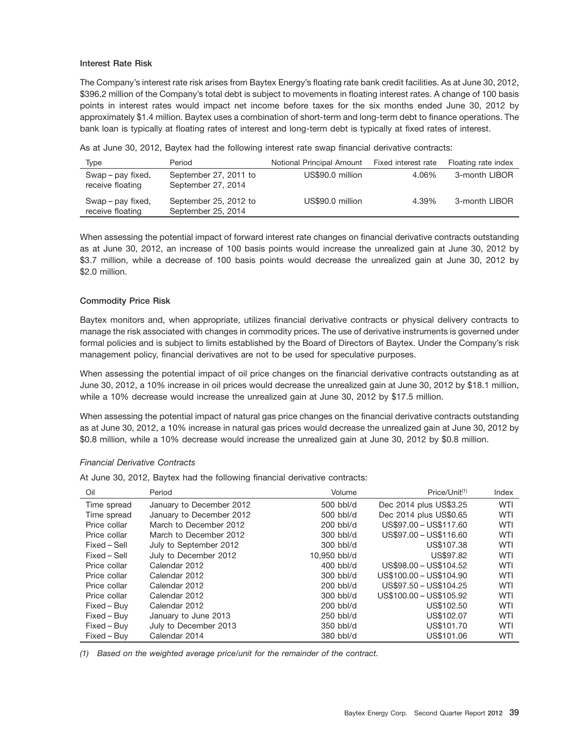### Interest Rate Risk

The Company's interest rate risk arises from Baytex Energy's floating rate bank credit facilities. As at June 30, 2012, \$396.2 million of the Company's total debt is subject to movements in floating interest rates. A change of 100 basis points in interest rates would impact net income before taxes for the six months ended June 30, 2012 by approximately \$1.4 million. Baytex uses a combination of short-term and long-term debt to finance operations. The bank loan is typically at floating rates of interest and long-term debt is typically at fixed rates of interest.

As at June 30, 2012, Baytex had the following interest rate swap financial derivative contracts:

| Type | Period | Notional Principal Amount | Fixed interest rate | Floating rate index |
|---|---|---|---|---|
| Swap – pay fixed, receive floating | September 27, 2011 to September 27, 2014 | US\$90.0 million | 4.06% | 3-month LIBOR |
| Swap – pay fixed, receive floating | September 25, 2012 to September 25, 2014 | US\$90.0 million | 4.39% | 3-month LIBOR |

When assessing the potential impact of forward interest rate changes on financial derivative contracts outstanding as at June 30, 2012, an increase of 100 basis points would increase the unrealized gain at June 30, 2012 by \$3.7 million, while a decrease of 100 basis points would decrease the unrealized gain at June 30, 2012 by \$2.0 million.

### Commodity Price Risk

Baytex monitors and, when appropriate, utilizes financial derivative contracts or physical delivery contracts to manage the risk associated with changes in commodity prices. The use of derivative instruments is governed under formal policies and is subject to limits established by the Board of Directors of Baytex. Under the Company's risk management policy, financial derivatives are not to be used for speculative purposes.

When assessing the potential impact of oil price changes on the financial derivative contracts outstanding as at June 30, 2012, a 10% increase in oil prices would decrease the unrealized gain at June 30, 2012 by \$18.1 million, while a 10% decrease would increase the unrealized gain at June 30, 2012 by \$17.5 million.

When assessing the potential impact of natural gas price changes on the financial derivative contracts outstanding as at June 30, 2012, a 10% increase in natural gas prices would decrease the unrealized gain at June 30, 2012 by \$0.8 million, while a 10% decrease would increase the unrealized gain at June 30, 2012 by \$0.8 million.

*Financial Derivative Contracts*

At June 30, 2012, Baytex had the following financial derivative contracts:

| Oil | Period | Volume | Price/Unit[(1)] | Index |
|---|---|---|---|---|
| Time spread | January to December 2012 | 500 bbl/d | Dec 2014 plus US\$3.25 | WTI |
| Time spread | January to December 2012 | 500 bbl/d | Dec 2014 plus US\$0.65 | WTI |
| Price collar | March to December 2012 | 200 bbl/d | US\$97.00 – US\$117.60 | WTI |
| Price collar | March to December 2012 | 300 bbl/d | US\$97.00 – US\$116.60 | WTI |
| Fixed – Sell | July to September 2012 | 300 bbl/d | US\$107.38 | WTI |
| Fixed – Sell | July to December 2012 | 10,950 bbl/d | US\$97.82 | WTI |
| Price collar | Calendar 2012 | 400 bbl/d | US\$98.00 – US\$104.52 | WTI |
| Price collar | Calendar 2012 | 300 bbl/d | US\$100.00 – US\$104.90 | WTI |
| Price collar | Calendar 2012 | 200 bbl/d | US\$97.50 – US\$104.25 | WTI |
| Price collar | Calendar 2012 | 300 bbl/d | US\$100.00 – US\$105.92 | WTI |
| Fixed – Buy | Calendar 2012 | 200 bbl/d | US\$102.50 | WTI |
| Fixed – Buy | January to June 2013 | 250 bbl/d | US\$102.07 | WTI |
| Fixed – Buy | July to December 2013 | 350 bbl/d | US\$101.70 | WTI |
| Fixed – Buy | Calendar 2014 | 380 bbl/d | US\$101.06 | WTI |

*(1) Based on the weighted average price/unit for the remainder of the contract.*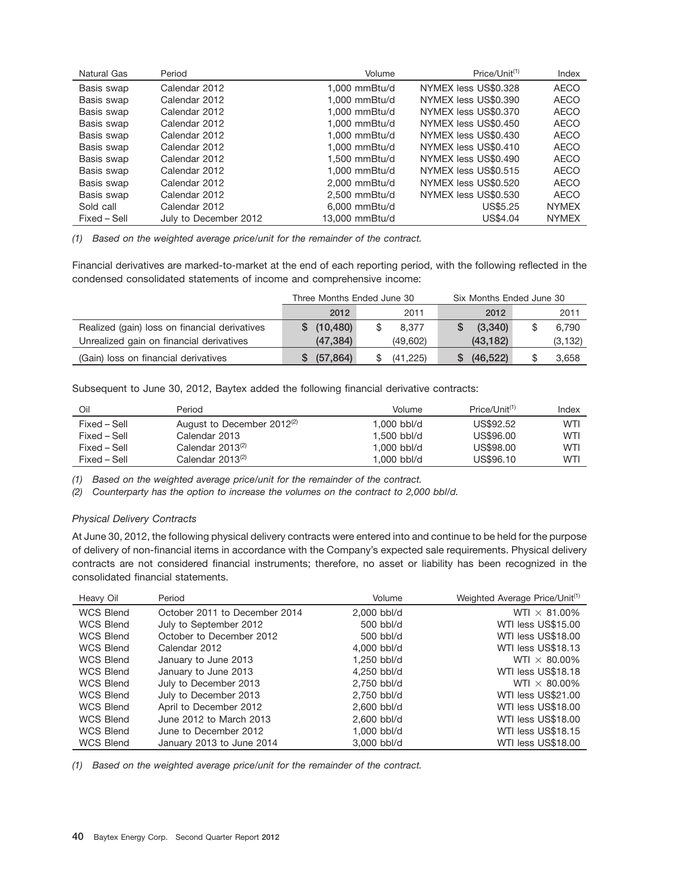| Natural Gas | Period | Volume | Price/Unit[(1)] | Index |
|---|---|---|---|---|
| Basis swap | Calendar 2012 | 1,000 mmBtu/d | NYMEX less US$0.328 | AECO |
| Basis swap | Calendar 2012 | 1,000 mmBtu/d | NYMEX less US$0.390 | AECO |
| Basis swap | Calendar 2012 | 1,000 mmBtu/d | NYMEX less US$0.370 | AECO |
| Basis swap | Calendar 2012 | 1,000 mmBtu/d | NYMEX less US$0.450 | AECO |
| Basis swap | Calendar 2012 | 1,000 mmBtu/d | NYMEX less US$0.430 | AECO |
| Basis swap | Calendar 2012 | 1,000 mmBtu/d | NYMEX less US$0.410 | AECO |
| Basis swap | Calendar 2012 | 1,500 mmBtu/d | NYMEX less US$0.490 | AECO |
| Basis swap | Calendar 2012 | 1,000 mmBtu/d | NYMEX less US$0.515 | AECO |
| Basis swap | Calendar 2012 | 2,000 mmBtu/d | NYMEX less US$0.520 | AECO |
| Basis swap | Calendar 2012 | 2,500 mmBtu/d | NYMEX less US$0.530 | AECO |
| Sold call | Calendar 2012 | 6,000 mmBtu/d | US$5.25 | NYMEX |
| Fixed – Sell | July to December 2012 | 13,000 mmBtu/d | US$4.04 | NYMEX |

*(1) Based on the weighted average price/unit for the remainder of the contract.*

Financial derivatives are marked-to-market at the end of each reporting period, with the following reflected in the condensed consolidated statements of income and comprehensive income:

| | Three Months Ended June 30 | | Six Months Ended June 30 | |
|---|---|---|---|---|
| | **2012** | 2011 | **2012** | 2011 |
| Realized (gain) loss on financial derivatives | **$ (10,480)** | $ 8,377 | **$ (3,340)** | $ 6,790 |
| Unrealized gain on financial derivatives | **(47,384)** | (49,602) | **(43,182)** | (3,132) |
| (Gain) loss on financial derivatives | **$ (57,864)** | $ (41,225) | **$ (46,522)** | $ 3,658 |

Subsequent to June 30, 2012, Baytex added the following financial derivative contracts:

| Oil | Period | Volume | Price/Unit[(1)] | Index |
|---|---|---|---|---|
| Fixed – Sell | August to December 2012[(2)] | 1,000 bbl/d | US$92.52 | WTI |
| Fixed – Sell | Calendar 2013 | 1,500 bbl/d | US$96.00 | WTI |
| Fixed – Sell | Calendar 2013[(2)] | 1,000 bbl/d | US$98.00 | WTI |
| Fixed – Sell | Calendar 2013[(2)] | 1,000 bbl/d | US$96.10 | WTI |

*(1) Based on the weighted average price/unit for the remainder of the contract.*

*(2) Counterparty has the option to increase the volumes on the contract to 2,000 bbl/d.*

*Physical Delivery Contracts*

At June 30, 2012, the following physical delivery contracts were entered into and continue to be held for the purpose of delivery of non-financial items in accordance with the Company's expected sale requirements. Physical delivery contracts are not considered financial instruments; therefore, no asset or liability has been recognized in the consolidated financial statements.

| Heavy Oil | Period | Volume | Weighted Average Price/Unit[(1)] |
|---|---|---|---|
| WCS Blend | October 2011 to December 2014 | 2,000 bbl/d | WTI × 81.00% |
| WCS Blend | July to September 2012 | 500 bbl/d | WTI less US$15.00 |
| WCS Blend | October to December 2012 | 500 bbl/d | WTI less US$18.00 |
| WCS Blend | Calendar 2012 | 4,000 bbl/d | WTI less US$18.13 |
| WCS Blend | January to June 2013 | 1,250 bbl/d | WTI × 80.00% |
| WCS Blend | January to June 2013 | 4,250 bbl/d | WTI less US$18.18 |
| WCS Blend | July to December 2013 | 2,750 bbl/d | WTI × 80.00% |
| WCS Blend | July to December 2013 | 2,750 bbl/d | WTI less US$21.00 |
| WCS Blend | April to December 2012 | 2,600 bbl/d | WTI less US$18.00 |
| WCS Blend | June 2012 to March 2013 | 2,600 bbl/d | WTI less US$18.00 |
| WCS Blend | June to December 2012 | 1,000 bbl/d | WTI less US$18.15 |
| WCS Blend | January 2013 to June 2014 | 3,000 bbl/d | WTI less US$18.00 |

*(1) Based on the weighted average price/unit for the remainder of the contract.*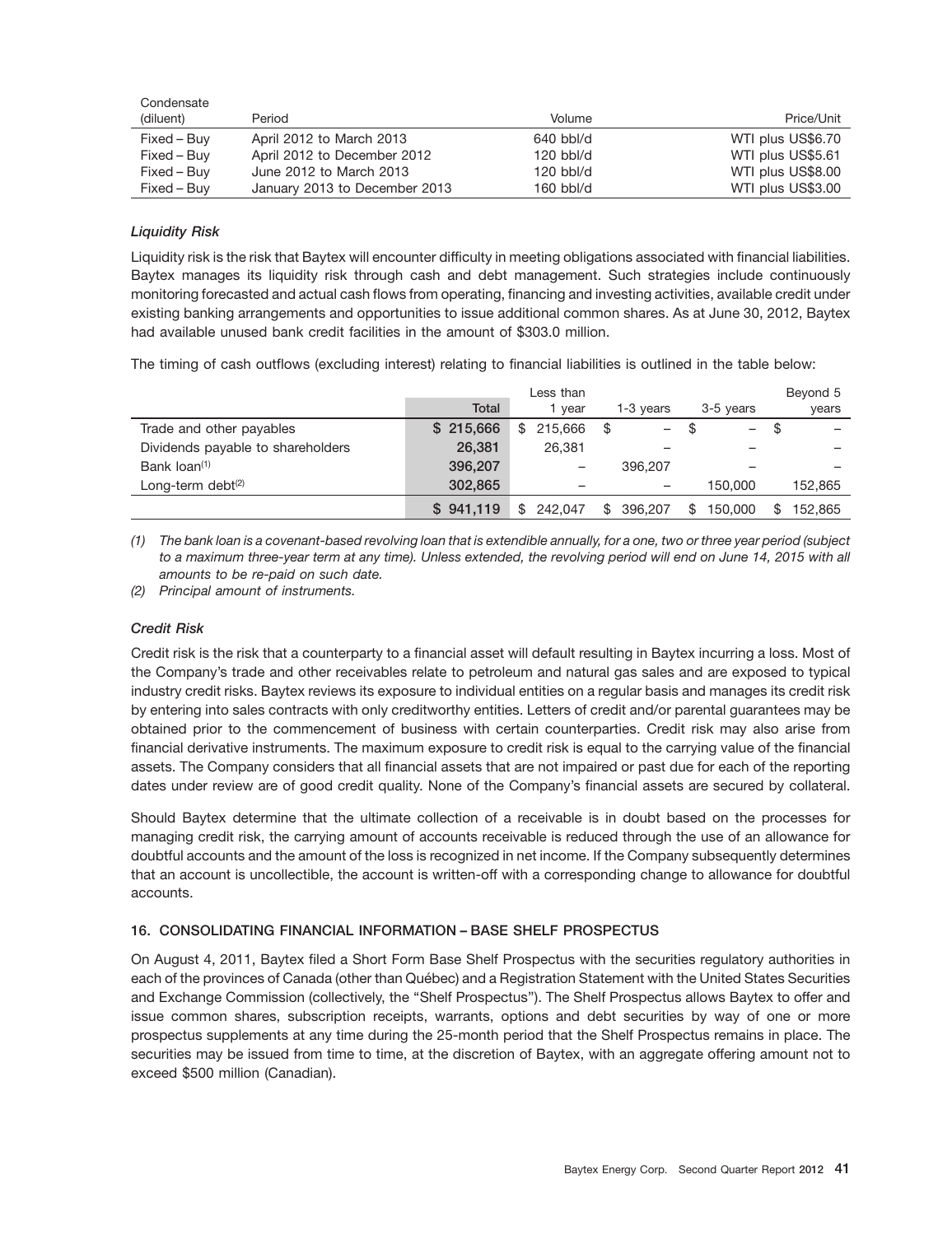| Condensate (diluent) | Period | Volume | Price/Unit |
|---|---|---|---|
| Fixed – Buy | April 2012 to March 2013 | 640 bbl/d | WTI plus US$6.70 |
| Fixed – Buy | April 2012 to December 2012 | 120 bbl/d | WTI plus US$5.61 |
| Fixed – Buy | June 2012 to March 2013 | 120 bbl/d | WTI plus US$8.00 |
| Fixed – Buy | January 2013 to December 2013 | 160 bbl/d | WTI plus US$3.00 |

### *Liquidity Risk*

Liquidity risk is the risk that Baytex will encounter difficulty in meeting obligations associated with financial liabilities. Baytex manages its liquidity risk through cash and debt management. Such strategies include continuously monitoring forecasted and actual cash flows from operating, financing and investing activities, available credit under existing banking arrangements and opportunities to issue additional common shares. As at June 30, 2012, Baytex had available unused bank credit facilities in the amount of $303.0 million.

The timing of cash outflows (excluding interest) relating to financial liabilities is outlined in the table below:

| | Total | Less than 1 year | 1-3 years | 3-5 years | Beyond 5 years |
|---|---|---|---|---|---|
| Trade and other payables | $ 215,666 | $ 215,666 | $ – | $ – | $ – |
| Dividends payable to shareholders | 26,381 | 26,381 | – | – | – |
| Bank loan[(1)] | 396,207 | – | 396,207 | – | – |
| Long-term debt[(2)] | 302,865 | – | – | 150,000 | 152,865 |
| | $ 941,119 | $ 242,047 | $ 396,207 | $ 150,000 | $ 152,865 |

*(1) The bank loan is a covenant-based revolving loan that is extendible annually, for a one, two or three year period (subject to a maximum three-year term at any time). Unless extended, the revolving period will end on June 14, 2015 with all amounts to be re-paid on such date.*

*(2) Principal amount of instruments.*

### *Credit Risk*

Credit risk is the risk that a counterparty to a financial asset will default resulting in Baytex incurring a loss. Most of the Company's trade and other receivables relate to petroleum and natural gas sales and are exposed to typical industry credit risks. Baytex reviews its exposure to individual entities on a regular basis and manages its credit risk by entering into sales contracts with only creditworthy entities. Letters of credit and/or parental guarantees may be obtained prior to the commencement of business with certain counterparties. Credit risk may also arise from financial derivative instruments. The maximum exposure to credit risk is equal to the carrying value of the financial assets. The Company considers that all financial assets that are not impaired or past due for each of the reporting dates under review are of good credit quality. None of the Company's financial assets are secured by collateral.

Should Baytex determine that the ultimate collection of a receivable is in doubt based on the processes for managing credit risk, the carrying amount of accounts receivable is reduced through the use of an allowance for doubtful accounts and the amount of the loss is recognized in net income. If the Company subsequently determines that an account is uncollectible, the account is written-off with a corresponding change to allowance for doubtful accounts.

## 16. CONSOLIDATING FINANCIAL INFORMATION – BASE SHELF PROSPECTUS

On August 4, 2011, Baytex filed a Short Form Base Shelf Prospectus with the securities regulatory authorities in each of the provinces of Canada (other than Québec) and a Registration Statement with the United States Securities and Exchange Commission (collectively, the "Shelf Prospectus"). The Shelf Prospectus allows Baytex to offer and issue common shares, subscription receipts, warrants, options and debt securities by way of one or more prospectus supplements at any time during the 25-month period that the Shelf Prospectus remains in place. The securities may be issued from time to time, at the discretion of Baytex, with an aggregate offering amount not to exceed $500 million (Canadian).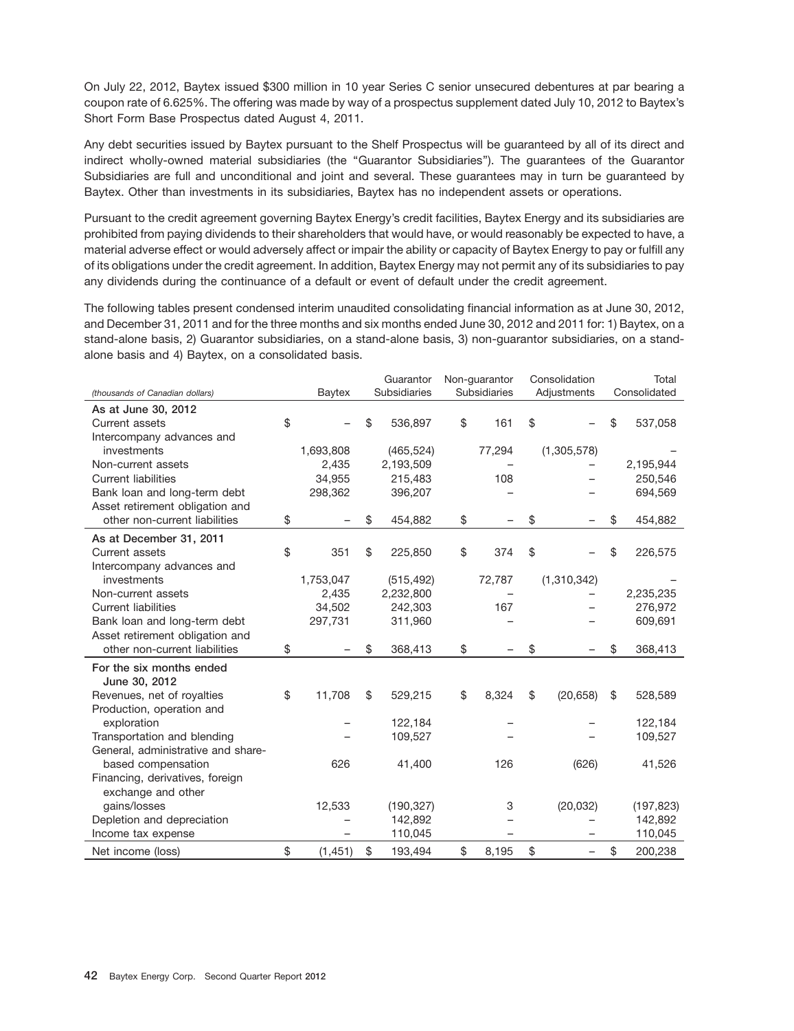On July 22, 2012, Baytex issued $300 million in 10 year Series C senior unsecured debentures at par bearing a coupon rate of 6.625%. The offering was made by way of a prospectus supplement dated July 10, 2012 to Baytex's Short Form Base Prospectus dated August 4, 2011.

Any debt securities issued by Baytex pursuant to the Shelf Prospectus will be guaranteed by all of its direct and indirect wholly-owned material subsidiaries (the "Guarantor Subsidiaries"). The guarantees of the Guarantor Subsidiaries are full and unconditional and joint and several. These guarantees may in turn be guaranteed by Baytex. Other than investments in its subsidiaries, Baytex has no independent assets or operations.

Pursuant to the credit agreement governing Baytex Energy's credit facilities, Baytex Energy and its subsidiaries are prohibited from paying dividends to their shareholders that would have, or would reasonably be expected to have, a material adverse effect or would adversely affect or impair the ability or capacity of Baytex Energy to pay or fulfill any of its obligations under the credit agreement. In addition, Baytex Energy may not permit any of its subsidiaries to pay any dividends during the continuance of a default or event of default under the credit agreement.

The following tables present condensed interim unaudited consolidating financial information as at June 30, 2012, and December 31, 2011 and for the three months and six months ended June 30, 2012 and 2011 for: 1) Baytex, on a stand-alone basis, 2) Guarantor subsidiaries, on a stand-alone basis, 3) non-guarantor subsidiaries, on a stand-alone basis and 4) Baytex, on a consolidated basis.

| *(thousands of Canadian dollars)* | Baytex | Guarantor Subsidiaries | Non-guarantor Subsidiaries | Consolidation Adjustments | Total Consolidated |
|---|---|---|---|---|---|
| **As at June 30, 2012** | | | | | |
| Current assets | $ – | $ 536,897 | $ 161 | $ – | $ 537,058 |
| Intercompany advances and investments | 1,693,808 | (465,524) | 77,294 | (1,305,578) | – |
| Non-current assets | 2,435 | 2,193,509 | – | – | 2,195,944 |
| Current liabilities | 34,955 | 215,483 | 108 | – | 250,546 |
| Bank loan and long-term debt | 298,362 | 396,207 | – | – | 694,569 |
| Asset retirement obligation and other non-current liabilities | $ – | $ 454,882 | $ – | $ – | $ 454,882 |
| **As at December 31, 2011** | | | | | |
| Current assets | $ 351 | $ 225,850 | $ 374 | $ – | $ 226,575 |
| Intercompany advances and investments | 1,753,047 | (515,492) | 72,787 | (1,310,342) | – |
| Non-current assets | 2,435 | 2,232,800 | – | – | 2,235,235 |
| Current liabilities | 34,502 | 242,303 | 167 | – | 276,972 |
| Bank loan and long-term debt | 297,731 | 311,960 | – | – | 609,691 |
| Asset retirement obligation and other non-current liabilities | $ – | $ 368,413 | $ – | $ – | $ 368,413 |
| **For the six months ended June 30, 2012** | | | | | |
| Revenues, net of royalties | $ 11,708 | $ 529,215 | $ 8,324 | $ (20,658) | $ 528,589 |
| Production, operation and exploration | – | 122,184 | – | – | 122,184 |
| Transportation and blending | – | 109,527 | – | – | 109,527 |
| General, administrative and share-based compensation | 626 | 41,400 | 126 | (626) | 41,526 |
| Financing, derivatives, foreign exchange and other gains/losses | 12,533 | (190,327) | 3 | (20,032) | (197,823) |
| Depletion and depreciation | – | 142,892 | – | – | 142,892 |
| Income tax expense | – | 110,045 | – | – | 110,045 |
| Net income (loss) | $ (1,451) | $ 193,494 | $ 8,195 | $ – | $ 200,238 |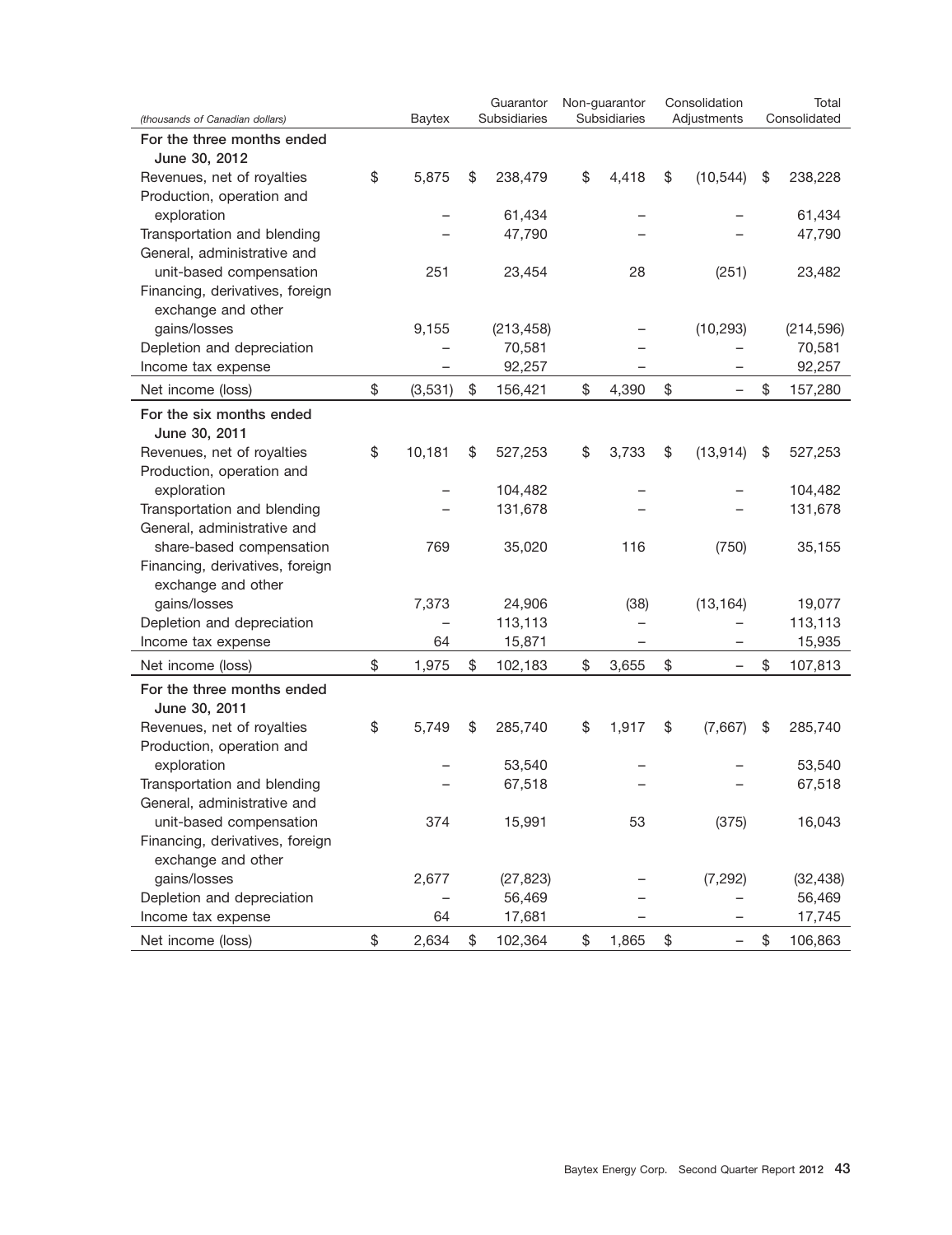| *(thousands of Canadian dollars)* | Baytex | Guarantor Subsidiaries | Non-guarantor Subsidiaries | Consolidation Adjustments | Total Consolidated |
|---|---|---|---|---|---|
| **For the three months ended June 30, 2012** | | | | | |
| Revenues, net of royalties | $ 5,875 | $ 238,479 | $ 4,418 | $ (10,544) | $ 238,228 |
| Production, operation and exploration | – | 61,434 | – | – | 61,434 |
| Transportation and blending | – | 47,790 | – | – | 47,790 |
| General, administrative and unit-based compensation | 251 | 23,454 | 28 | (251) | 23,482 |
| Financing, derivatives, foreign exchange and other gains/losses | 9,155 | (213,458) | – | (10,293) | (214,596) |
| Depletion and depreciation | – | 70,581 | – | – | 70,581 |
| Income tax expense | – | 92,257 | – | – | 92,257 |
| Net income (loss) | $ (3,531) | $ 156,421 | $ 4,390 | $ – | $ 157,280 |
| **For the six months ended June 30, 2011** | | | | | |
| Revenues, net of royalties | $ 10,181 | $ 527,253 | $ 3,733 | $ (13,914) | $ 527,253 |
| Production, operation and exploration | – | 104,482 | – | – | 104,482 |
| Transportation and blending | – | 131,678 | – | – | 131,678 |
| General, administrative and share-based compensation | 769 | 35,020 | 116 | (750) | 35,155 |
| Financing, derivatives, foreign exchange and other gains/losses | 7,373 | 24,906 | (38) | (13,164) | 19,077 |
| Depletion and depreciation | – | 113,113 | – | – | 113,113 |
| Income tax expense | 64 | 15,871 | – | – | 15,935 |
| Net income (loss) | $ 1,975 | $ 102,183 | $ 3,655 | $ – | $ 107,813 |
| **For the three months ended June 30, 2011** | | | | | |
| Revenues, net of royalties | $ 5,749 | $ 285,740 | $ 1,917 | $ (7,667) | $ 285,740 |
| Production, operation and exploration | – | 53,540 | – | – | 53,540 |
| Transportation and blending | – | 67,518 | – | – | 67,518 |
| General, administrative and unit-based compensation | 374 | 15,991 | 53 | (375) | 16,043 |
| Financing, derivatives, foreign exchange and other gains/losses | 2,677 | (27,823) | – | (7,292) | (32,438) |
| Depletion and depreciation | – | 56,469 | – | – | 56,469 |
| Income tax expense | 64 | 17,681 | – | – | 17,745 |
| Net income (loss) | $ 2,634 | $ 102,364 | $ 1,865 | $ – | $ 106,863 |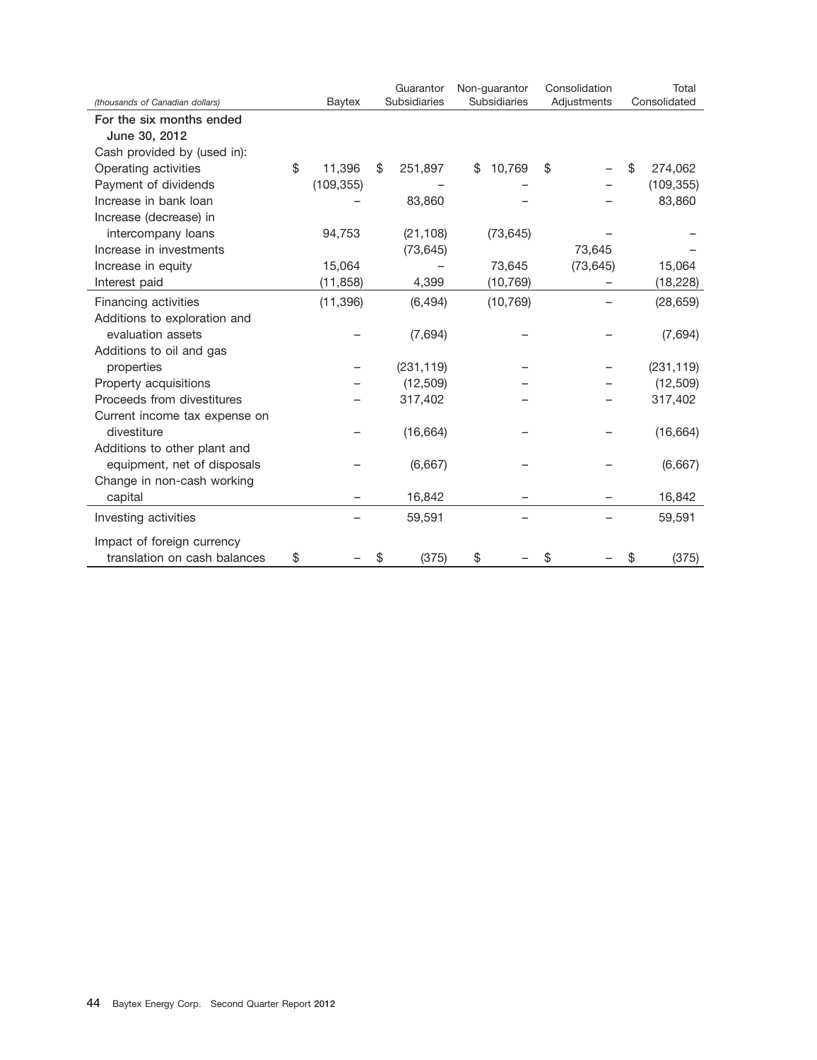| (thousands of Canadian dollars) | Baytex | Guarantor Subsidiaries | Non-guarantor Subsidiaries | Consolidation Adjustments | Total Consolidated |
|---|---|---|---|---|---|
| **For the six months ended June 30, 2012** | | | | | |
| Cash provided by (used in): | | | | | |
| Operating activities | $ 11,396 | $ 251,897 | $ 10,769 | $ – | $ 274,062 |
| Payment of dividends | (109,355) | – | – | – | (109,355) |
| Increase in bank loan | – | 83,860 | – | – | 83,860 |
| Increase (decrease) in intercompany loans | 94,753 | (21,108) | (73,645) | – | – |
| Increase in investments | | (73,645) | | 73,645 | – |
| Increase in equity | 15,064 | – | 73,645 | (73,645) | 15,064 |
| Interest paid | (11,858) | 4,399 | (10,769) | – | (18,228) |
| Financing activities | (11,396) | (6,494) | (10,769) | – | (28,659) |
| Additions to exploration and evaluation assets | – | (7,694) | – | – | (7,694) |
| Additions to oil and gas properties | – | (231,119) | – | – | (231,119) |
| Property acquisitions | – | (12,509) | – | – | (12,509) |
| Proceeds from divestitures | – | 317,402 | – | – | 317,402 |
| Current income tax expense on divestiture | – | (16,664) | – | – | (16,664) |
| Additions to other plant and equipment, net of disposals | – | (6,667) | – | – | (6,667) |
| Change in non-cash working capital | – | 16,842 | – | – | 16,842 |
| Investing activities | – | 59,591 | – | – | 59,591 |
| Impact of foreign currency translation on cash balances | $ – | $ (375) | $ – | $ – | $ (375) |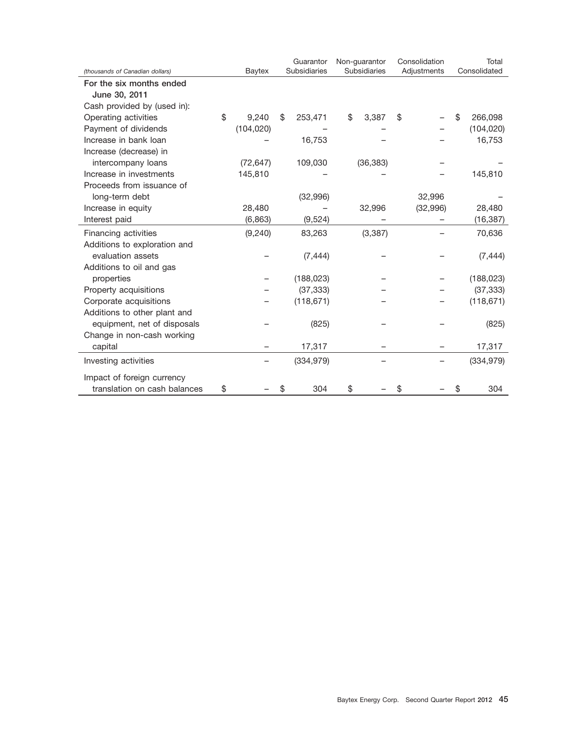| (thousands of Canadian dollars) | Baytex | Guarantor Subsidiaries | Non-guarantor Subsidiaries | Consolidation Adjustments | Total Consolidated |
| --- | --- | --- | --- | --- | --- |
| **For the six months ended June 30, 2011** | | | | | |
| Cash provided by (used in): | | | | | |
| Operating activities | $ 9,240 | $ 253,471 | $ 3,387 | $ – | $ 266,098 |
| Payment of dividends | (104,020) | – | – | – | (104,020) |
| Increase in bank loan | – | 16,753 | – | – | 16,753 |
| Increase (decrease) in intercompany loans | (72,647) | 109,030 | (36,383) | – | – |
| Increase in investments | 145,810 | – | – | – | 145,810 |
| Proceeds from issuance of long-term debt | | (32,996) | | 32,996 | – |
| Increase in equity | 28,480 | – | 32,996 | (32,996) | 28,480 |
| Interest paid | (6,863) | (9,524) | – | – | (16,387) |
| Financing activities | (9,240) | 83,263 | (3,387) | – | 70,636 |
| Additions to exploration and evaluation assets | – | (7,444) | – | – | (7,444) |
| Additions to oil and gas properties | – | (188,023) | – | – | (188,023) |
| Property acquisitions | – | (37,333) | – | – | (37,333) |
| Corporate acquisitions | – | (118,671) | – | – | (118,671) |
| Additions to other plant and equipment, net of disposals | – | (825) | – | – | (825) |
| Change in non-cash working capital | – | 17,317 | – | – | 17,317 |
| Investing activities | – | (334,979) | – | – | (334,979) |
| Impact of foreign currency translation on cash balances | $ – | $ 304 | $ – | $ – | $ 304 |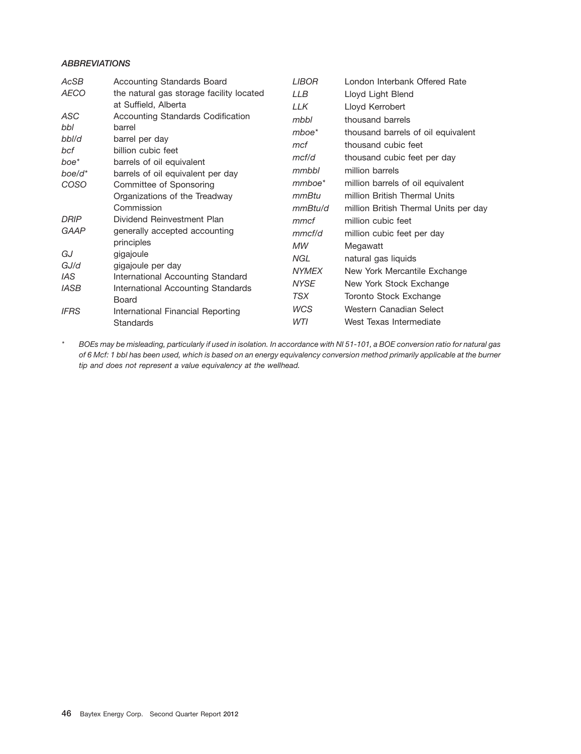### *ABBREVIATIONS*

| | |
|---|---|
| *AcSB* | Accounting Standards Board |
| *AECO* | the natural gas storage facility located at Suffield, Alberta |
| *ASC* | Accounting Standards Codification |
| *bbl* | barrel |
| *bbl/d* | barrel per day |
| *bcf* | billion cubic feet |
| *boe** | barrels of oil equivalent |
| *boe/d** | barrels of oil equivalent per day |
| *COSO* | Committee of Sponsoring Organizations of the Treadway Commission |
| *DRIP* | Dividend Reinvestment Plan |
| *GAAP* | generally accepted accounting principles |
| *GJ* | gigajoule |
| *GJ/d* | gigajoule per day |
| *IAS* | International Accounting Standard |
| *IASB* | International Accounting Standards Board |
| *IFRS* | International Financial Reporting Standards |
| *LIBOR* | London Interbank Offered Rate |
| *LLB* | Lloyd Light Blend |
| *LLK* | Lloyd Kerrobert |
| *mbbl* | thousand barrels |
| *mboe** | thousand barrels of oil equivalent |
| *mcf* | thousand cubic feet |
| *mcf/d* | thousand cubic feet per day |
| *mmbbl* | million barrels |
| *mmboe** | million barrels of oil equivalent |
| *mmBtu* | million British Thermal Units |
| *mmBtu/d* | million British Thermal Units per day |
| *mmcf* | million cubic feet |
| *mmcf/d* | million cubic feet per day |
| *MW* | Megawatt |
| *NGL* | natural gas liquids |
| *NYMEX* | New York Mercantile Exchange |
| *NYSE* | New York Stock Exchange |
| *TSX* | Toronto Stock Exchange |
| *WCS* | Western Canadian Select |
| *WTI* | West Texas Intermediate |

\* *BOEs may be misleading, particularly if used in isolation. In accordance with NI 51-101, a BOE conversion ratio for natural gas of 6 Mcf: 1 bbl has been used, which is based on an energy equivalency conversion method primarily applicable at the burner tip and does not represent a value equivalency at the wellhead.*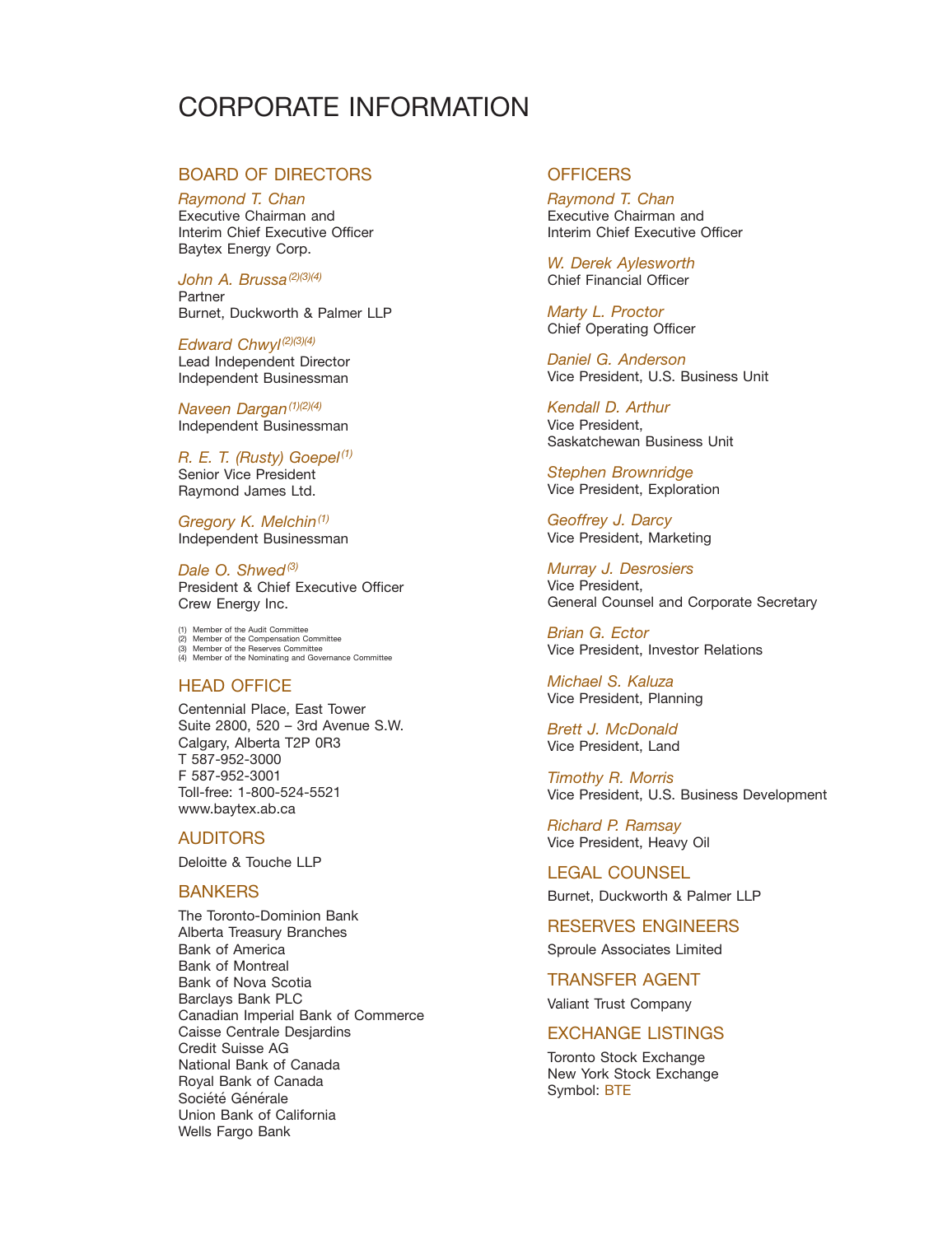# CORPORATE INFORMATION

## BOARD OF DIRECTORS

*Raymond T. Chan*
Executive Chairman and
Interim Chief Executive Officer
Baytex Energy Corp.

*John A. Brussa*[(2)(3)(4)]
Partner
Burnet, Duckworth & Palmer LLP

*Edward Chwyl*[(2)(3)(4)]
Lead Independent Director
Independent Businessman

*Naveen Dargan*[(1)(2)(4)]
Independent Businessman

*R. E. T. (Rusty) Goepel*[(1)]
Senior Vice President
Raymond James Ltd.

*Gregory K. Melchin*[(1)]
Independent Businessman

*Dale O. Shwed*[(3)]
President & Chief Executive Officer
Crew Energy Inc.

(1) Member of the Audit Committee
(2) Member of the Compensation Committee
(3) Member of the Reserves Committee
(4) Member of the Nominating and Governance Committee

## HEAD OFFICE

Centennial Place, East Tower
Suite 2800, 520 – 3rd Avenue S.W.
Calgary, Alberta T2P 0R3
T 587-952-3000
F 587-952-3001
Toll-free: 1-800-524-5521
www.baytex.ab.ca

## AUDITORS

Deloitte & Touche LLP

## BANKERS

The Toronto-Dominion Bank
Alberta Treasury Branches
Bank of America
Bank of Montreal
Bank of Nova Scotia
Barclays Bank PLC
Canadian Imperial Bank of Commerce
Caisse Centrale Desjardins
Credit Suisse AG
National Bank of Canada
Royal Bank of Canada
Société Générale
Union Bank of California
Wells Fargo Bank

## OFFICERS

*Raymond T. Chan*
Executive Chairman and
Interim Chief Executive Officer

*W. Derek Aylesworth*
Chief Financial Officer

*Marty L. Proctor*
Chief Operating Officer

*Daniel G. Anderson*
Vice President, U.S. Business Unit

*Kendall D. Arthur*
Vice President,
Saskatchewan Business Unit

*Stephen Brownridge*
Vice President, Exploration

*Geoffrey J. Darcy*
Vice President, Marketing

*Murray J. Desrosiers*
Vice President,
General Counsel and Corporate Secretary

*Brian G. Ector*
Vice President, Investor Relations

*Michael S. Kaluza*
Vice President, Planning

*Brett J. McDonald*
Vice President, Land

*Timothy R. Morris*
Vice President, U.S. Business Development

*Richard P. Ramsay*
Vice President, Heavy Oil

## LEGAL COUNSEL

Burnet, Duckworth & Palmer LLP

## RESERVES ENGINEERS

Sproule Associates Limited

## TRANSFER AGENT

Valiant Trust Company

## EXCHANGE LISTINGS

Toronto Stock Exchange
New York Stock Exchange
Symbol: BTE